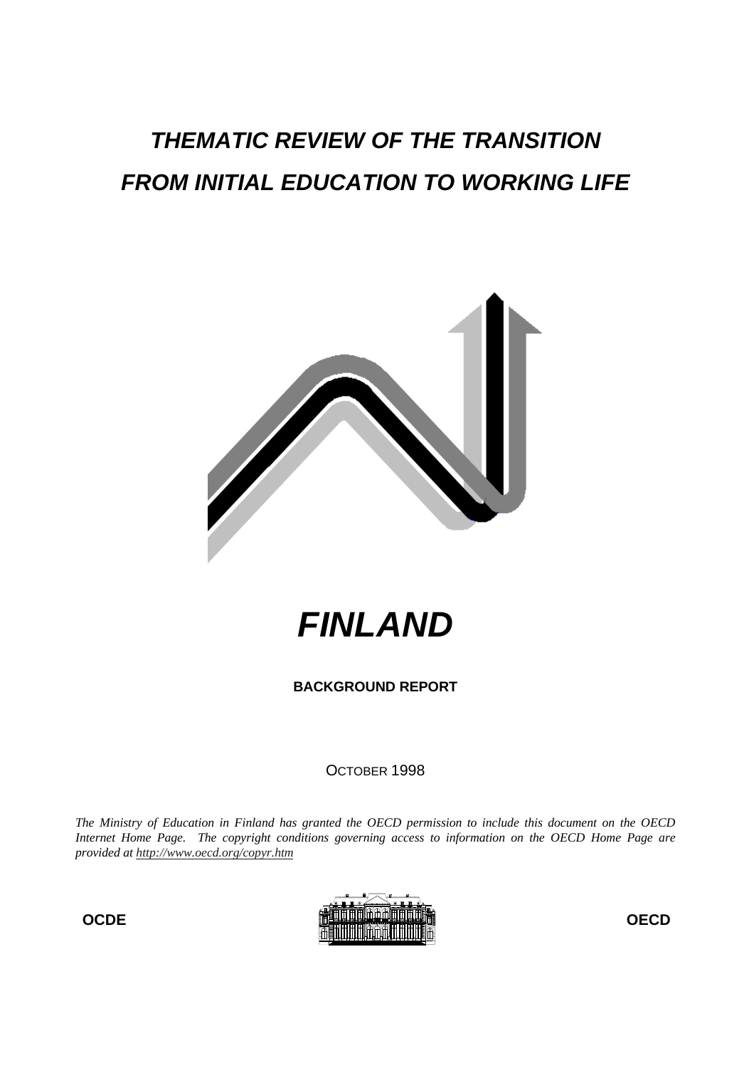# *THEMATIC REVIEW OF THE TRANSITION FROM INITIAL EDUCATION TO WORKING LIFE*

# *FINLAND*

**BACKGROUND REPORT**

OCTOBER 1998

*The Ministry of Education in Finland has granted the OECD permission to include this document on the OECD Internet Home Page. The copyright conditions governing access to information on the OECD Home Page are provided at http://www.oecd.org/copyr.htm*

**OCDE** **OECD**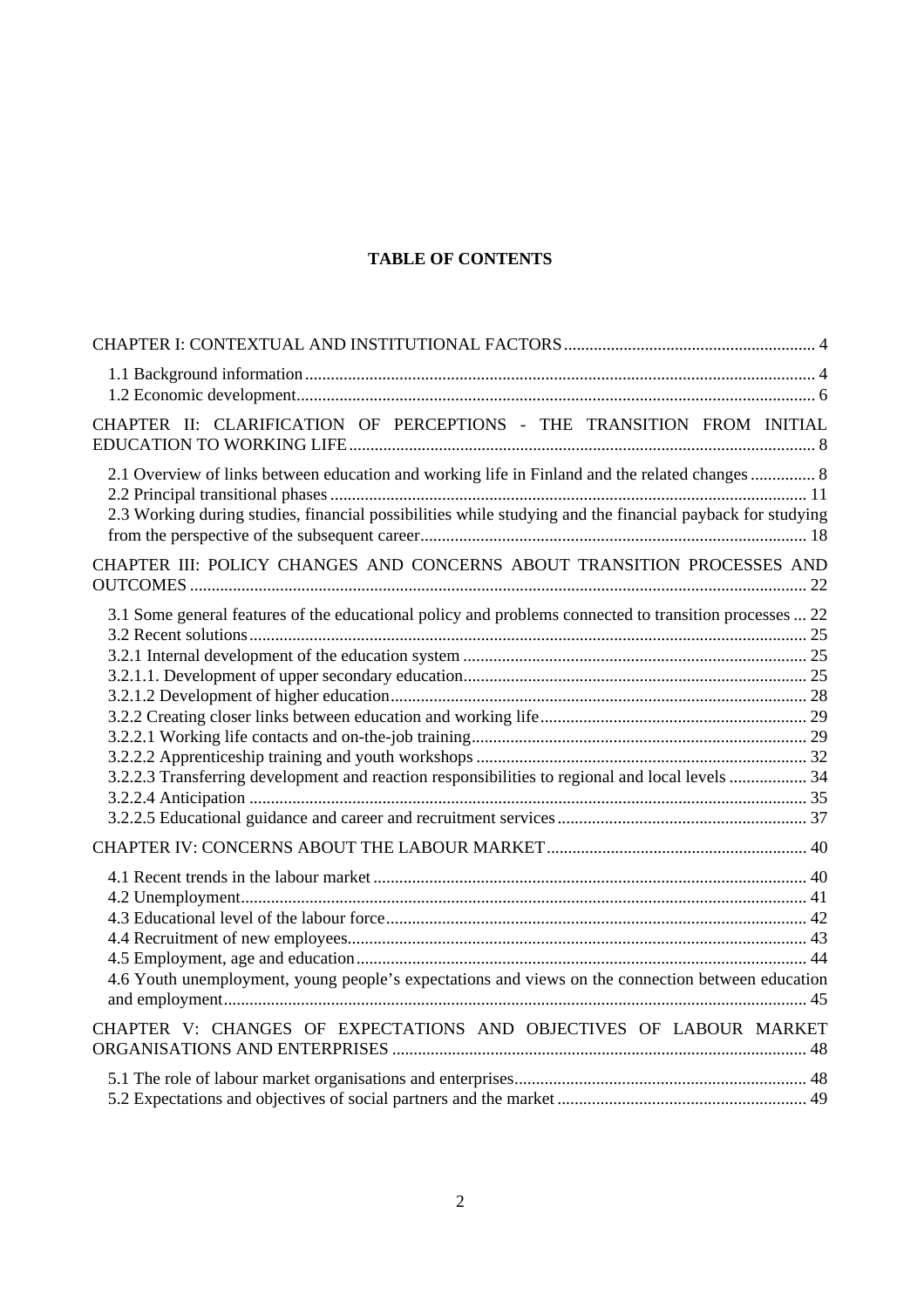**TABLE OF CONTENTS**

CHAPTER I: CONTEXTUAL AND INSTITUTIONAL FACTORS .......... 4

- 1.1 Background information .......... 4
- 1.2 Economic development .......... 6

CHAPTER II: CLARIFICATION OF PERCEPTIONS - THE TRANSITION FROM INITIAL EDUCATION TO WORKING LIFE .......... 8

- 2.1 Overview of links between education and working life in Finland and the related changes .......... 8
- 2.2 Principal transitional phases .......... 11
- 2.3 Working during studies, financial possibilities while studying and the financial payback for studying from the perspective of the subsequent career .......... 18

CHAPTER III: POLICY CHANGES AND CONCERNS ABOUT TRANSITION PROCESSES AND OUTCOMES .......... 22

- 3.1 Some general features of the educational policy and problems connected to transition processes ... 22
- 3.2 Recent solutions .......... 25
- 3.2.1 Internal development of the education system .......... 25
- 3.2.1.1. Development of upper secondary education .......... 25
- 3.2.1.2 Development of higher education .......... 28
- 3.2.2 Creating closer links between education and working life .......... 29
- 3.2.2.1 Working life contacts and on-the-job training .......... 29
- 3.2.2.2 Apprenticeship training and youth workshops .......... 32
- 3.2.2.3 Transferring development and reaction responsibilities to regional and local levels .......... 34
- 3.2.2.4 Anticipation .......... 35
- 3.2.2.5 Educational guidance and career and recruitment services .......... 37

CHAPTER IV: CONCERNS ABOUT THE LABOUR MARKET .......... 40

- 4.1 Recent trends in the labour market .......... 40
- 4.2 Unemployment .......... 41
- 4.3 Educational level of the labour force .......... 42
- 4.4 Recruitment of new employees .......... 43
- 4.5 Employment, age and education .......... 44
- 4.6 Youth unemployment, young people's expectations and views on the connection between education and employment .......... 45

CHAPTER V: CHANGES OF EXPECTATIONS AND OBJECTIVES OF LABOUR MARKET ORGANISATIONS AND ENTERPRISES .......... 48

- 5.1 The role of labour market organisations and enterprises .......... 48
- 5.2 Expectations and objectives of social partners and the market .......... 49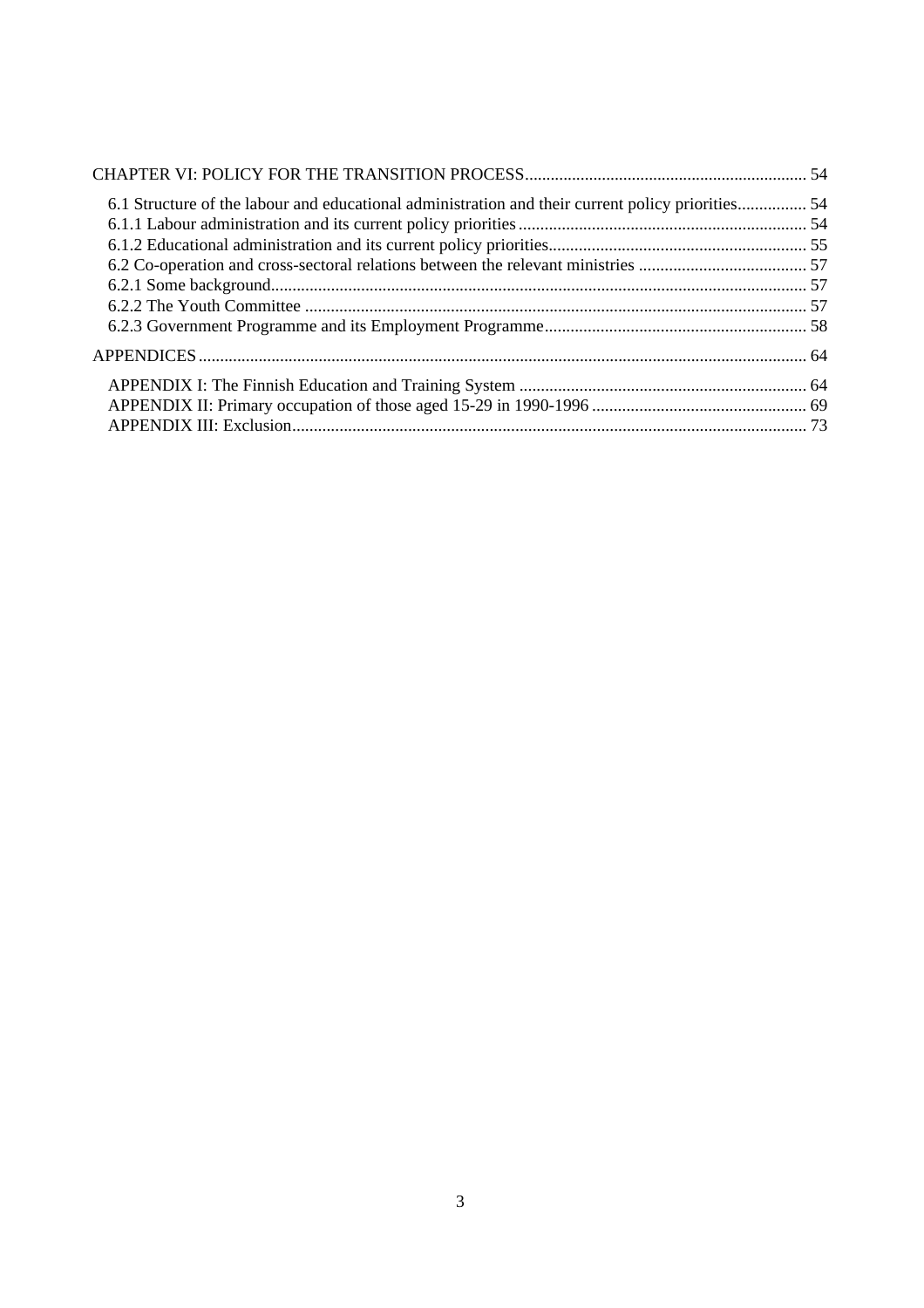CHAPTER VI: POLICY FOR THE TRANSITION PROCESS ................................................................. 54

- 6.1 Structure of the labour and educational administration and their current policy priorities................ 54
- 6.1.1 Labour administration and its current policy priorities ................................................................... 54
- 6.1.2 Educational administration and its current policy priorities............................................................ 55
- 6.2 Co-operation and cross-sectoral relations between the relevant ministries ....................................... 57
- 6.2.1 Some background............................................................................................................................ 57
- 6.2.2 The Youth Committee .................................................................................................................... 57
- 6.2.3 Government Programme and its Employment Programme............................................................. 58

APPENDICES ............................................................................................................................................ 64

- APPENDIX I: The Finnish Education and Training System ................................................................... 64
- APPENDIX II: Primary occupation of those aged 15-29 in 1990-1996 .................................................. 69
- APPENDIX III: Exclusion....................................................................................................................... 73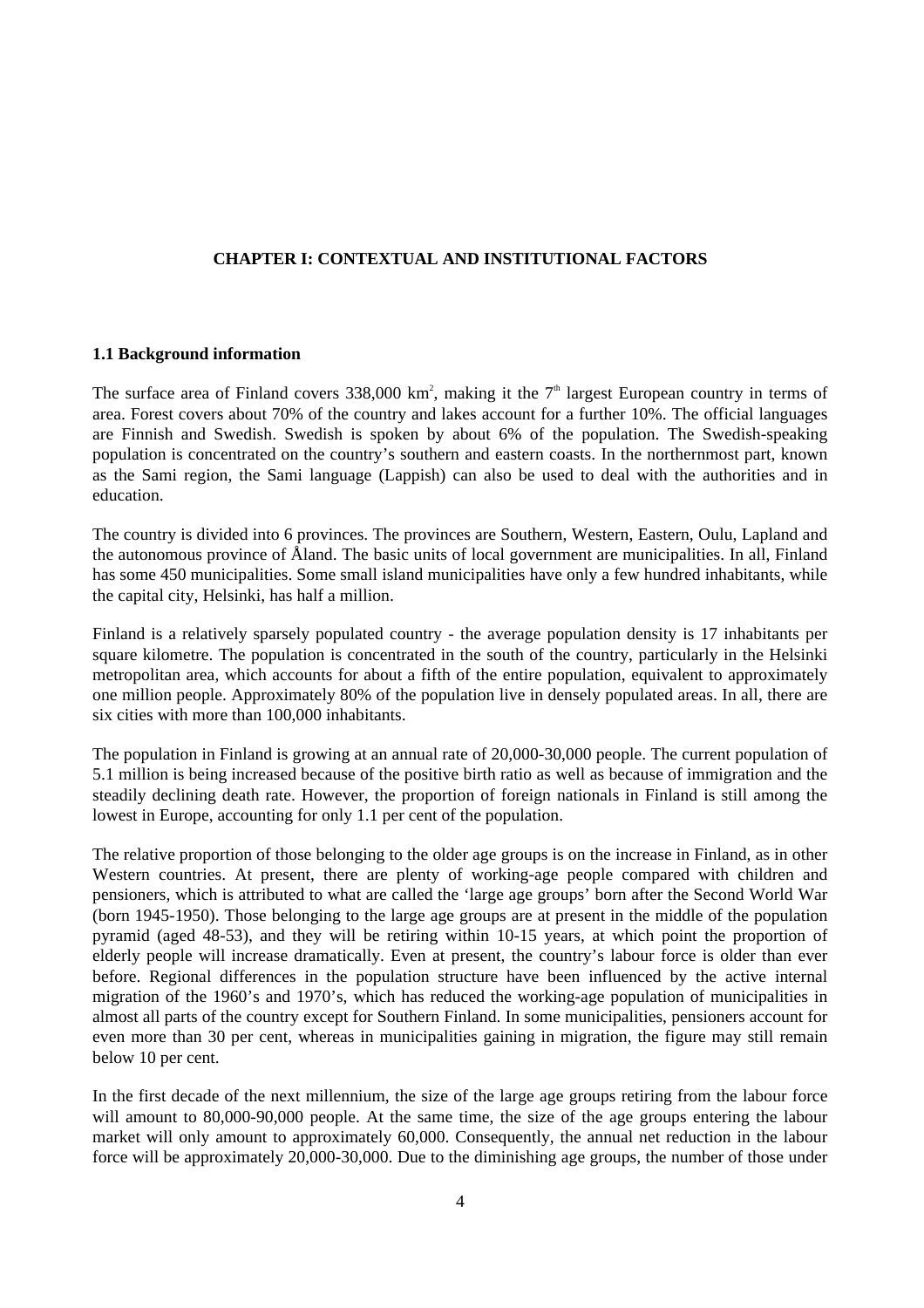# CHAPTER I: CONTEXTUAL AND INSTITUTIONAL FACTORS

## 1.1 Background information

The surface area of Finland covers 338,000 $km^2$, making it the $7^{th}$ largest European country in terms of area. Forest covers about 70% of the country and lakes account for a further 10%. The official languages are Finnish and Swedish. Swedish is spoken by about 6% of the population. The Swedish-speaking population is concentrated on the country's southern and eastern coasts. In the northernmost part, known as the Sami region, the Sami language (Lappish) can also be used to deal with the authorities and in education.

The country is divided into 6 provinces. The provinces are Southern, Western, Eastern, Oulu, Lapland and the autonomous province of Åland. The basic units of local government are municipalities. In all, Finland has some 450 municipalities. Some small island municipalities have only a few hundred inhabitants, while the capital city, Helsinki, has half a million.

Finland is a relatively sparsely populated country - the average population density is 17 inhabitants per square kilometre. The population is concentrated in the south of the country, particularly in the Helsinki metropolitan area, which accounts for about a fifth of the entire population, equivalent to approximately one million people. Approximately 80% of the population live in densely populated areas. In all, there are six cities with more than 100,000 inhabitants.

The population in Finland is growing at an annual rate of 20,000-30,000 people. The current population of 5.1 million is being increased because of the positive birth ratio as well as because of immigration and the steadily declining death rate. However, the proportion of foreign nationals in Finland is still among the lowest in Europe, accounting for only 1.1 per cent of the population.

The relative proportion of those belonging to the older age groups is on the increase in Finland, as in other Western countries. At present, there are plenty of working-age people compared with children and pensioners, which is attributed to what are called the 'large age groups' born after the Second World War (born 1945-1950). Those belonging to the large age groups are at present in the middle of the population pyramid (aged 48-53), and they will be retiring within 10-15 years, at which point the proportion of elderly people will increase dramatically. Even at present, the country's labour force is older than ever before. Regional differences in the population structure have been influenced by the active internal migration of the 1960's and 1970's, which has reduced the working-age population of municipalities in almost all parts of the country except for Southern Finland. In some municipalities, pensioners account for even more than 30 per cent, whereas in municipalities gaining in migration, the figure may still remain below 10 per cent.

In the first decade of the next millennium, the size of the large age groups retiring from the labour force will amount to 80,000-90,000 people. At the same time, the size of the age groups entering the labour market will only amount to approximately 60,000. Consequently, the annual net reduction in the labour force will be approximately 20,000-30,000. Due to the diminishing age groups, the number of those under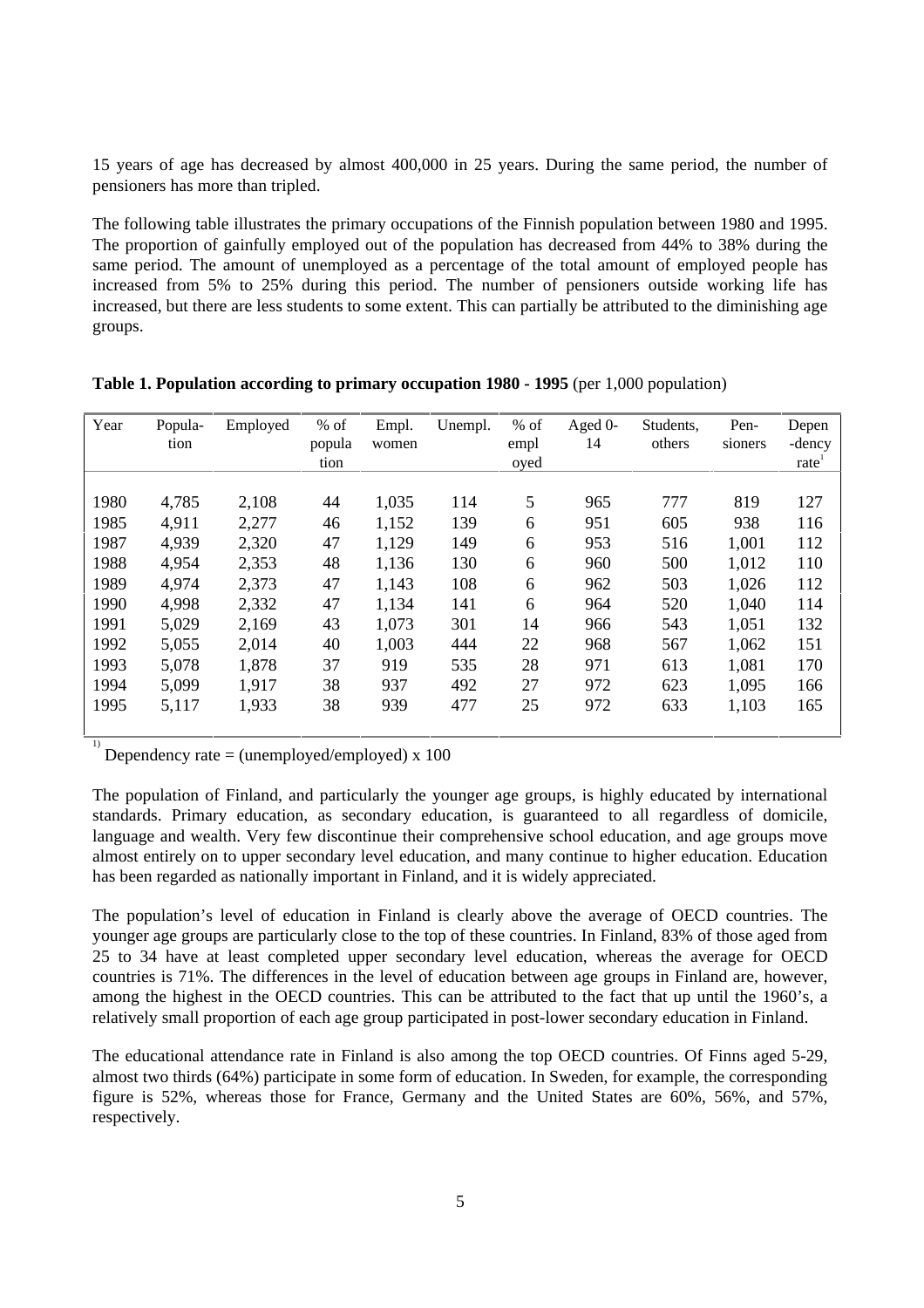15 years of age has decreased by almost 400,000 in 25 years. During the same period, the number of pensioners has more than tripled.

The following table illustrates the primary occupations of the Finnish population between 1980 and 1995. The proportion of gainfully employed out of the population has decreased from 44% to 38% during the same period. The amount of unemployed as a percentage of the total amount of employed people has increased from 5% to 25% during this period. The number of pensioners outside working life has increased, but there are less students to some extent. This can partially be attributed to the diminishing age groups.

**Table 1. Population according to primary occupation 1980 - 1995** (per 1,000 population)

| Year | Popula-tion | Employed | % of popula tion | Empl. women | Unempl. | % of empl oyed | Aged 0-14 | Students, others | Pen-sioners | Depen -dency rate[1] |
|---|---|---|---|---|---|---|---|---|---|---|
| 1980 | 4,785 | 2,108 | 44 | 1,035 | 114 | 5 | 965 | 777 | 819 | 127 |
| 1985 | 4,911 | 2,277 | 46 | 1,152 | 139 | 6 | 951 | 605 | 938 | 116 |
| 1987 | 4,939 | 2,320 | 47 | 1,129 | 149 | 6 | 953 | 516 | 1,001 | 112 |
| 1988 | 4,954 | 2,353 | 48 | 1,136 | 130 | 6 | 960 | 500 | 1,012 | 110 |
| 1989 | 4,974 | 2,373 | 47 | 1,143 | 108 | 6 | 962 | 503 | 1,026 | 112 |
| 1990 | 4,998 | 2,332 | 47 | 1,134 | 141 | 6 | 964 | 520 | 1,040 | 114 |
| 1991 | 5,029 | 2,169 | 43 | 1,073 | 301 | 14 | 966 | 543 | 1,051 | 132 |
| 1992 | 5,055 | 2,014 | 40 | 1,003 | 444 | 22 | 968 | 567 | 1,062 | 151 |
| 1993 | 5,078 | 1,878 | 37 | 919 | 535 | 28 | 971 | 613 | 1,081 | 170 |
| 1994 | 5,099 | 1,917 | 38 | 937 | 492 | 27 | 972 | 623 | 1,095 | 166 |
| 1995 | 5,117 | 1,933 | 38 | 939 | 477 | 25 | 972 | 633 | 1,103 | 165 |

[1] Dependency rate = (unemployed/employed) x 100

The population of Finland, and particularly the younger age groups, is highly educated by international standards. Primary education, as secondary education, is guaranteed to all regardless of domicile, language and wealth. Very few discontinue their comprehensive school education, and age groups move almost entirely on to upper secondary level education, and many continue to higher education. Education has been regarded as nationally important in Finland, and it is widely appreciated.

The population's level of education in Finland is clearly above the average of OECD countries. The younger age groups are particularly close to the top of these countries. In Finland, 83% of those aged from 25 to 34 have at least completed upper secondary level education, whereas the average for OECD countries is 71%. The differences in the level of education between age groups in Finland are, however, among the highest in the OECD countries. This can be attributed to the fact that up until the 1960's, a relatively small proportion of each age group participated in post-lower secondary education in Finland.

The educational attendance rate in Finland is also among the top OECD countries. Of Finns aged 5-29, almost two thirds (64%) participate in some form of education. In Sweden, for example, the corresponding figure is 52%, whereas those for France, Germany and the United States are 60%, 56%, and 57%, respectively.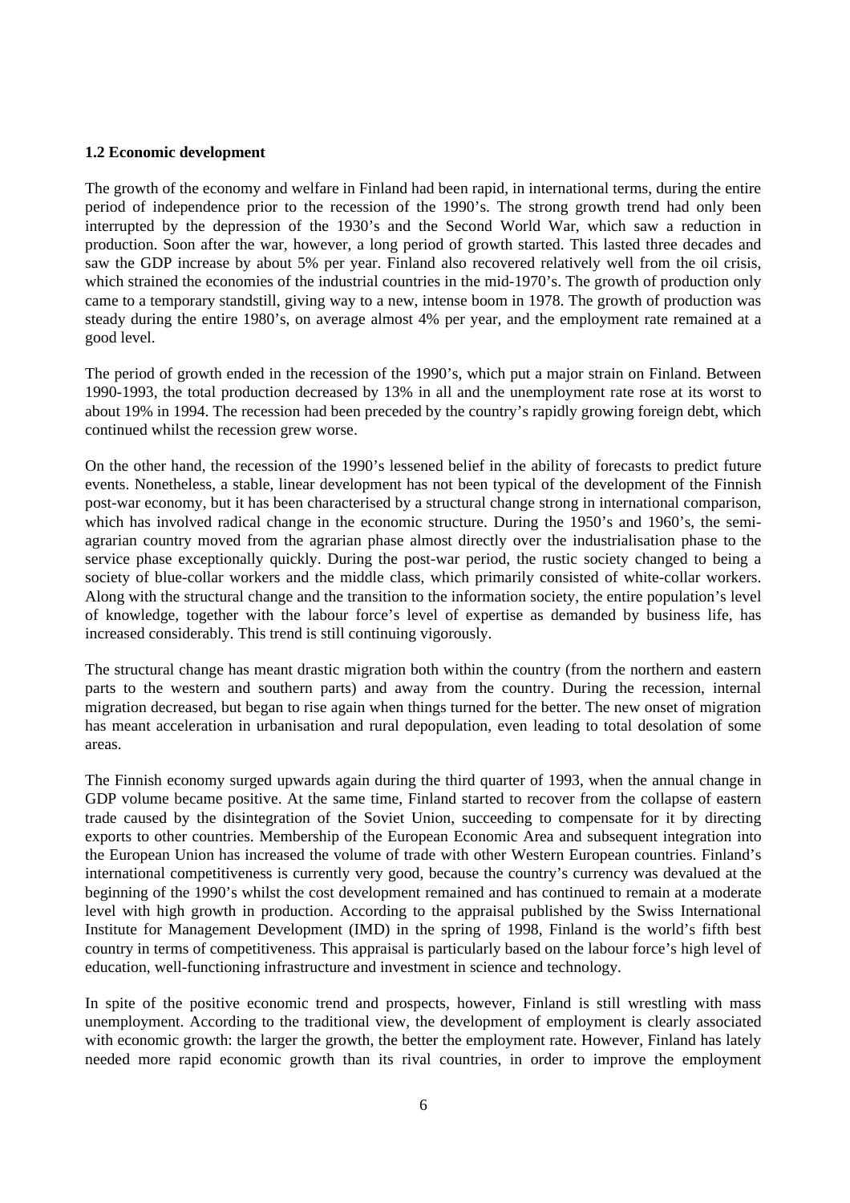### 1.2 Economic development

The growth of the economy and welfare in Finland had been rapid, in international terms, during the entire period of independence prior to the recession of the 1990's. The strong growth trend had only been interrupted by the depression of the 1930's and the Second World War, which saw a reduction in production. Soon after the war, however, a long period of growth started. This lasted three decades and saw the GDP increase by about 5% per year. Finland also recovered relatively well from the oil crisis, which strained the economies of the industrial countries in the mid-1970's. The growth of production only came to a temporary standstill, giving way to a new, intense boom in 1978. The growth of production was steady during the entire 1980's, on average almost 4% per year, and the employment rate remained at a good level.

The period of growth ended in the recession of the 1990's, which put a major strain on Finland. Between 1990-1993, the total production decreased by 13% in all and the unemployment rate rose at its worst to about 19% in 1994. The recession had been preceded by the country's rapidly growing foreign debt, which continued whilst the recession grew worse.

On the other hand, the recession of the 1990's lessened belief in the ability of forecasts to predict future events. Nonetheless, a stable, linear development has not been typical of the development of the Finnish post-war economy, but it has been characterised by a structural change strong in international comparison, which has involved radical change in the economic structure. During the 1950's and 1960's, the semi-agrarian country moved from the agrarian phase almost directly over the industrialisation phase to the service phase exceptionally quickly. During the post-war period, the rustic society changed to being a society of blue-collar workers and the middle class, which primarily consisted of white-collar workers. Along with the structural change and the transition to the information society, the entire population's level of knowledge, together with the labour force's level of expertise as demanded by business life, has increased considerably. This trend is still continuing vigorously.

The structural change has meant drastic migration both within the country (from the northern and eastern parts to the western and southern parts) and away from the country. During the recession, internal migration decreased, but began to rise again when things turned for the better. The new onset of migration has meant acceleration in urbanisation and rural depopulation, even leading to total desolation of some areas.

The Finnish economy surged upwards again during the third quarter of 1993, when the annual change in GDP volume became positive. At the same time, Finland started to recover from the collapse of eastern trade caused by the disintegration of the Soviet Union, succeeding to compensate for it by directing exports to other countries. Membership of the European Economic Area and subsequent integration into the European Union has increased the volume of trade with other Western European countries. Finland's international competitiveness is currently very good, because the country's currency was devalued at the beginning of the 1990's whilst the cost development remained and has continued to remain at a moderate level with high growth in production. According to the appraisal published by the Swiss International Institute for Management Development (IMD) in the spring of 1998, Finland is the world's fifth best country in terms of competitiveness. This appraisal is particularly based on the labour force's high level of education, well-functioning infrastructure and investment in science and technology.

In spite of the positive economic trend and prospects, however, Finland is still wrestling with mass unemployment. According to the traditional view, the development of employment is clearly associated with economic growth: the larger the growth, the better the employment rate. However, Finland has lately needed more rapid economic growth than its rival countries, in order to improve the employment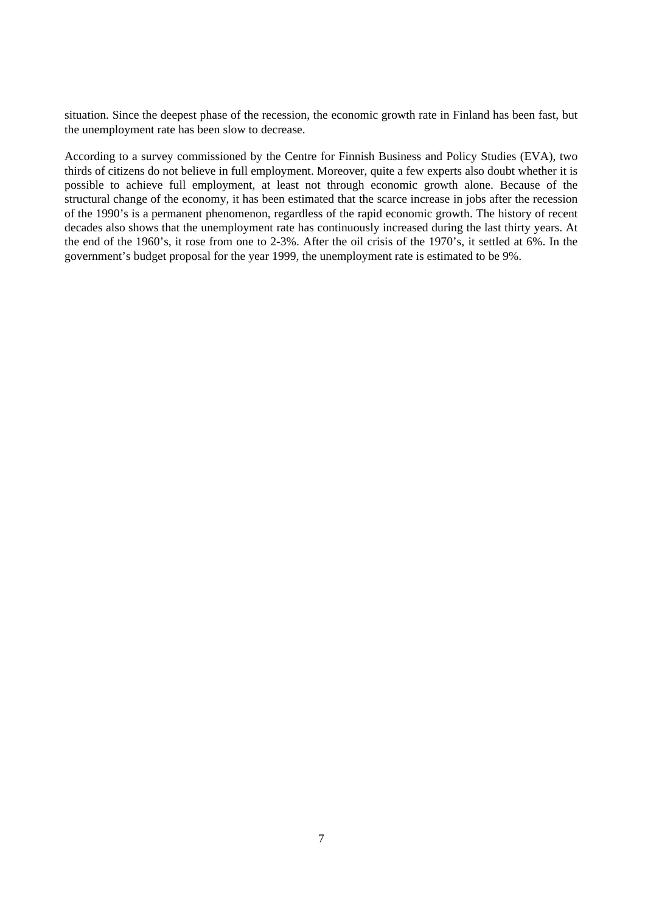situation. Since the deepest phase of the recession, the economic growth rate in Finland has been fast, but the unemployment rate has been slow to decrease.

According to a survey commissioned by the Centre for Finnish Business and Policy Studies (EVA), two thirds of citizens do not believe in full employment. Moreover, quite a few experts also doubt whether it is possible to achieve full employment, at least not through economic growth alone. Because of the structural change of the economy, it has been estimated that the scarce increase in jobs after the recession of the 1990's is a permanent phenomenon, regardless of the rapid economic growth. The history of recent decades also shows that the unemployment rate has continuously increased during the last thirty years. At the end of the 1960's, it rose from one to 2-3%. After the oil crisis of the 1970's, it settled at 6%. In the government's budget proposal for the year 1999, the unemployment rate is estimated to be 9%.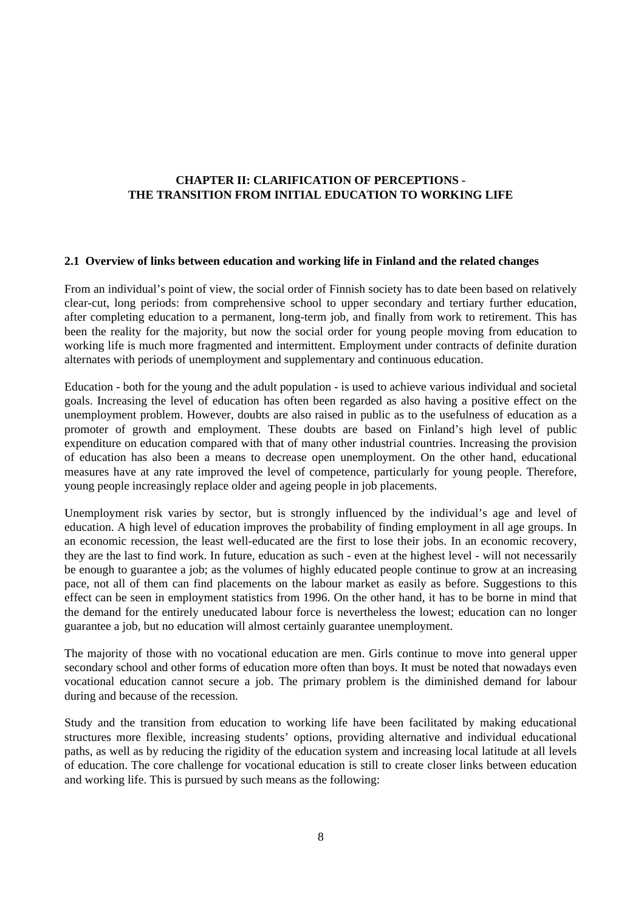# CHAPTER II: CLARIFICATION OF PERCEPTIONS - THE TRANSITION FROM INITIAL EDUCATION TO WORKING LIFE

## 2.1 Overview of links between education and working life in Finland and the related changes

From an individual's point of view, the social order of Finnish society has to date been based on relatively clear-cut, long periods: from comprehensive school to upper secondary and tertiary further education, after completing education to a permanent, long-term job, and finally from work to retirement. This has been the reality for the majority, but now the social order for young people moving from education to working life is much more fragmented and intermittent. Employment under contracts of definite duration alternates with periods of unemployment and supplementary and continuous education.

Education - both for the young and the adult population - is used to achieve various individual and societal goals. Increasing the level of education has often been regarded as also having a positive effect on the unemployment problem. However, doubts are also raised in public as to the usefulness of education as a promoter of growth and employment. These doubts are based on Finland's high level of public expenditure on education compared with that of many other industrial countries. Increasing the provision of education has also been a means to decrease open unemployment. On the other hand, educational measures have at any rate improved the level of competence, particularly for young people. Therefore, young people increasingly replace older and ageing people in job placements.

Unemployment risk varies by sector, but is strongly influenced by the individual's age and level of education. A high level of education improves the probability of finding employment in all age groups. In an economic recession, the least well-educated are the first to lose their jobs. In an economic recovery, they are the last to find work. In future, education as such - even at the highest level - will not necessarily be enough to guarantee a job; as the volumes of highly educated people continue to grow at an increasing pace, not all of them can find placements on the labour market as easily as before. Suggestions to this effect can be seen in employment statistics from 1996. On the other hand, it has to be borne in mind that the demand for the entirely uneducated labour force is nevertheless the lowest; education can no longer guarantee a job, but no education will almost certainly guarantee unemployment.

The majority of those with no vocational education are men. Girls continue to move into general upper secondary school and other forms of education more often than boys. It must be noted that nowadays even vocational education cannot secure a job. The primary problem is the diminished demand for labour during and because of the recession.

Study and the transition from education to working life have been facilitated by making educational structures more flexible, increasing students' options, providing alternative and individual educational paths, as well as by reducing the rigidity of the education system and increasing local latitude at all levels of education. The core challenge for vocational education is still to create closer links between education and working life. This is pursued by such means as the following: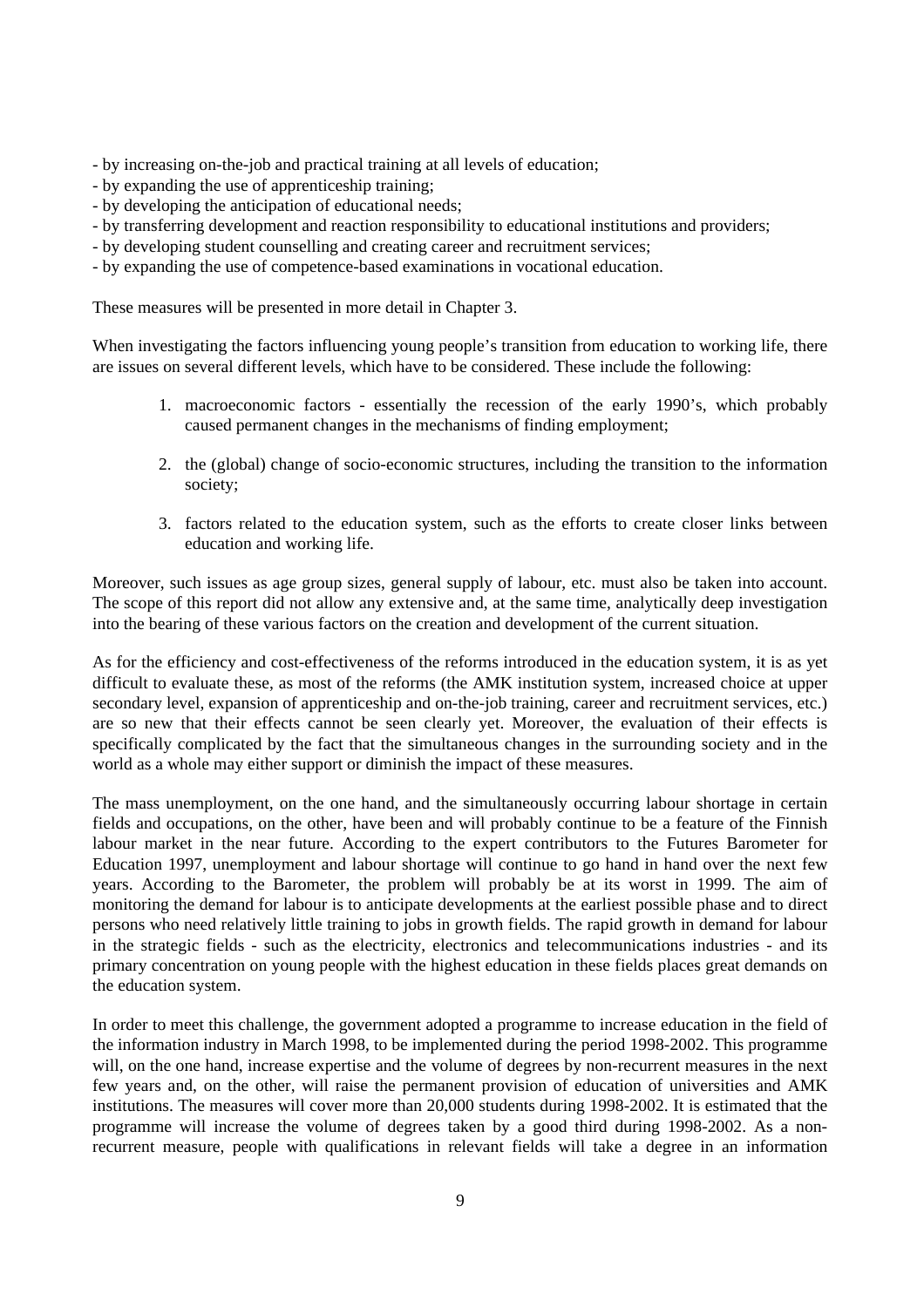- by increasing on-the-job and practical training at all levels of education;
- by expanding the use of apprenticeship training;
- by developing the anticipation of educational needs;
- by transferring development and reaction responsibility to educational institutions and providers;
- by developing student counselling and creating career and recruitment services;
- by expanding the use of competence-based examinations in vocational education.

These measures will be presented in more detail in Chapter 3.

When investigating the factors influencing young people's transition from education to working life, there are issues on several different levels, which have to be considered. These include the following:

1. macroeconomic factors - essentially the recession of the early 1990's, which probably caused permanent changes in the mechanisms of finding employment;

2. the (global) change of socio-economic structures, including the transition to the information society;

3. factors related to the education system, such as the efforts to create closer links between education and working life.

Moreover, such issues as age group sizes, general supply of labour, etc. must also be taken into account. The scope of this report did not allow any extensive and, at the same time, analytically deep investigation into the bearing of these various factors on the creation and development of the current situation.

As for the efficiency and cost-effectiveness of the reforms introduced in the education system, it is as yet difficult to evaluate these, as most of the reforms (the AMK institution system, increased choice at upper secondary level, expansion of apprenticeship and on-the-job training, career and recruitment services, etc.) are so new that their effects cannot be seen clearly yet. Moreover, the evaluation of their effects is specifically complicated by the fact that the simultaneous changes in the surrounding society and in the world as a whole may either support or diminish the impact of these measures.

The mass unemployment, on the one hand, and the simultaneously occurring labour shortage in certain fields and occupations, on the other, have been and will probably continue to be a feature of the Finnish labour market in the near future. According to the expert contributors to the Futures Barometer for Education 1997, unemployment and labour shortage will continue to go hand in hand over the next few years. According to the Barometer, the problem will probably be at its worst in 1999. The aim of monitoring the demand for labour is to anticipate developments at the earliest possible phase and to direct persons who need relatively little training to jobs in growth fields. The rapid growth in demand for labour in the strategic fields - such as the electricity, electronics and telecommunications industries - and its primary concentration on young people with the highest education in these fields places great demands on the education system.

In order to meet this challenge, the government adopted a programme to increase education in the field of the information industry in March 1998, to be implemented during the period 1998-2002. This programme will, on the one hand, increase expertise and the volume of degrees by non-recurrent measures in the next few years and, on the other, will raise the permanent provision of education of universities and AMK institutions. The measures will cover more than 20,000 students during 1998-2002. It is estimated that the programme will increase the volume of degrees taken by a good third during 1998-2002. As a non-recurrent measure, people with qualifications in relevant fields will take a degree in an information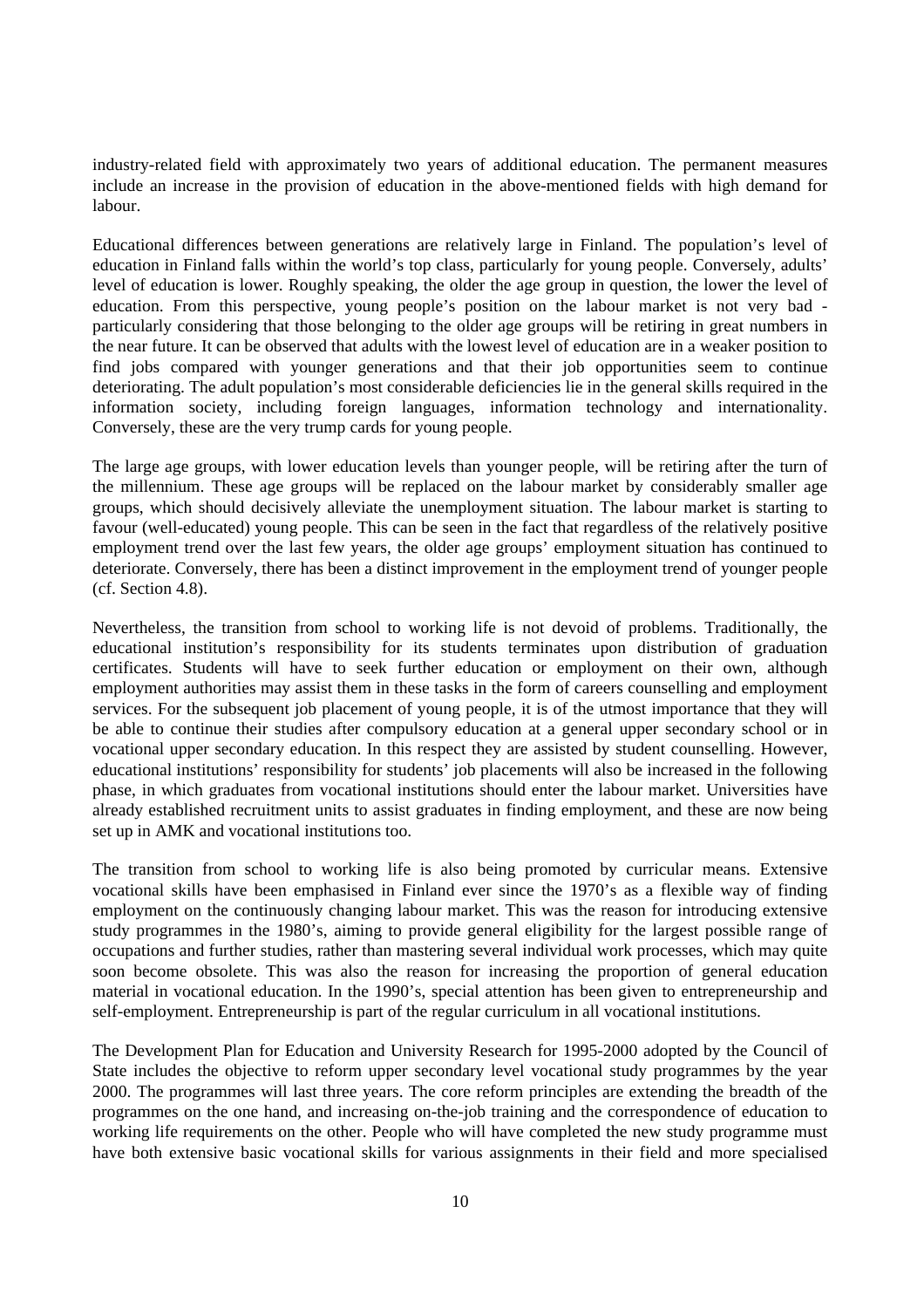industry-related field with approximately two years of additional education. The permanent measures include an increase in the provision of education in the above-mentioned fields with high demand for labour.

Educational differences between generations are relatively large in Finland. The population's level of education in Finland falls within the world's top class, particularly for young people. Conversely, adults' level of education is lower. Roughly speaking, the older the age group in question, the lower the level of education. From this perspective, young people's position on the labour market is not very bad - particularly considering that those belonging to the older age groups will be retiring in great numbers in the near future. It can be observed that adults with the lowest level of education are in a weaker position to find jobs compared with younger generations and that their job opportunities seem to continue deteriorating. The adult population's most considerable deficiencies lie in the general skills required in the information society, including foreign languages, information technology and internationality. Conversely, these are the very trump cards for young people.

The large age groups, with lower education levels than younger people, will be retiring after the turn of the millennium. These age groups will be replaced on the labour market by considerably smaller age groups, which should decisively alleviate the unemployment situation. The labour market is starting to favour (well-educated) young people. This can be seen in the fact that regardless of the relatively positive employment trend over the last few years, the older age groups' employment situation has continued to deteriorate. Conversely, there has been a distinct improvement in the employment trend of younger people (cf. Section 4.8).

Nevertheless, the transition from school to working life is not devoid of problems. Traditionally, the educational institution's responsibility for its students terminates upon distribution of graduation certificates. Students will have to seek further education or employment on their own, although employment authorities may assist them in these tasks in the form of careers counselling and employment services. For the subsequent job placement of young people, it is of the utmost importance that they will be able to continue their studies after compulsory education at a general upper secondary school or in vocational upper secondary education. In this respect they are assisted by student counselling. However, educational institutions' responsibility for students' job placements will also be increased in the following phase, in which graduates from vocational institutions should enter the labour market. Universities have already established recruitment units to assist graduates in finding employment, and these are now being set up in AMK and vocational institutions too.

The transition from school to working life is also being promoted by curricular means. Extensive vocational skills have been emphasised in Finland ever since the 1970's as a flexible way of finding employment on the continuously changing labour market. This was the reason for introducing extensive study programmes in the 1980's, aiming to provide general eligibility for the largest possible range of occupations and further studies, rather than mastering several individual work processes, which may quite soon become obsolete. This was also the reason for increasing the proportion of general education material in vocational education. In the 1990's, special attention has been given to entrepreneurship and self-employment. Entrepreneurship is part of the regular curriculum in all vocational institutions.

The Development Plan for Education and University Research for 1995-2000 adopted by the Council of State includes the objective to reform upper secondary level vocational study programmes by the year 2000. The programmes will last three years. The core reform principles are extending the breadth of the programmes on the one hand, and increasing on-the-job training and the correspondence of education to working life requirements on the other. People who will have completed the new study programme must have both extensive basic vocational skills for various assignments in their field and more specialised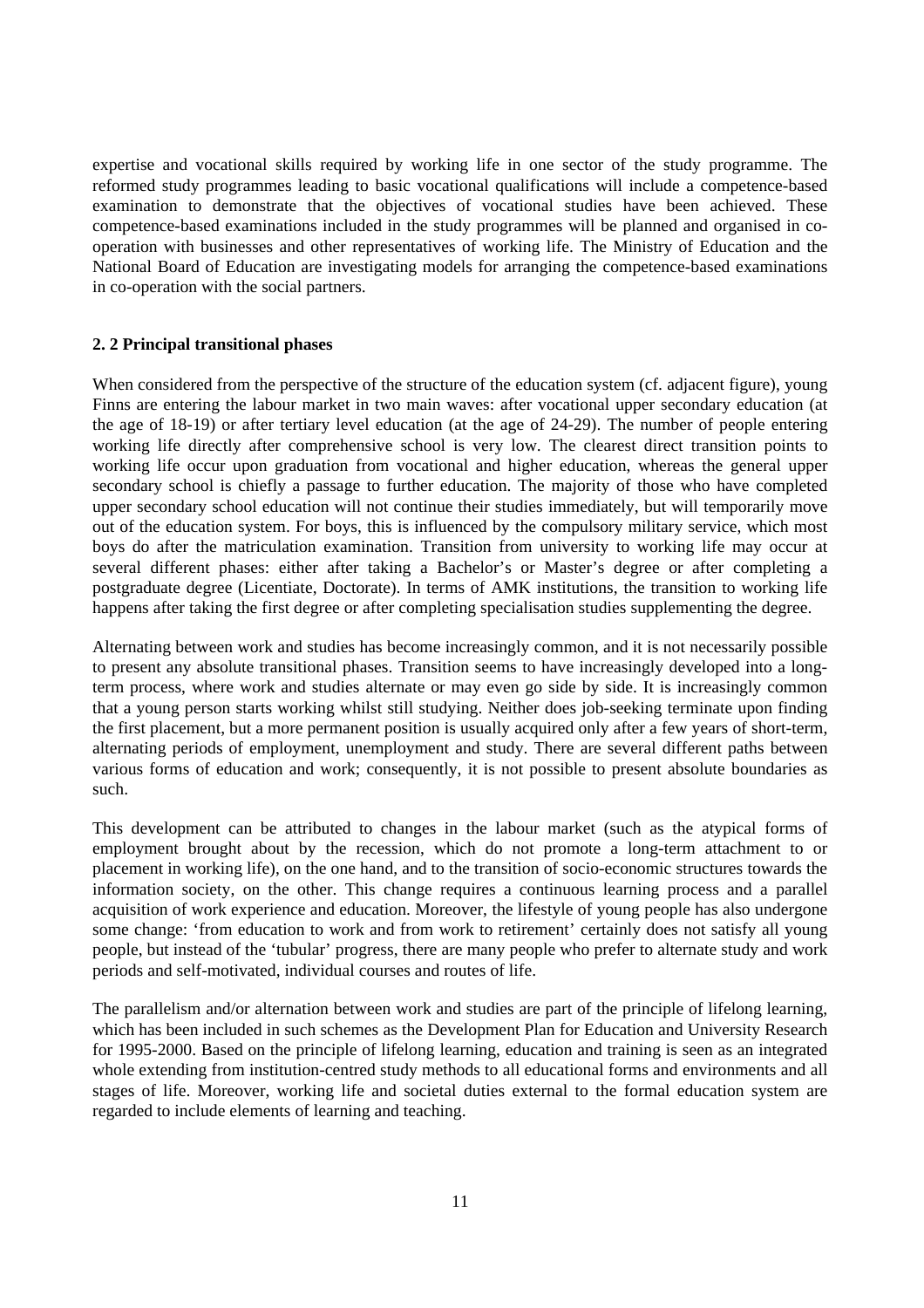expertise and vocational skills required by working life in one sector of the study programme. The reformed study programmes leading to basic vocational qualifications will include a competence-based examination to demonstrate that the objectives of vocational studies have been achieved. These competence-based examinations included in the study programmes will be planned and organised in co-operation with businesses and other representatives of working life. The Ministry of Education and the National Board of Education are investigating models for arranging the competence-based examinations in co-operation with the social partners.

### 2. 2 Principal transitional phases

When considered from the perspective of the structure of the education system (cf. adjacent figure), young Finns are entering the labour market in two main waves: after vocational upper secondary education (at the age of 18-19) or after tertiary level education (at the age of 24-29). The number of people entering working life directly after comprehensive school is very low. The clearest direct transition points to working life occur upon graduation from vocational and higher education, whereas the general upper secondary school is chiefly a passage to further education. The majority of those who have completed upper secondary school education will not continue their studies immediately, but will temporarily move out of the education system. For boys, this is influenced by the compulsory military service, which most boys do after the matriculation examination. Transition from university to working life may occur at several different phases: either after taking a Bachelor's or Master's degree or after completing a postgraduate degree (Licentiate, Doctorate). In terms of AMK institutions, the transition to working life happens after taking the first degree or after completing specialisation studies supplementing the degree.

Alternating between work and studies has become increasingly common, and it is not necessarily possible to present any absolute transitional phases. Transition seems to have increasingly developed into a long-term process, where work and studies alternate or may even go side by side. It is increasingly common that a young person starts working whilst still studying. Neither does job-seeking terminate upon finding the first placement, but a more permanent position is usually acquired only after a few years of short-term, alternating periods of employment, unemployment and study. There are several different paths between various forms of education and work; consequently, it is not possible to present absolute boundaries as such.

This development can be attributed to changes in the labour market (such as the atypical forms of employment brought about by the recession, which do not promote a long-term attachment to or placement in working life), on the one hand, and to the transition of socio-economic structures towards the information society, on the other. This change requires a continuous learning process and a parallel acquisition of work experience and education. Moreover, the lifestyle of young people has also undergone some change: 'from education to work and from work to retirement' certainly does not satisfy all young people, but instead of the 'tubular' progress, there are many people who prefer to alternate study and work periods and self-motivated, individual courses and routes of life.

The parallelism and/or alternation between work and studies are part of the principle of lifelong learning, which has been included in such schemes as the Development Plan for Education and University Research for 1995-2000. Based on the principle of lifelong learning, education and training is seen as an integrated whole extending from institution-centred study methods to all educational forms and environments and all stages of life. Moreover, working life and societal duties external to the formal education system are regarded to include elements of learning and teaching.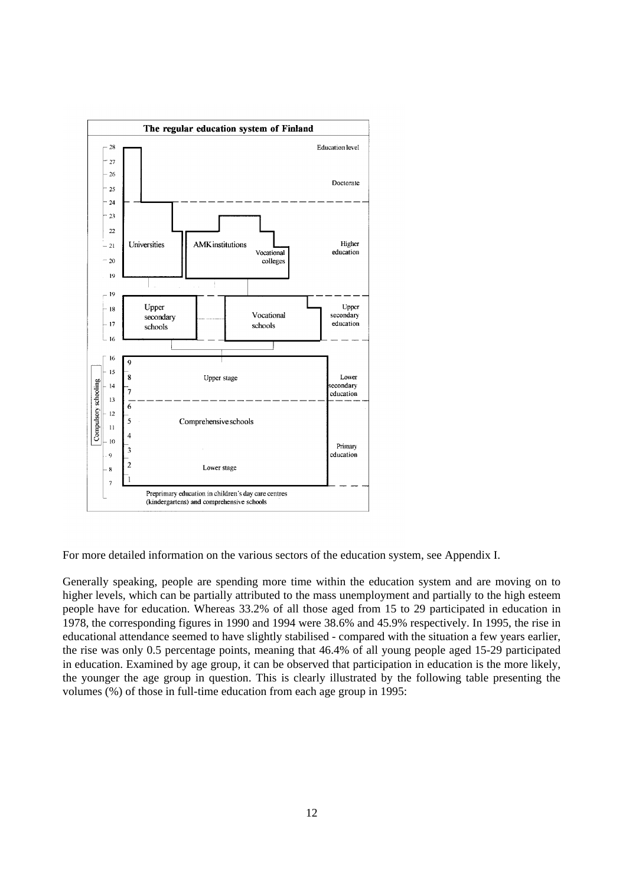**The regular education system of Finland**

For more detailed information on the various sectors of the education system, see Appendix I.

Generally speaking, people are spending more time within the education system and are moving on to higher levels, which can be partially attributed to the mass unemployment and partially to the high esteem people have for education. Whereas 33.2% of all those aged from 15 to 29 participated in education in 1978, the corresponding figures in 1990 and 1994 were 38.6% and 45.9% respectively. In 1995, the rise in educational attendance seemed to have slightly stabilised - compared with the situation a few years earlier, the rise was only 0.5 percentage points, meaning that 46.4% of all young people aged 15-29 participated in education. Examined by age group, it can be observed that participation in education is the more likely, the younger the age group in question. This is clearly illustrated by the following table presenting the volumes (%) of those in full-time education from each age group in 1995: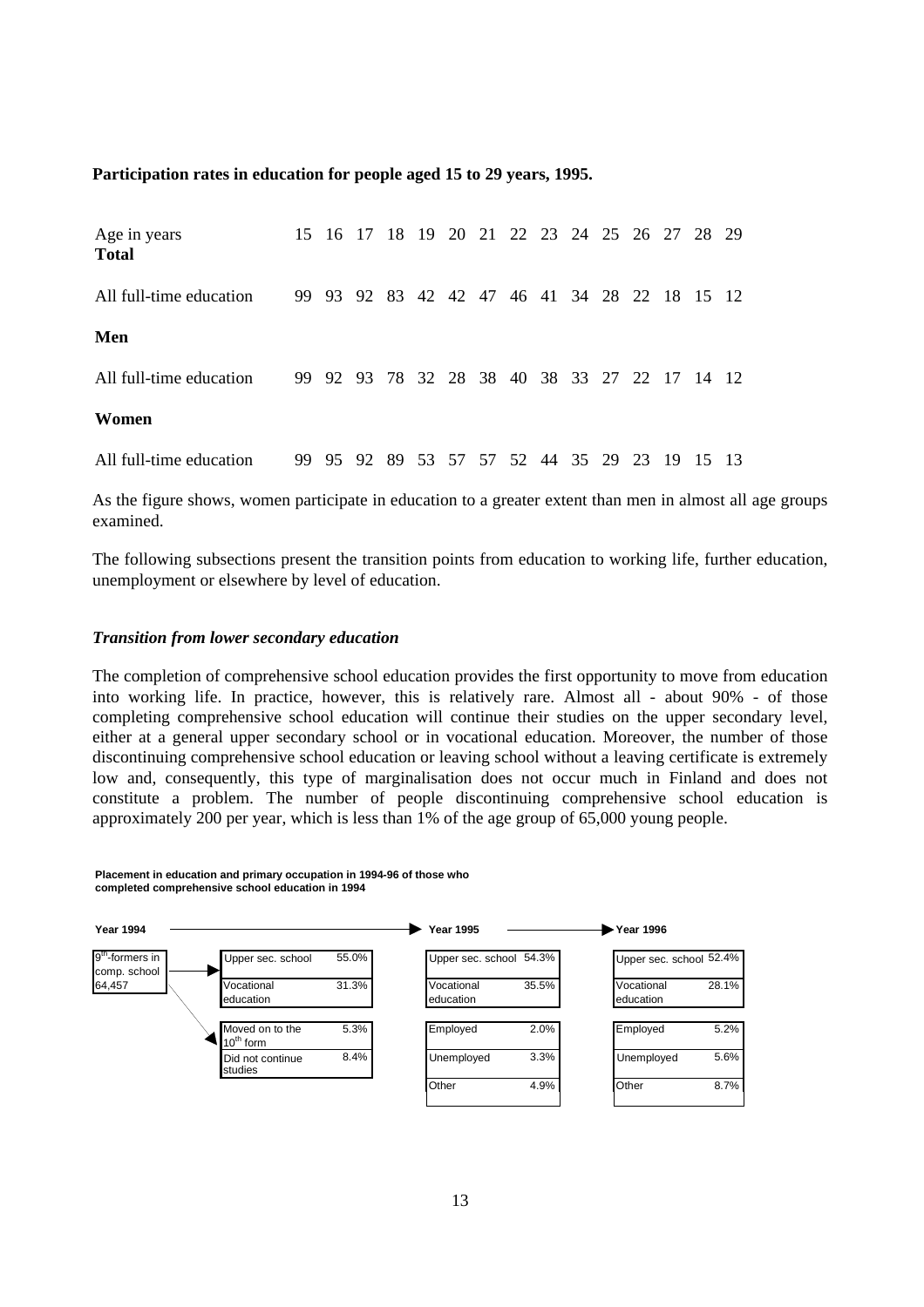**Participation rates in education for people aged 15 to 29 years, 1995.**

| Age in years | 15 | 16 | 17 | 18 | 19 | 20 | 21 | 22 | 23 | 24 | 25 | 26 | 27 | 28 | 29 |
|---|---|---|---|---|---|---|---|---|---|---|---|---|---|---|---|
| **Total** | | | | | | | | | | | | | | | |
| All full-time education | 99 | 93 | 92 | 83 | 42 | 42 | 47 | 46 | 41 | 34 | 28 | 22 | 18 | 15 | 12 |
| **Men** | | | | | | | | | | | | | | | |
| All full-time education | 99 | 92 | 93 | 78 | 32 | 28 | 38 | 40 | 38 | 33 | 27 | 22 | 17 | 14 | 12 |
| **Women** | | | | | | | | | | | | | | | |
| All full-time education | 99 | 95 | 92 | 89 | 53 | 57 | 57 | 52 | 44 | 35 | 29 | 23 | 19 | 15 | 13 |

As the figure shows, women participate in education to a greater extent than men in almost all age groups examined.

The following subsections present the transition points from education to working life, further education, unemployment or elsewhere by level of education.

### *Transition from lower secondary education*

The completion of comprehensive school education provides the first opportunity to move from education into working life. In practice, however, this is relatively rare. Almost all - about 90% - of those completing comprehensive school education will continue their studies on the upper secondary level, either at a general upper secondary school or in vocational education. Moreover, the number of those discontinuing comprehensive school education or leaving school without a leaving certificate is extremely low and, consequently, this type of marginalisation does not occur much in Finland and does not constitute a problem. The number of people discontinuing comprehensive school education is approximately 200 per year, which is less than 1% of the age group of 65,000 young people.

**Placement in education and primary occupation in 1994-96 of those who completed comprehensive school education in 1994**

| Year 1994 | | Year 1995 | Year 1996 |
|---|---|---|---|
| 9th-formers in comp. school 64,457 | Upper sec. school 55.0% | Upper sec. school 54.3% | Upper sec. school 52.4% |
| | Vocational education 31.3% | Vocational education 35.5% | Vocational education 28.1% |
| | Moved on to the 10th form 5.3% | Employed 2.0% | Employed 5.2% |
| | Did not continue studies 8.4% | Unemployed 3.3% | Unemployed 5.6% |
| | | Other 4.9% | Other 8.7% |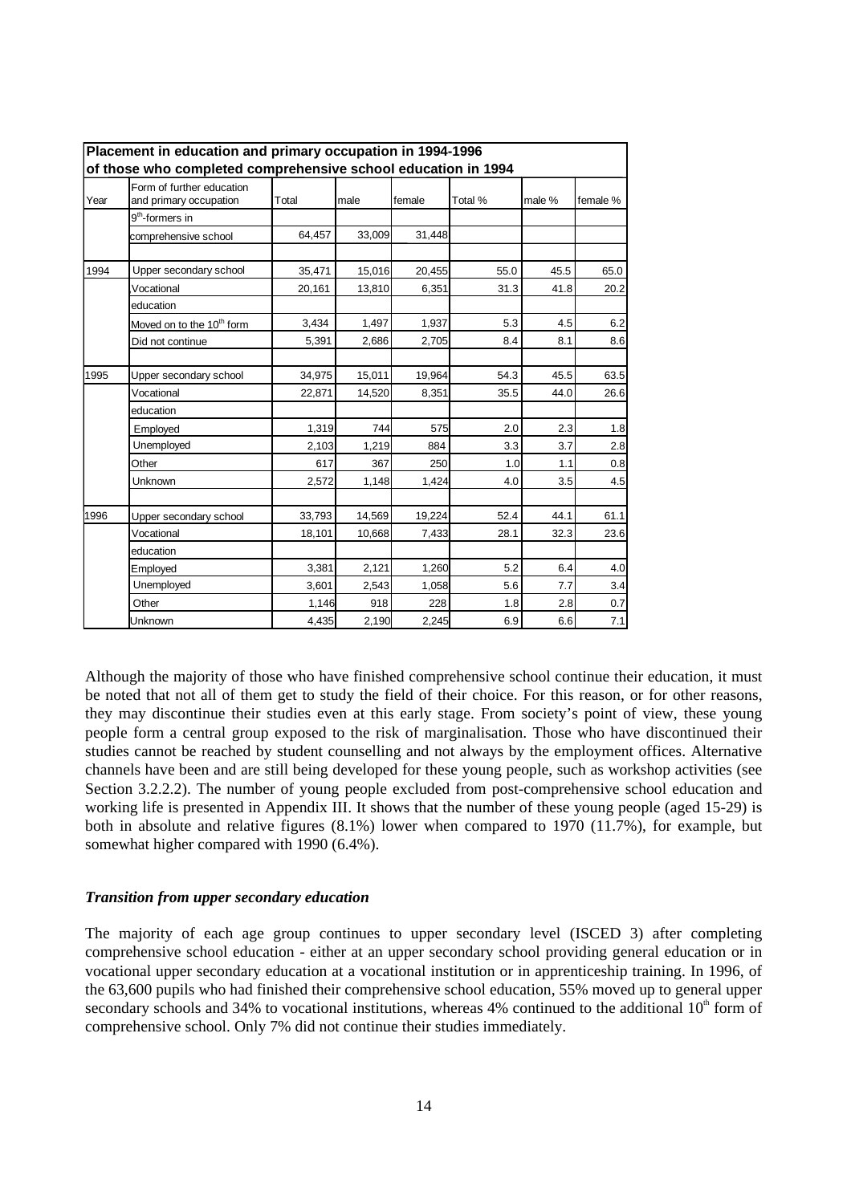| Placement in education and primary occupation in 1994-1996 of those who completed comprehensive school education in 1994 | | | | | | | |
|---|---|---|---|---|---|---|---|
| Year | Form of further education and primary occupation | Total | male | female | Total % | male % | female % |
| | 9th-formers in comprehensive school | 64,457 | 33,009 | 31,448 | | | |
| 1994 | Upper secondary school | 35,471 | 15,016 | 20,455 | 55.0 | 45.5 | 65.0 |
| | Vocational education | 20,161 | 13,810 | 6,351 | 31.3 | 41.8 | 20.2 |
| | Moved on to the 10th form | 3,434 | 1,497 | 1,937 | 5.3 | 4.5 | 6.2 |
| | Did not continue | 5,391 | 2,686 | 2,705 | 8.4 | 8.1 | 8.6 |
| 1995 | Upper secondary school | 34,975 | 15,011 | 19,964 | 54.3 | 45.5 | 63.5 |
| | Vocational education | 22,871 | 14,520 | 8,351 | 35.5 | 44.0 | 26.6 |
| | Employed | 1,319 | 744 | 575 | 2.0 | 2.3 | 1.8 |
| | Unemployed | 2,103 | 1,219 | 884 | 3.3 | 3.7 | 2.8 |
| | Other | 617 | 367 | 250 | 1.0 | 1.1 | 0.8 |
| | Unknown | 2,572 | 1,148 | 1,424 | 4.0 | 3.5 | 4.5 |
| 1996 | Upper secondary school | 33,793 | 14,569 | 19,224 | 52.4 | 44.1 | 61.1 |
| | Vocational education | 18,101 | 10,668 | 7,433 | 28.1 | 32.3 | 23.6 |
| | Employed | 3,381 | 2,121 | 1,260 | 5.2 | 6.4 | 4.0 |
| | Unemployed | 3,601 | 2,543 | 1,058 | 5.6 | 7.7 | 3.4 |
| | Other | 1,146 | 918 | 228 | 1.8 | 2.8 | 0.7 |
| | Unknown | 4,435 | 2,190 | 2,245 | 6.9 | 6.6 | 7.1 |

Although the majority of those who have finished comprehensive school continue their education, it must be noted that not all of them get to study the field of their choice. For this reason, or for other reasons, they may discontinue their studies even at this early stage. From society's point of view, these young people form a central group exposed to the risk of marginalisation. Those who have discontinued their studies cannot be reached by student counselling and not always by the employment offices. Alternative channels have been and are still being developed for these young people, such as workshop activities (see Section 3.2.2.2). The number of young people excluded from post-comprehensive school education and working life is presented in Appendix III. It shows that the number of these young people (aged 15-29) is both in absolute and relative figures (8.1%) lower when compared to 1970 (11.7%), for example, but somewhat higher compared with 1990 (6.4%).

### *Transition from upper secondary education*

The majority of each age group continues to upper secondary level (ISCED 3) after completing comprehensive school education - either at an upper secondary school providing general education or in vocational upper secondary education at a vocational institution or in apprenticeship training. In 1996, of the 63,600 pupils who had finished their comprehensive school education, 55% moved up to general upper secondary schools and 34% to vocational institutions, whereas 4% continued to the additional 10th form of comprehensive school. Only 7% did not continue their studies immediately.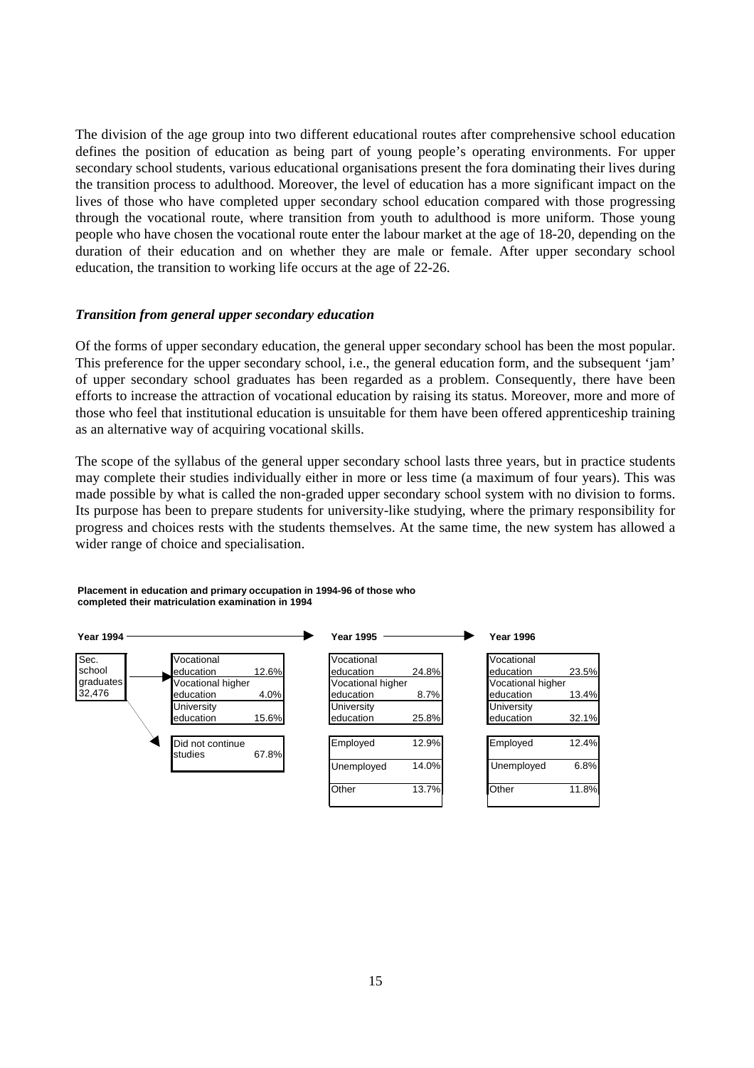The division of the age group into two different educational routes after comprehensive school education defines the position of education as being part of young people's operating environments. For upper secondary school students, various educational organisations present the fora dominating their lives during the transition process to adulthood. Moreover, the level of education has a more significant impact on the lives of those who have completed upper secondary school education compared with those progressing through the vocational route, where transition from youth to adulthood is more uniform. Those young people who have chosen the vocational route enter the labour market at the age of 18-20, depending on the duration of their education and on whether they are male or female. After upper secondary school education, the transition to working life occurs at the age of 22-26.

### *Transition from general upper secondary education*

Of the forms of upper secondary education, the general upper secondary school has been the most popular. This preference for the upper secondary school, i.e., the general education form, and the subsequent 'jam' of upper secondary school graduates has been regarded as a problem. Consequently, there have been efforts to increase the attraction of vocational education by raising its status. Moreover, more and more of those who feel that institutional education is unsuitable for them have been offered apprenticeship training as an alternative way of acquiring vocational skills.

The scope of the syllabus of the general upper secondary school lasts three years, but in practice students may complete their studies individually either in more or less time (a maximum of four years). This was made possible by what is called the non-graded upper secondary school system with no division to forms. Its purpose has been to prepare students for university-like studying, where the primary responsibility for progress and choices rests with the students themselves. At the same time, the new system has allowed a wider range of choice and specialisation.

**Placement in education and primary occupation in 1994-96 of those who completed their matriculation examination in 1994**

| Year 1994 | | Year 1995 | Year 1996 |
|---|---|---|---|
| Sec. school graduates 32,476 | Vocational education 12.6% | Vocational education 24.8% | Vocational education 23.5% |
| | Vocational higher education 4.0% | Vocational higher education 8.7% | Vocational higher education 13.4% |
| | University education 15.6% | University education 25.8% | University education 32.1% |
| | Did not continue studies 67.8% | Employed 12.9% | Employed 12.4% |
| | | Unemployed 14.0% | Unemployed 6.8% |
| | | Other 13.7% | Other 11.8% |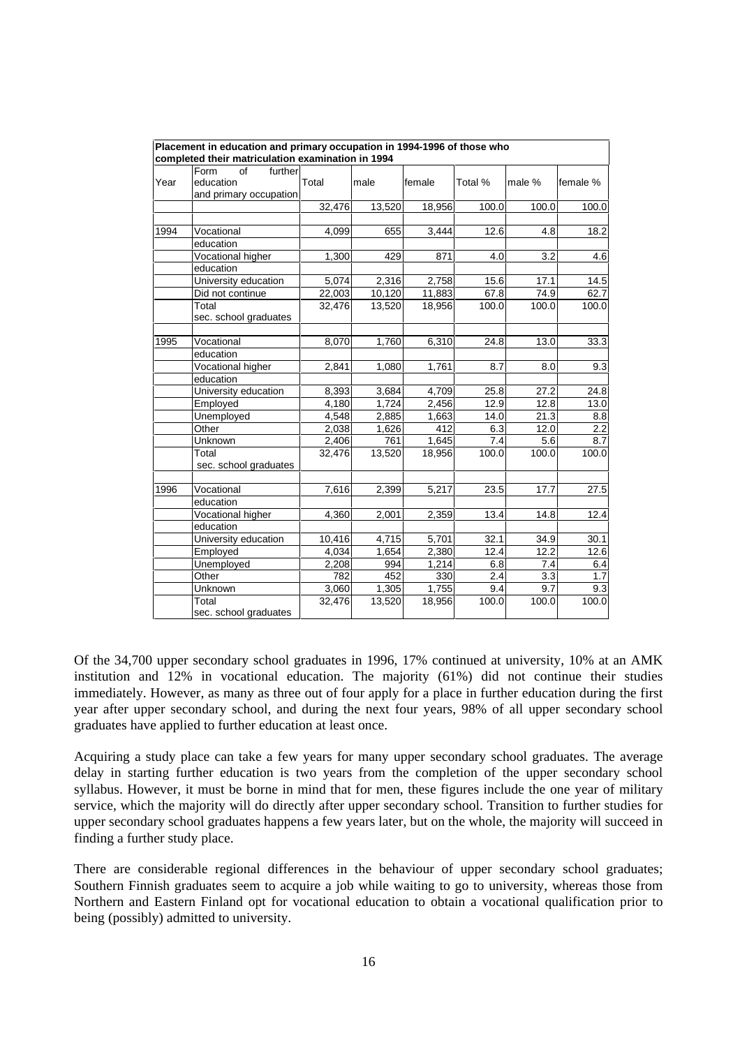| Placement in education and primary occupation in 1994-1996 of those who completed their matriculation examination in 1994 | | | | | | | |
|---|---|---|---|---|---|---|---|
| Year | Form of further education and primary occupation | Total | male | female | Total % | male % | female % |
| | | 32,476 | 13,520 | 18,956 | 100.0 | 100.0 | 100.0 |
| 1994 | Vocational education | 4,099 | 655 | 3,444 | 12.6 | 4.8 | 18.2 |
| | Vocational higher education | 1,300 | 429 | 871 | 4.0 | 3.2 | 4.6 |
| | University education | 5,074 | 2,316 | 2,758 | 15.6 | 17.1 | 14.5 |
| | Did not continue | 22,003 | 10,120 | 11,883 | 67.8 | 74.9 | 62.7 |
| | Total sec. school graduates | 32,476 | 13,520 | 18,956 | 100.0 | 100.0 | 100.0 |
| 1995 | Vocational education | 8,070 | 1,760 | 6,310 | 24.8 | 13.0 | 33.3 |
| | Vocational higher education | 2,841 | 1,080 | 1,761 | 8.7 | 8.0 | 9.3 |
| | University education | 8,393 | 3,684 | 4,709 | 25.8 | 27.2 | 24.8 |
| | Employed | 4,180 | 1,724 | 2,456 | 12.9 | 12.8 | 13.0 |
| | Unemployed | 4,548 | 2,885 | 1,663 | 14.0 | 21.3 | 8.8 |
| | Other | 2,038 | 1,626 | 412 | 6.3 | 12.0 | 2.2 |
| | Unknown | 2,406 | 761 | 1,645 | 7.4 | 5.6 | 8.7 |
| | Total sec. school graduates | 32,476 | 13,520 | 18,956 | 100.0 | 100.0 | 100.0 |
| 1996 | Vocational education | 7,616 | 2,399 | 5,217 | 23.5 | 17.7 | 27.5 |
| | Vocational higher education | 4,360 | 2,001 | 2,359 | 13.4 | 14.8 | 12.4 |
| | University education | 10,416 | 4,715 | 5,701 | 32.1 | 34.9 | 30.1 |
| | Employed | 4,034 | 1,654 | 2,380 | 12.4 | 12.2 | 12.6 |
| | Unemployed | 2,208 | 994 | 1,214 | 6.8 | 7.4 | 6.4 |
| | Other | 782 | 452 | 330 | 2.4 | 3.3 | 1.7 |
| | Unknown | 3,060 | 1,305 | 1,755 | 9.4 | 9.7 | 9.3 |
| | Total sec. school graduates | 32,476 | 13,520 | 18,956 | 100.0 | 100.0 | 100.0 |

Of the 34,700 upper secondary school graduates in 1996, 17% continued at university, 10% at an AMK institution and 12% in vocational education. The majority (61%) did not continue their studies immediately. However, as many as three out of four apply for a place in further education during the first year after upper secondary school, and during the next four years, 98% of all upper secondary school graduates have applied to further education at least once.

Acquiring a study place can take a few years for many upper secondary school graduates. The average delay in starting further education is two years from the completion of the upper secondary school syllabus. However, it must be borne in mind that for men, these figures include the one year of military service, which the majority will do directly after upper secondary school. Transition to further studies for upper secondary school graduates happens a few years later, but on the whole, the majority will succeed in finding a further study place.

There are considerable regional differences in the behaviour of upper secondary school graduates; Southern Finnish graduates seem to acquire a job while waiting to go to university, whereas those from Northern and Eastern Finland opt for vocational education to obtain a vocational qualification prior to being (possibly) admitted to university.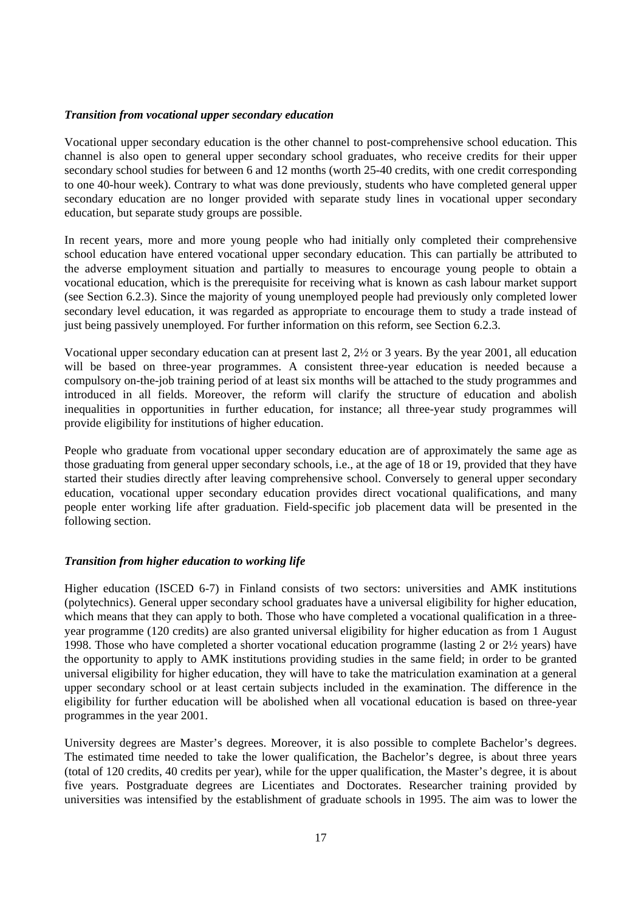***Transition from vocational upper secondary education***

Vocational upper secondary education is the other channel to post-comprehensive school education. This channel is also open to general upper secondary school graduates, who receive credits for their upper secondary school studies for between 6 and 12 months (worth 25-40 credits, with one credit corresponding to one 40-hour week). Contrary to what was done previously, students who have completed general upper secondary education are no longer provided with separate study lines in vocational upper secondary education, but separate study groups are possible.

In recent years, more and more young people who had initially only completed their comprehensive school education have entered vocational upper secondary education. This can partially be attributed to the adverse employment situation and partially to measures to encourage young people to obtain a vocational education, which is the prerequisite for receiving what is known as cash labour market support (see Section 6.2.3). Since the majority of young unemployed people had previously only completed lower secondary level education, it was regarded as appropriate to encourage them to study a trade instead of just being passively unemployed. For further information on this reform, see Section 6.2.3.

Vocational upper secondary education can at present last 2, 2½ or 3 years. By the year 2001, all education will be based on three-year programmes. A consistent three-year education is needed because a compulsory on-the-job training period of at least six months will be attached to the study programmes and introduced in all fields. Moreover, the reform will clarify the structure of education and abolish inequalities in opportunities in further education, for instance; all three-year study programmes will provide eligibility for institutions of higher education.

People who graduate from vocational upper secondary education are of approximately the same age as those graduating from general upper secondary schools, i.e., at the age of 18 or 19, provided that they have started their studies directly after leaving comprehensive school. Conversely to general upper secondary education, vocational upper secondary education provides direct vocational qualifications, and many people enter working life after graduation. Field-specific job placement data will be presented in the following section.

***Transition from higher education to working life***

Higher education (ISCED 6-7) in Finland consists of two sectors: universities and AMK institutions (polytechnics). General upper secondary school graduates have a universal eligibility for higher education, which means that they can apply to both. Those who have completed a vocational qualification in a three-year programme (120 credits) are also granted universal eligibility for higher education as from 1 August 1998. Those who have completed a shorter vocational education programme (lasting 2 or 2½ years) have the opportunity to apply to AMK institutions providing studies in the same field; in order to be granted universal eligibility for higher education, they will have to take the matriculation examination at a general upper secondary school or at least certain subjects included in the examination. The difference in the eligibility for further education will be abolished when all vocational education is based on three-year programmes in the year 2001.

University degrees are Master's degrees. Moreover, it is also possible to complete Bachelor's degrees. The estimated time needed to take the lower qualification, the Bachelor's degree, is about three years (total of 120 credits, 40 credits per year), while for the upper qualification, the Master's degree, it is about five years. Postgraduate degrees are Licentiates and Doctorates. Researcher training provided by universities was intensified by the establishment of graduate schools in 1995. The aim was to lower the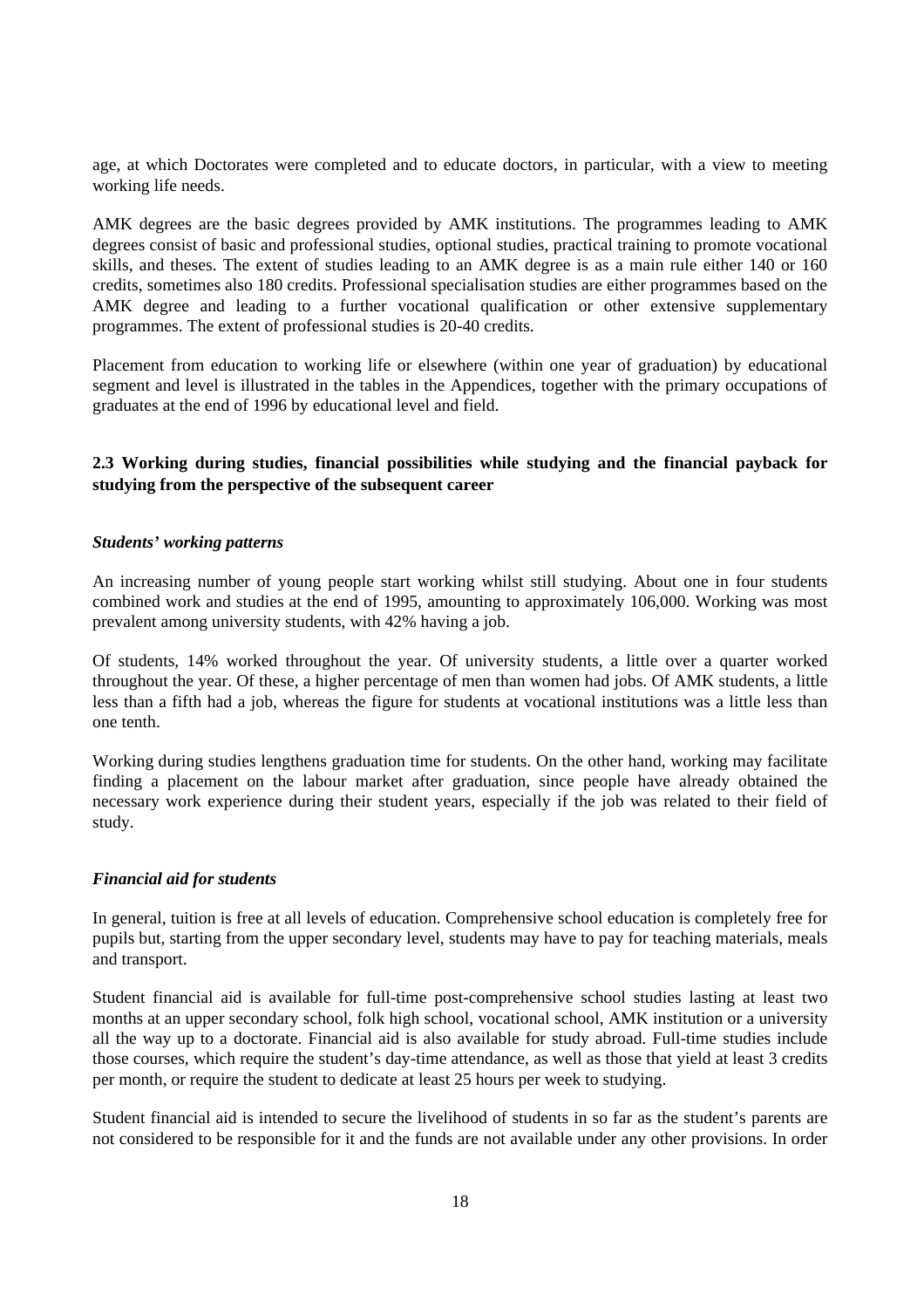age, at which Doctorates were completed and to educate doctors, in particular, with a view to meeting working life needs.

AMK degrees are the basic degrees provided by AMK institutions. The programmes leading to AMK degrees consist of basic and professional studies, optional studies, practical training to promote vocational skills, and theses. The extent of studies leading to an AMK degree is as a main rule either 140 or 160 credits, sometimes also 180 credits. Professional specialisation studies are either programmes based on the AMK degree and leading to a further vocational qualification or other extensive supplementary programmes. The extent of professional studies is 20-40 credits.

Placement from education to working life or elsewhere (within one year of graduation) by educational segment and level is illustrated in the tables in the Appendices, together with the primary occupations of graduates at the end of 1996 by educational level and field.

### 2.3 Working during studies, financial possibilities while studying and the financial payback for studying from the perspective of the subsequent career

#### *Students' working patterns*

An increasing number of young people start working whilst still studying. About one in four students combined work and studies at the end of 1995, amounting to approximately 106,000. Working was most prevalent among university students, with 42% having a job.

Of students, 14% worked throughout the year. Of university students, a little over a quarter worked throughout the year. Of these, a higher percentage of men than women had jobs. Of AMK students, a little less than a fifth had a job, whereas the figure for students at vocational institutions was a little less than one tenth.

Working during studies lengthens graduation time for students. On the other hand, working may facilitate finding a placement on the labour market after graduation, since people have already obtained the necessary work experience during their student years, especially if the job was related to their field of study.

#### *Financial aid for students*

In general, tuition is free at all levels of education. Comprehensive school education is completely free for pupils but, starting from the upper secondary level, students may have to pay for teaching materials, meals and transport.

Student financial aid is available for full-time post-comprehensive school studies lasting at least two months at an upper secondary school, folk high school, vocational school, AMK institution or a university all the way up to a doctorate. Financial aid is also available for study abroad. Full-time studies include those courses, which require the student's day-time attendance, as well as those that yield at least 3 credits per month, or require the student to dedicate at least 25 hours per week to studying.

Student financial aid is intended to secure the livelihood of students in so far as the student's parents are not considered to be responsible for it and the funds are not available under any other provisions. In order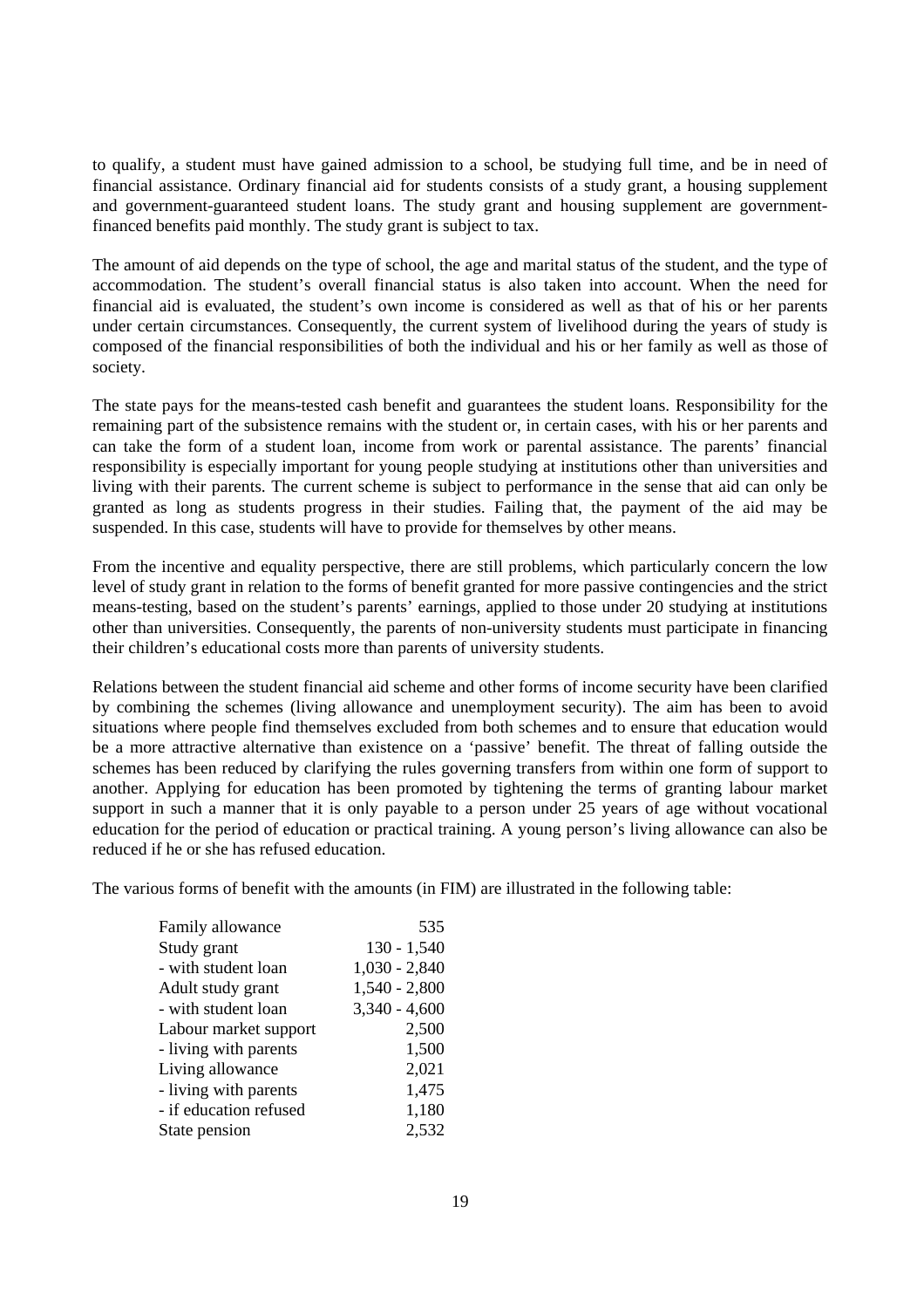to qualify, a student must have gained admission to a school, be studying full time, and be in need of financial assistance. Ordinary financial aid for students consists of a study grant, a housing supplement and government-guaranteed student loans. The study grant and housing supplement are government-financed benefits paid monthly. The study grant is subject to tax.

The amount of aid depends on the type of school, the age and marital status of the student, and the type of accommodation. The student's overall financial status is also taken into account. When the need for financial aid is evaluated, the student's own income is considered as well as that of his or her parents under certain circumstances. Consequently, the current system of livelihood during the years of study is composed of the financial responsibilities of both the individual and his or her family as well as those of society.

The state pays for the means-tested cash benefit and guarantees the student loans. Responsibility for the remaining part of the subsistence remains with the student or, in certain cases, with his or her parents and can take the form of a student loan, income from work or parental assistance. The parents' financial responsibility is especially important for young people studying at institutions other than universities and living with their parents. The current scheme is subject to performance in the sense that aid can only be granted as long as students progress in their studies. Failing that, the payment of the aid may be suspended. In this case, students will have to provide for themselves by other means.

From the incentive and equality perspective, there are still problems, which particularly concern the low level of study grant in relation to the forms of benefit granted for more passive contingencies and the strict means-testing, based on the student's parents' earnings, applied to those under 20 studying at institutions other than universities. Consequently, the parents of non-university students must participate in financing their children's educational costs more than parents of university students.

Relations between the student financial aid scheme and other forms of income security have been clarified by combining the schemes (living allowance and unemployment security). The aim has been to avoid situations where people find themselves excluded from both schemes and to ensure that education would be a more attractive alternative than existence on a 'passive' benefit. The threat of falling outside the schemes has been reduced by clarifying the rules governing transfers from within one form of support to another. Applying for education has been promoted by tightening the terms of granting labour market support in such a manner that it is only payable to a person under 25 years of age without vocational education for the period of education or practical training. A young person's living allowance can also be reduced if he or she has refused education.

The various forms of benefit with the amounts (in FIM) are illustrated in the following table:

| | |
|---|---:|
| Family allowance | 535 |
| Study grant | 130 - 1,540 |
| - with student loan | 1,030 - 2,840 |
| Adult study grant | 1,540 - 2,800 |
| - with student loan | 3,340 - 4,600 |
| Labour market support | 2,500 |
| - living with parents | 1,500 |
| Living allowance | 2,021 |
| - living with parents | 1,475 |
| - if education refused | 1,180 |
| State pension | 2,532 |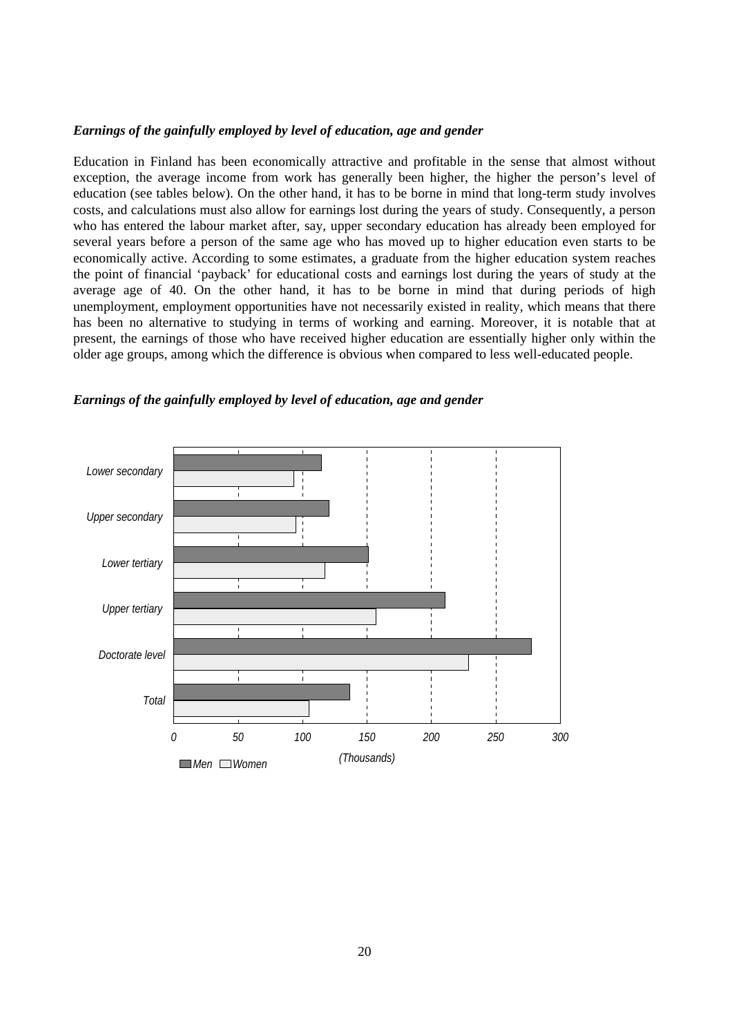***Earnings of the gainfully employed by level of education, age and gender***

Education in Finland has been economically attractive and profitable in the sense that almost without exception, the average income from work has generally been higher, the higher the person's level of education (see tables below). On the other hand, it has to be borne in mind that long-term study involves costs, and calculations must also allow for earnings lost during the years of study. Consequently, a person who has entered the labour market after, say, upper secondary education has already been employed for several years before a person of the same age who has moved up to higher education even starts to be economically active. According to some estimates, a graduate from the higher education system reaches the point of financial 'payback' for educational costs and earnings lost during the years of study at the average age of 40. On the other hand, it has to be borne in mind that during periods of high unemployment, employment opportunities have not necessarily existed in reality, which means that there has been no alternative to studying in terms of working and earning. Moreover, it is notable that at present, the earnings of those who have received higher education are essentially higher only within the older age groups, among which the difference is obvious when compared to less well-educated people.

***Earnings of the gainfully employed by level of education, age and gender***

*Lower secondary*
*Upper secondary*
*Lower tertiary*
*Upper tertiary*
*Doctorate level*
*Total*

*0 50 100 150 200 250 300*

*(Thousands)*

*Men Women*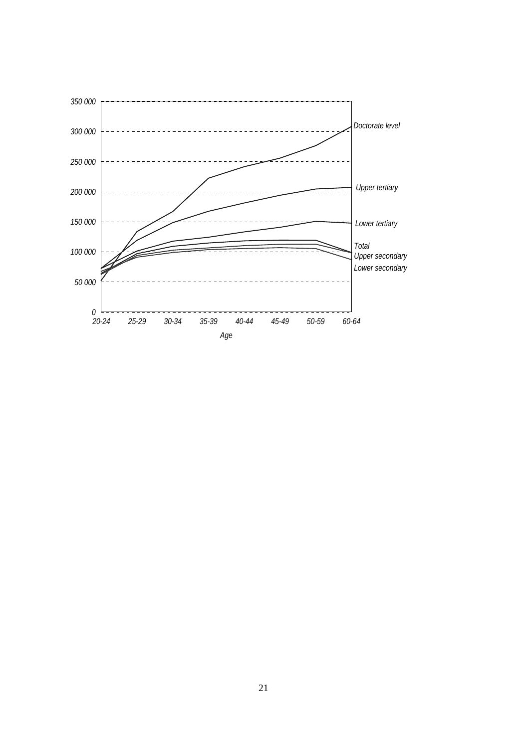350 000

300 000

250 000

200 000

150 000

100 000

50 000

0

20-24 25-29 30-34 35-39 40-44 45-49 50-59 60-64

*Age*

*Doctorate level*

*Upper tertiary*

*Lower tertiary*

*Total*

*Upper secondary*

*Lower secondary*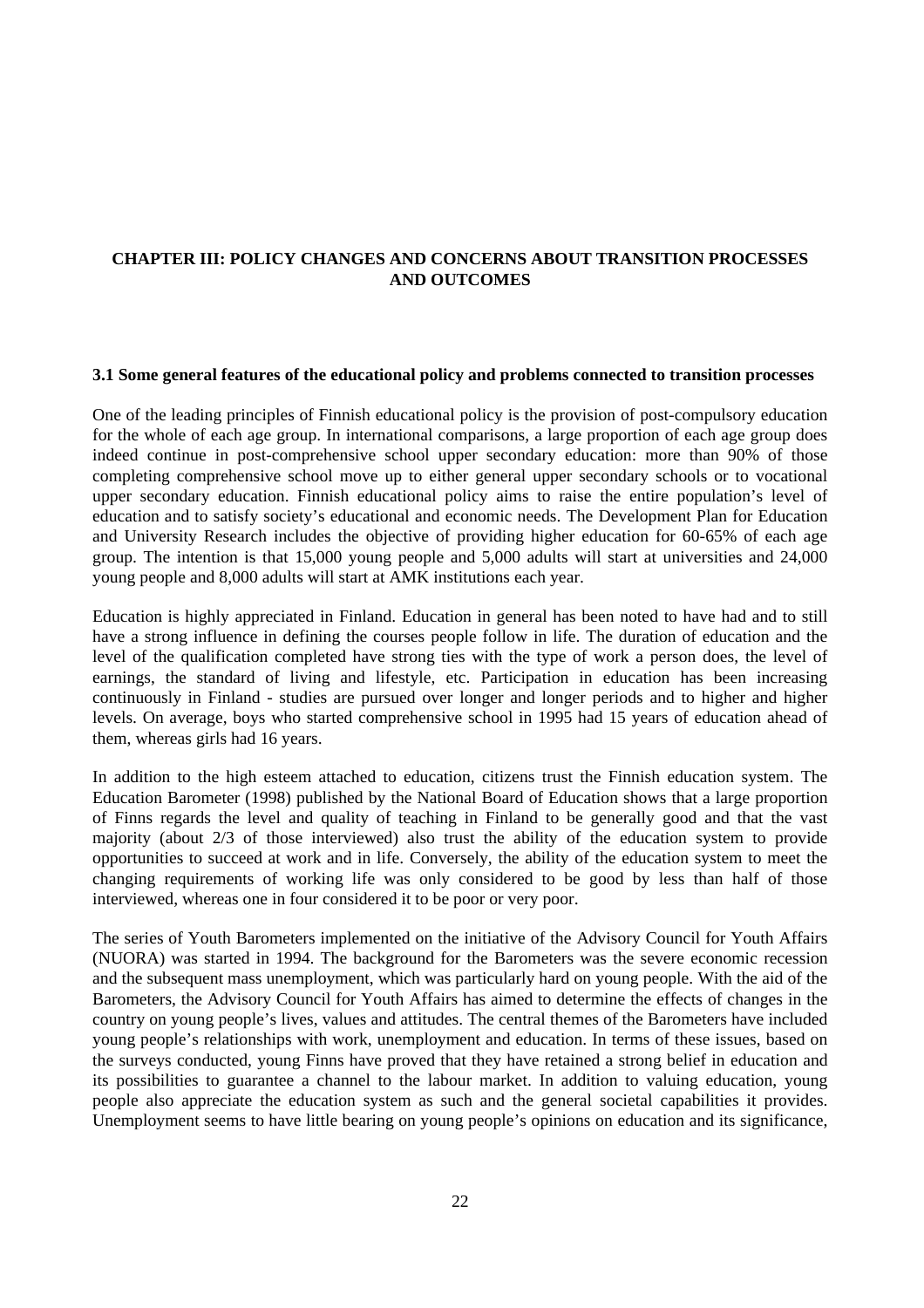# CHAPTER III: POLICY CHANGES AND CONCERNS ABOUT TRANSITION PROCESSES AND OUTCOMES

## 3.1 Some general features of the educational policy and problems connected to transition processes

One of the leading principles of Finnish educational policy is the provision of post-compulsory education for the whole of each age group. In international comparisons, a large proportion of each age group does indeed continue in post-comprehensive school upper secondary education: more than 90% of those completing comprehensive school move up to either general upper secondary schools or to vocational upper secondary education. Finnish educational policy aims to raise the entire population's level of education and to satisfy society's educational and economic needs. The Development Plan for Education and University Research includes the objective of providing higher education for 60-65% of each age group. The intention is that 15,000 young people and 5,000 adults will start at universities and 24,000 young people and 8,000 adults will start at AMK institutions each year.

Education is highly appreciated in Finland. Education in general has been noted to have had and to still have a strong influence in defining the courses people follow in life. The duration of education and the level of the qualification completed have strong ties with the type of work a person does, the level of earnings, the standard of living and lifestyle, etc. Participation in education has been increasing continuously in Finland - studies are pursued over longer and longer periods and to higher and higher levels. On average, boys who started comprehensive school in 1995 had 15 years of education ahead of them, whereas girls had 16 years.

In addition to the high esteem attached to education, citizens trust the Finnish education system. The Education Barometer (1998) published by the National Board of Education shows that a large proportion of Finns regards the level and quality of teaching in Finland to be generally good and that the vast majority (about 2/3 of those interviewed) also trust the ability of the education system to provide opportunities to succeed at work and in life. Conversely, the ability of the education system to meet the changing requirements of working life was only considered to be good by less than half of those interviewed, whereas one in four considered it to be poor or very poor.

The series of Youth Barometers implemented on the initiative of the Advisory Council for Youth Affairs (NUORA) was started in 1994. The background for the Barometers was the severe economic recession and the subsequent mass unemployment, which was particularly hard on young people. With the aid of the Barometers, the Advisory Council for Youth Affairs has aimed to determine the effects of changes in the country on young people's lives, values and attitudes. The central themes of the Barometers have included young people's relationships with work, unemployment and education. In terms of these issues, based on the surveys conducted, young Finns have proved that they have retained a strong belief in education and its possibilities to guarantee a channel to the labour market. In addition to valuing education, young people also appreciate the education system as such and the general societal capabilities it provides. Unemployment seems to have little bearing on young people's opinions on education and its significance,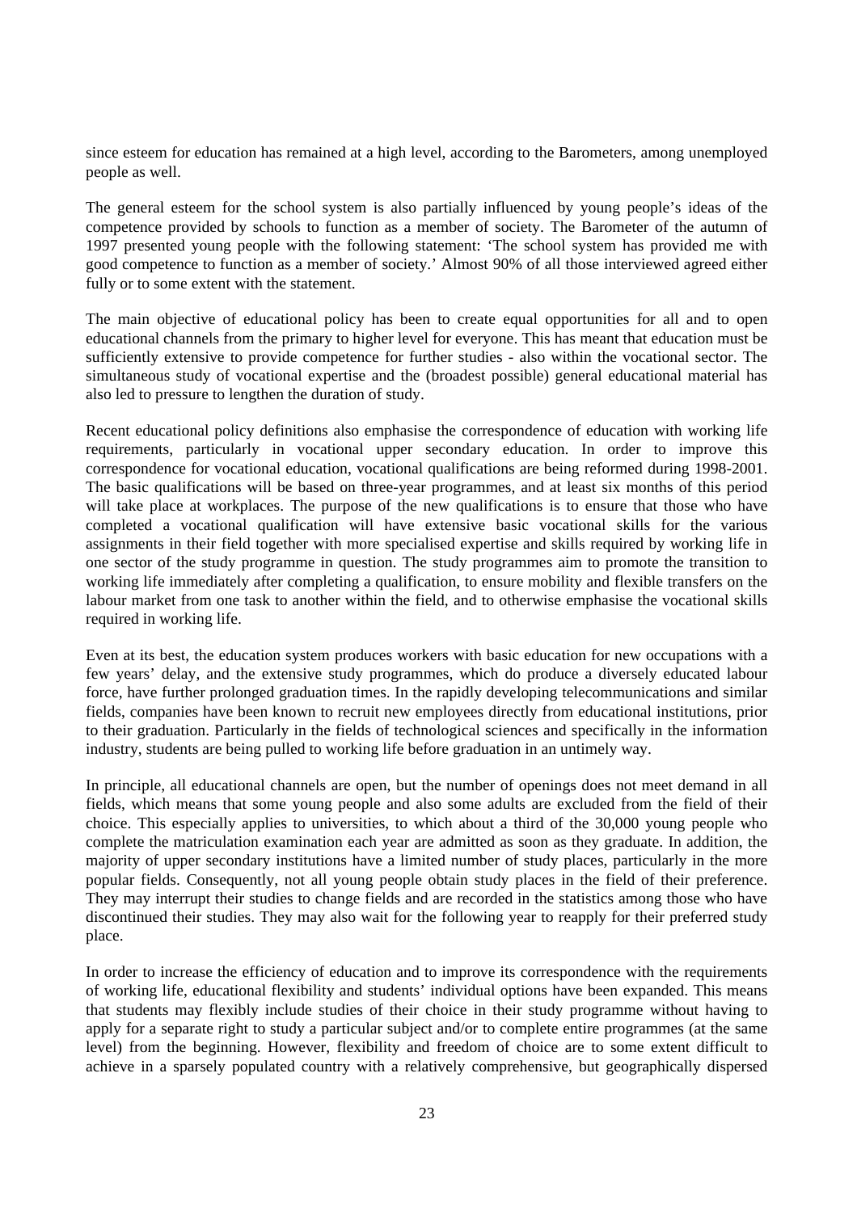since esteem for education has remained at a high level, according to the Barometers, among unemployed people as well.

The general esteem for the school system is also partially influenced by young people's ideas of the competence provided by schools to function as a member of society. The Barometer of the autumn of 1997 presented young people with the following statement: 'The school system has provided me with good competence to function as a member of society.' Almost 90% of all those interviewed agreed either fully or to some extent with the statement.

The main objective of educational policy has been to create equal opportunities for all and to open educational channels from the primary to higher level for everyone. This has meant that education must be sufficiently extensive to provide competence for further studies - also within the vocational sector. The simultaneous study of vocational expertise and the (broadest possible) general educational material has also led to pressure to lengthen the duration of study.

Recent educational policy definitions also emphasise the correspondence of education with working life requirements, particularly in vocational upper secondary education. In order to improve this correspondence for vocational education, vocational qualifications are being reformed during 1998-2001. The basic qualifications will be based on three-year programmes, and at least six months of this period will take place at workplaces. The purpose of the new qualifications is to ensure that those who have completed a vocational qualification will have extensive basic vocational skills for the various assignments in their field together with more specialised expertise and skills required by working life in one sector of the study programme in question. The study programmes aim to promote the transition to working life immediately after completing a qualification, to ensure mobility and flexible transfers on the labour market from one task to another within the field, and to otherwise emphasise the vocational skills required in working life.

Even at its best, the education system produces workers with basic education for new occupations with a few years' delay, and the extensive study programmes, which do produce a diversely educated labour force, have further prolonged graduation times. In the rapidly developing telecommunications and similar fields, companies have been known to recruit new employees directly from educational institutions, prior to their graduation. Particularly in the fields of technological sciences and specifically in the information industry, students are being pulled to working life before graduation in an untimely way.

In principle, all educational channels are open, but the number of openings does not meet demand in all fields, which means that some young people and also some adults are excluded from the field of their choice. This especially applies to universities, to which about a third of the 30,000 young people who complete the matriculation examination each year are admitted as soon as they graduate. In addition, the majority of upper secondary institutions have a limited number of study places, particularly in the more popular fields. Consequently, not all young people obtain study places in the field of their preference. They may interrupt their studies to change fields and are recorded in the statistics among those who have discontinued their studies. They may also wait for the following year to reapply for their preferred study place.

In order to increase the efficiency of education and to improve its correspondence with the requirements of working life, educational flexibility and students' individual options have been expanded. This means that students may flexibly include studies of their choice in their study programme without having to apply for a separate right to study a particular subject and/or to complete entire programmes (at the same level) from the beginning. However, flexibility and freedom of choice are to some extent difficult to achieve in a sparsely populated country with a relatively comprehensive, but geographically dispersed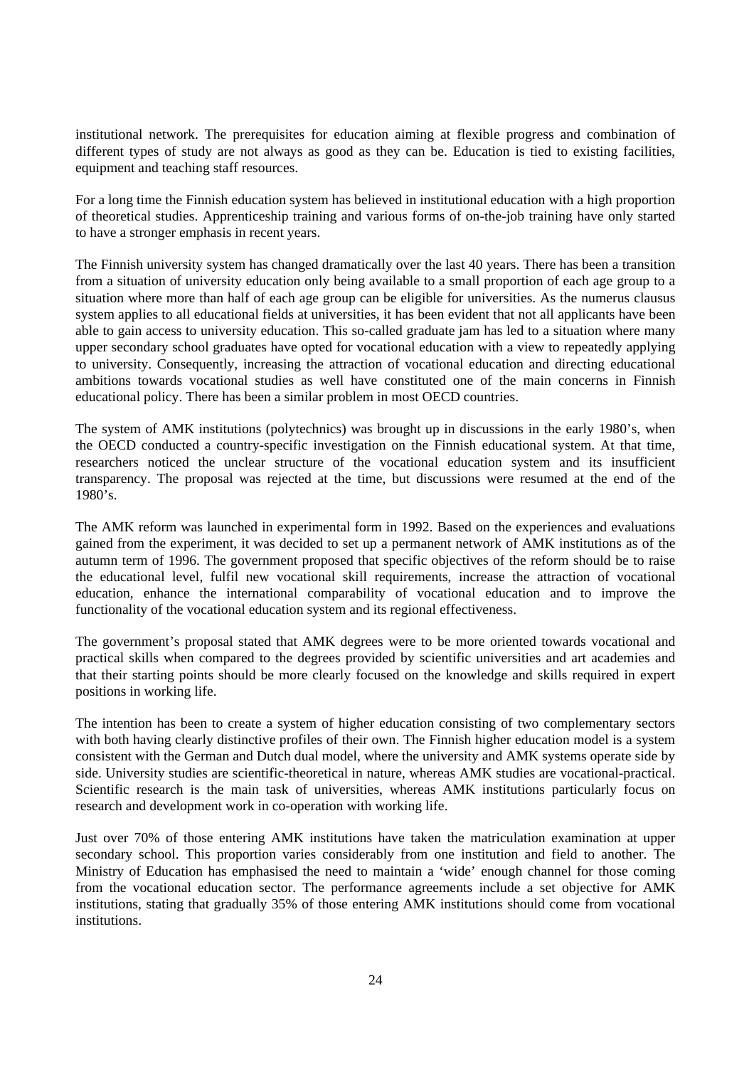institutional network. The prerequisites for education aiming at flexible progress and combination of different types of study are not always as good as they can be. Education is tied to existing facilities, equipment and teaching staff resources.

For a long time the Finnish education system has believed in institutional education with a high proportion of theoretical studies. Apprenticeship training and various forms of on-the-job training have only started to have a stronger emphasis in recent years.

The Finnish university system has changed dramatically over the last 40 years. There has been a transition from a situation of university education only being available to a small proportion of each age group to a situation where more than half of each age group can be eligible for universities. As the numerus clausus system applies to all educational fields at universities, it has been evident that not all applicants have been able to gain access to university education. This so-called graduate jam has led to a situation where many upper secondary school graduates have opted for vocational education with a view to repeatedly applying to university. Consequently, increasing the attraction of vocational education and directing educational ambitions towards vocational studies as well have constituted one of the main concerns in Finnish educational policy. There has been a similar problem in most OECD countries.

The system of AMK institutions (polytechnics) was brought up in discussions in the early 1980's, when the OECD conducted a country-specific investigation on the Finnish educational system. At that time, researchers noticed the unclear structure of the vocational education system and its insufficient transparency. The proposal was rejected at the time, but discussions were resumed at the end of the 1980's.

The AMK reform was launched in experimental form in 1992. Based on the experiences and evaluations gained from the experiment, it was decided to set up a permanent network of AMK institutions as of the autumn term of 1996. The government proposed that specific objectives of the reform should be to raise the educational level, fulfil new vocational skill requirements, increase the attraction of vocational education, enhance the international comparability of vocational education and to improve the functionality of the vocational education system and its regional effectiveness.

The government's proposal stated that AMK degrees were to be more oriented towards vocational and practical skills when compared to the degrees provided by scientific universities and art academies and that their starting points should be more clearly focused on the knowledge and skills required in expert positions in working life.

The intention has been to create a system of higher education consisting of two complementary sectors with both having clearly distinctive profiles of their own. The Finnish higher education model is a system consistent with the German and Dutch dual model, where the university and AMK systems operate side by side. University studies are scientific-theoretical in nature, whereas AMK studies are vocational-practical. Scientific research is the main task of universities, whereas AMK institutions particularly focus on research and development work in co-operation with working life.

Just over 70% of those entering AMK institutions have taken the matriculation examination at upper secondary school. This proportion varies considerably from one institution and field to another. The Ministry of Education has emphasised the need to maintain a 'wide' enough channel for those coming from the vocational education sector. The performance agreements include a set objective for AMK institutions, stating that gradually 35% of those entering AMK institutions should come from vocational institutions.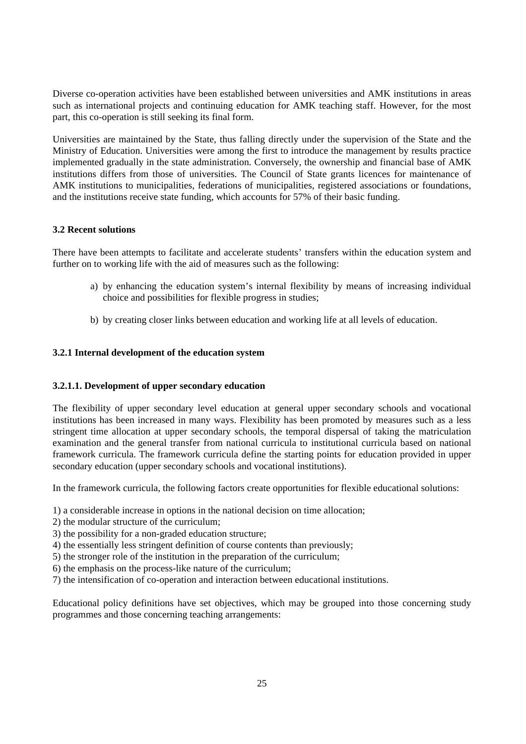Diverse co-operation activities have been established between universities and AMK institutions in areas such as international projects and continuing education for AMK teaching staff. However, for the most part, this co-operation is still seeking its final form.

Universities are maintained by the State, thus falling directly under the supervision of the State and the Ministry of Education. Universities were among the first to introduce the management by results practice implemented gradually in the state administration. Conversely, the ownership and financial base of AMK institutions differs from those of universities. The Council of State grants licences for maintenance of AMK institutions to municipalities, federations of municipalities, registered associations or foundations, and the institutions receive state funding, which accounts for 57% of their basic funding.

### 3.2 Recent solutions

There have been attempts to facilitate and accelerate students' transfers within the education system and further on to working life with the aid of measures such as the following:

a) by enhancing the education system's internal flexibility by means of increasing individual choice and possibilities for flexible progress in studies;

b) by creating closer links between education and working life at all levels of education.

#### 3.2.1 Internal development of the education system

##### 3.2.1.1. Development of upper secondary education

The flexibility of upper secondary level education at general upper secondary schools and vocational institutions has been increased in many ways. Flexibility has been promoted by measures such as a less stringent time allocation at upper secondary schools, the temporal dispersal of taking the matriculation examination and the general transfer from national curricula to institutional curricula based on national framework curricula. The framework curricula define the starting points for education provided in upper secondary education (upper secondary schools and vocational institutions).

In the framework curricula, the following factors create opportunities for flexible educational solutions:

1) a considerable increase in options in the national decision on time allocation;
2) the modular structure of the curriculum;
3) the possibility for a non-graded education structure;
4) the essentially less stringent definition of course contents than previously;
5) the stronger role of the institution in the preparation of the curriculum;
6) the emphasis on the process-like nature of the curriculum;
7) the intensification of co-operation and interaction between educational institutions.

Educational policy definitions have set objectives, which may be grouped into those concerning study programmes and those concerning teaching arrangements: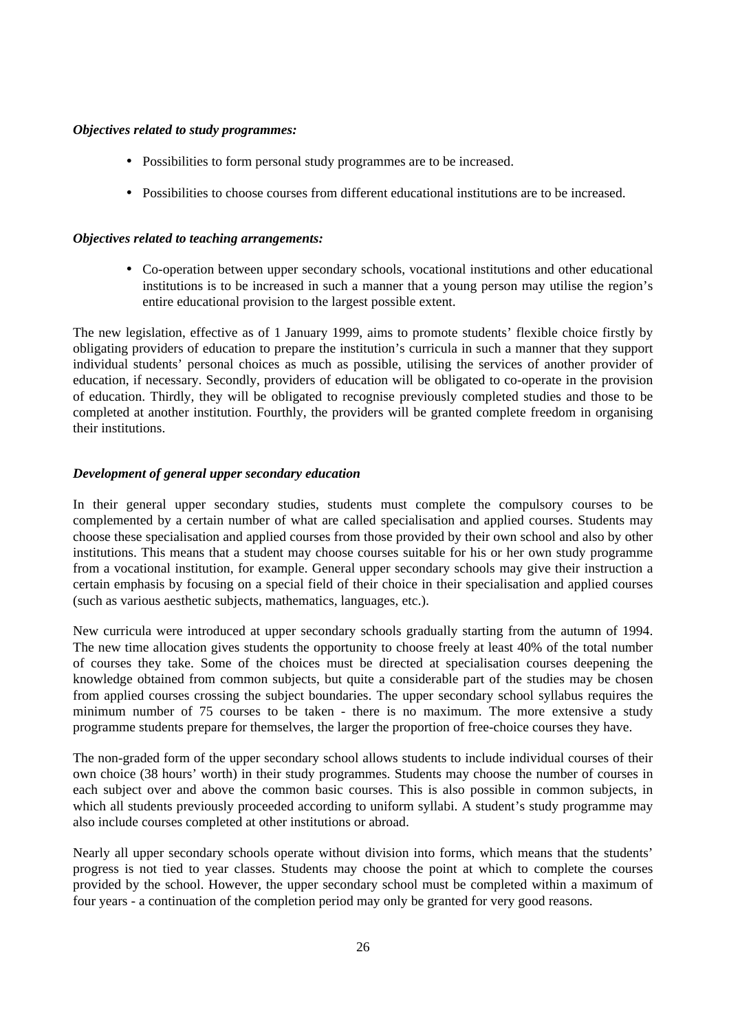***Objectives related to study programmes:***

- Possibilities to form personal study programmes are to be increased.
- Possibilities to choose courses from different educational institutions are to be increased.

***Objectives related to teaching arrangements:***

- Co-operation between upper secondary schools, vocational institutions and other educational institutions is to be increased in such a manner that a young person may utilise the region's entire educational provision to the largest possible extent.

The new legislation, effective as of 1 January 1999, aims to promote students' flexible choice firstly by obligating providers of education to prepare the institution's curricula in such a manner that they support individual students' personal choices as much as possible, utilising the services of another provider of education, if necessary. Secondly, providers of education will be obligated to co-operate in the provision of education. Thirdly, they will be obligated to recognise previously completed studies and those to be completed at another institution. Fourthly, the providers will be granted complete freedom in organising their institutions.

***Development of general upper secondary education***

In their general upper secondary studies, students must complete the compulsory courses to be complemented by a certain number of what are called specialisation and applied courses. Students may choose these specialisation and applied courses from those provided by their own school and also by other institutions. This means that a student may choose courses suitable for his or her own study programme from a vocational institution, for example. General upper secondary schools may give their instruction a certain emphasis by focusing on a special field of their choice in their specialisation and applied courses (such as various aesthetic subjects, mathematics, languages, etc.).

New curricula were introduced at upper secondary schools gradually starting from the autumn of 1994. The new time allocation gives students the opportunity to choose freely at least 40% of the total number of courses they take. Some of the choices must be directed at specialisation courses deepening the knowledge obtained from common subjects, but quite a considerable part of the studies may be chosen from applied courses crossing the subject boundaries. The upper secondary school syllabus requires the minimum number of 75 courses to be taken - there is no maximum. The more extensive a study programme students prepare for themselves, the larger the proportion of free-choice courses they have.

The non-graded form of the upper secondary school allows students to include individual courses of their own choice (38 hours' worth) in their study programmes. Students may choose the number of courses in each subject over and above the common basic courses. This is also possible in common subjects, in which all students previously proceeded according to uniform syllabi. A student's study programme may also include courses completed at other institutions or abroad.

Nearly all upper secondary schools operate without division into forms, which means that the students' progress is not tied to year classes. Students may choose the point at which to complete the courses provided by the school. However, the upper secondary school must be completed within a maximum of four years - a continuation of the completion period may only be granted for very good reasons.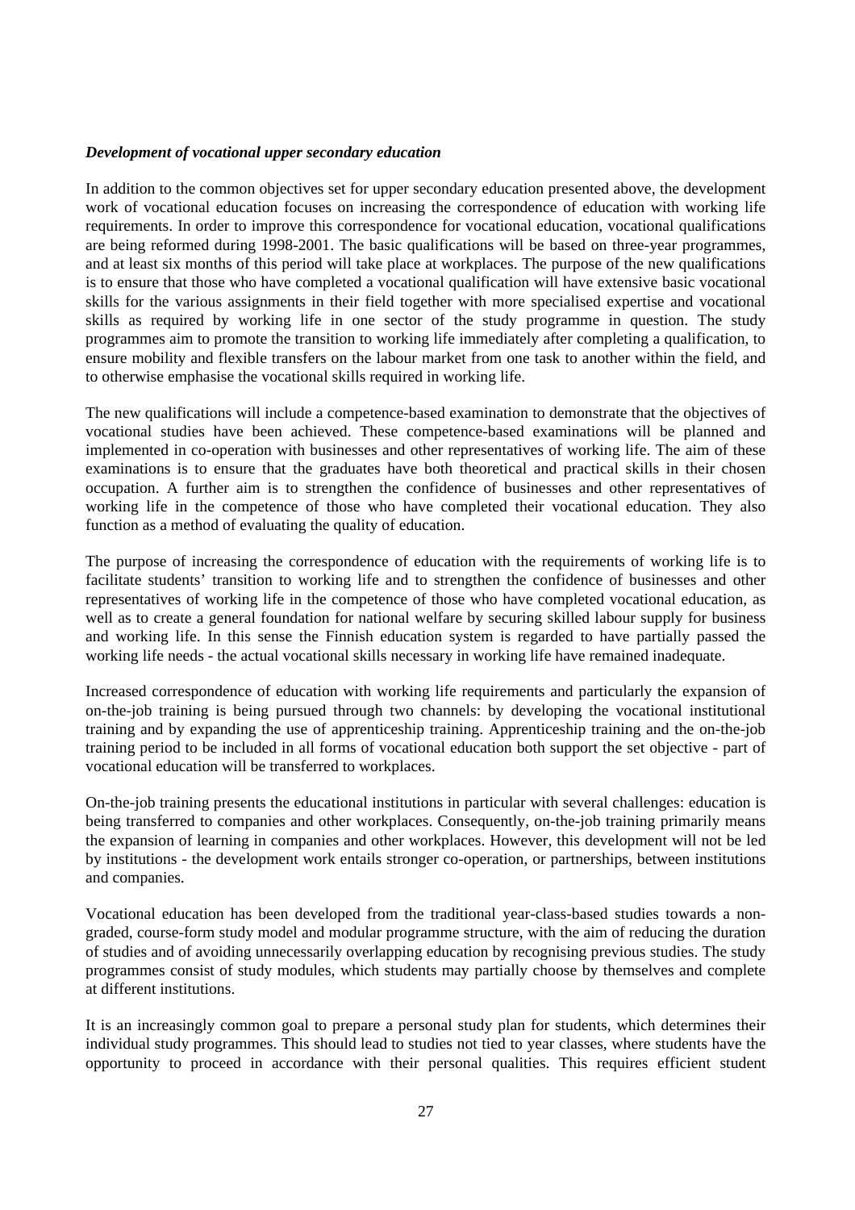***Development of vocational upper secondary education***

In addition to the common objectives set for upper secondary education presented above, the development work of vocational education focuses on increasing the correspondence of education with working life requirements. In order to improve this correspondence for vocational education, vocational qualifications are being reformed during 1998-2001. The basic qualifications will be based on three-year programmes, and at least six months of this period will take place at workplaces. The purpose of the new qualifications is to ensure that those who have completed a vocational qualification will have extensive basic vocational skills for the various assignments in their field together with more specialised expertise and vocational skills as required by working life in one sector of the study programme in question. The study programmes aim to promote the transition to working life immediately after completing a qualification, to ensure mobility and flexible transfers on the labour market from one task to another within the field, and to otherwise emphasise the vocational skills required in working life.

The new qualifications will include a competence-based examination to demonstrate that the objectives of vocational studies have been achieved. These competence-based examinations will be planned and implemented in co-operation with businesses and other representatives of working life. The aim of these examinations is to ensure that the graduates have both theoretical and practical skills in their chosen occupation. A further aim is to strengthen the confidence of businesses and other representatives of working life in the competence of those who have completed their vocational education. They also function as a method of evaluating the quality of education.

The purpose of increasing the correspondence of education with the requirements of working life is to facilitate students' transition to working life and to strengthen the confidence of businesses and other representatives of working life in the competence of those who have completed vocational education, as well as to create a general foundation for national welfare by securing skilled labour supply for business and working life. In this sense the Finnish education system is regarded to have partially passed the working life needs - the actual vocational skills necessary in working life have remained inadequate.

Increased correspondence of education with working life requirements and particularly the expansion of on-the-job training is being pursued through two channels: by developing the vocational institutional training and by expanding the use of apprenticeship training. Apprenticeship training and the on-the-job training period to be included in all forms of vocational education both support the set objective - part of vocational education will be transferred to workplaces.

On-the-job training presents the educational institutions in particular with several challenges: education is being transferred to companies and other workplaces. Consequently, on-the-job training primarily means the expansion of learning in companies and other workplaces. However, this development will not be led by institutions - the development work entails stronger co-operation, or partnerships, between institutions and companies.

Vocational education has been developed from the traditional year-class-based studies towards a non-graded, course-form study model and modular programme structure, with the aim of reducing the duration of studies and of avoiding unnecessarily overlapping education by recognising previous studies. The study programmes consist of study modules, which students may partially choose by themselves and complete at different institutions.

It is an increasingly common goal to prepare a personal study plan for students, which determines their individual study programmes. This should lead to studies not tied to year classes, where students have the opportunity to proceed in accordance with their personal qualities. This requires efficient student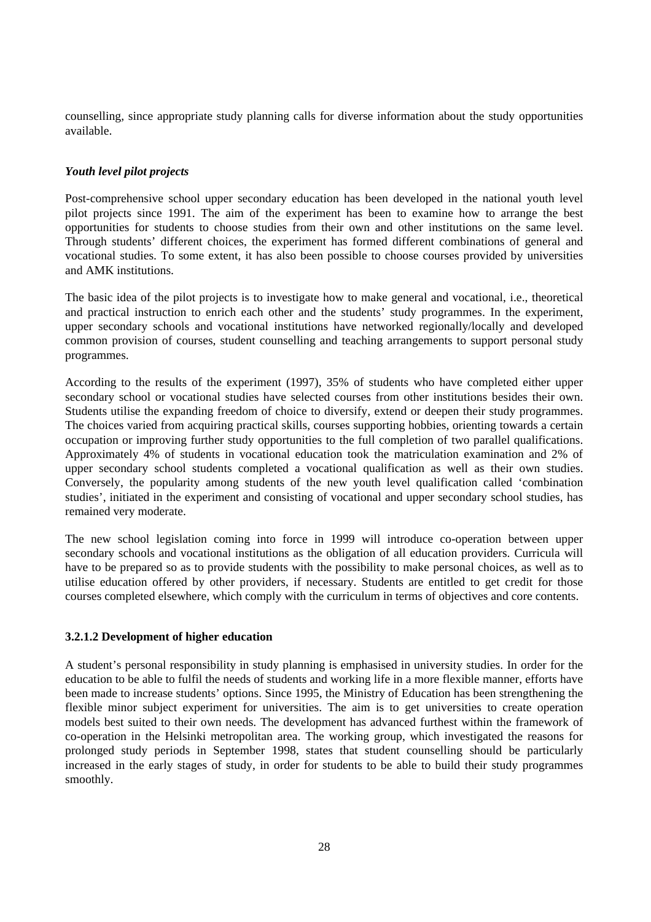counselling, since appropriate study planning calls for diverse information about the study opportunities available.

### *Youth level pilot projects*

Post-comprehensive school upper secondary education has been developed in the national youth level pilot projects since 1991. The aim of the experiment has been to examine how to arrange the best opportunities for students to choose studies from their own and other institutions on the same level. Through students' different choices, the experiment has formed different combinations of general and vocational studies. To some extent, it has also been possible to choose courses provided by universities and AMK institutions.

The basic idea of the pilot projects is to investigate how to make general and vocational, i.e., theoretical and practical instruction to enrich each other and the students' study programmes. In the experiment, upper secondary schools and vocational institutions have networked regionally/locally and developed common provision of courses, student counselling and teaching arrangements to support personal study programmes.

According to the results of the experiment (1997), 35% of students who have completed either upper secondary school or vocational studies have selected courses from other institutions besides their own. Students utilise the expanding freedom of choice to diversify, extend or deepen their study programmes. The choices varied from acquiring practical skills, courses supporting hobbies, orienting towards a certain occupation or improving further study opportunities to the full completion of two parallel qualifications. Approximately 4% of students in vocational education took the matriculation examination and 2% of upper secondary school students completed a vocational qualification as well as their own studies. Conversely, the popularity among students of the new youth level qualification called 'combination studies', initiated in the experiment and consisting of vocational and upper secondary school studies, has remained very moderate.

The new school legislation coming into force in 1999 will introduce co-operation between upper secondary schools and vocational institutions as the obligation of all education providers. Curricula will have to be prepared so as to provide students with the possibility to make personal choices, as well as to utilise education offered by other providers, if necessary. Students are entitled to get credit for those courses completed elsewhere, which comply with the curriculum in terms of objectives and core contents.

#### 3.2.1.2 Development of higher education

A student's personal responsibility in study planning is emphasised in university studies. In order for the education to be able to fulfil the needs of students and working life in a more flexible manner, efforts have been made to increase students' options. Since 1995, the Ministry of Education has been strengthening the flexible minor subject experiment for universities. The aim is to get universities to create operation models best suited to their own needs. The development has advanced furthest within the framework of co-operation in the Helsinki metropolitan area. The working group, which investigated the reasons for prolonged study periods in September 1998, states that student counselling should be particularly increased in the early stages of study, in order for students to be able to build their study programmes smoothly.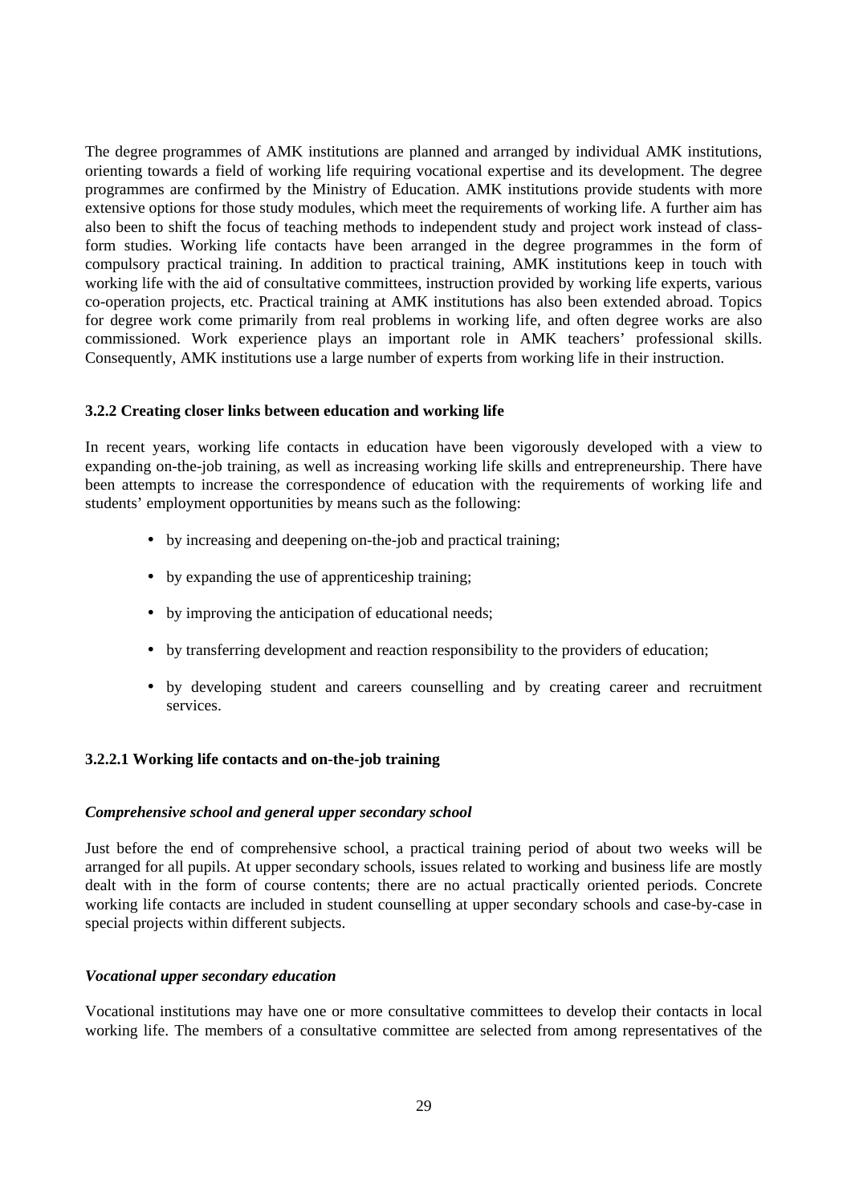The degree programmes of AMK institutions are planned and arranged by individual AMK institutions, orienting towards a field of working life requiring vocational expertise and its development. The degree programmes are confirmed by the Ministry of Education. AMK institutions provide students with more extensive options for those study modules, which meet the requirements of working life. A further aim has also been to shift the focus of teaching methods to independent study and project work instead of class-form studies. Working life contacts have been arranged in the degree programmes in the form of compulsory practical training. In addition to practical training, AMK institutions keep in touch with working life with the aid of consultative committees, instruction provided by working life experts, various co-operation projects, etc. Practical training at AMK institutions has also been extended abroad. Topics for degree work come primarily from real problems in working life, and often degree works are also commissioned. Work experience plays an important role in AMK teachers' professional skills. Consequently, AMK institutions use a large number of experts from working life in their instruction.

### 3.2.2 Creating closer links between education and working life

In recent years, working life contacts in education have been vigorously developed with a view to expanding on-the-job training, as well as increasing working life skills and entrepreneurship. There have been attempts to increase the correspondence of education with the requirements of working life and students' employment opportunities by means such as the following:

- by increasing and deepening on-the-job and practical training;
- by expanding the use of apprenticeship training;
- by improving the anticipation of educational needs;
- by transferring development and reaction responsibility to the providers of education;
- by developing student and careers counselling and by creating career and recruitment services.

#### 3.2.2.1 Working life contacts and on-the-job training

***Comprehensive school and general upper secondary school***

Just before the end of comprehensive school, a practical training period of about two weeks will be arranged for all pupils. At upper secondary schools, issues related to working and business life are mostly dealt with in the form of course contents; there are no actual practically oriented periods. Concrete working life contacts are included in student counselling at upper secondary schools and case-by-case in special projects within different subjects.

***Vocational upper secondary education***

Vocational institutions may have one or more consultative committees to develop their contacts in local working life. The members of a consultative committee are selected from among representatives of the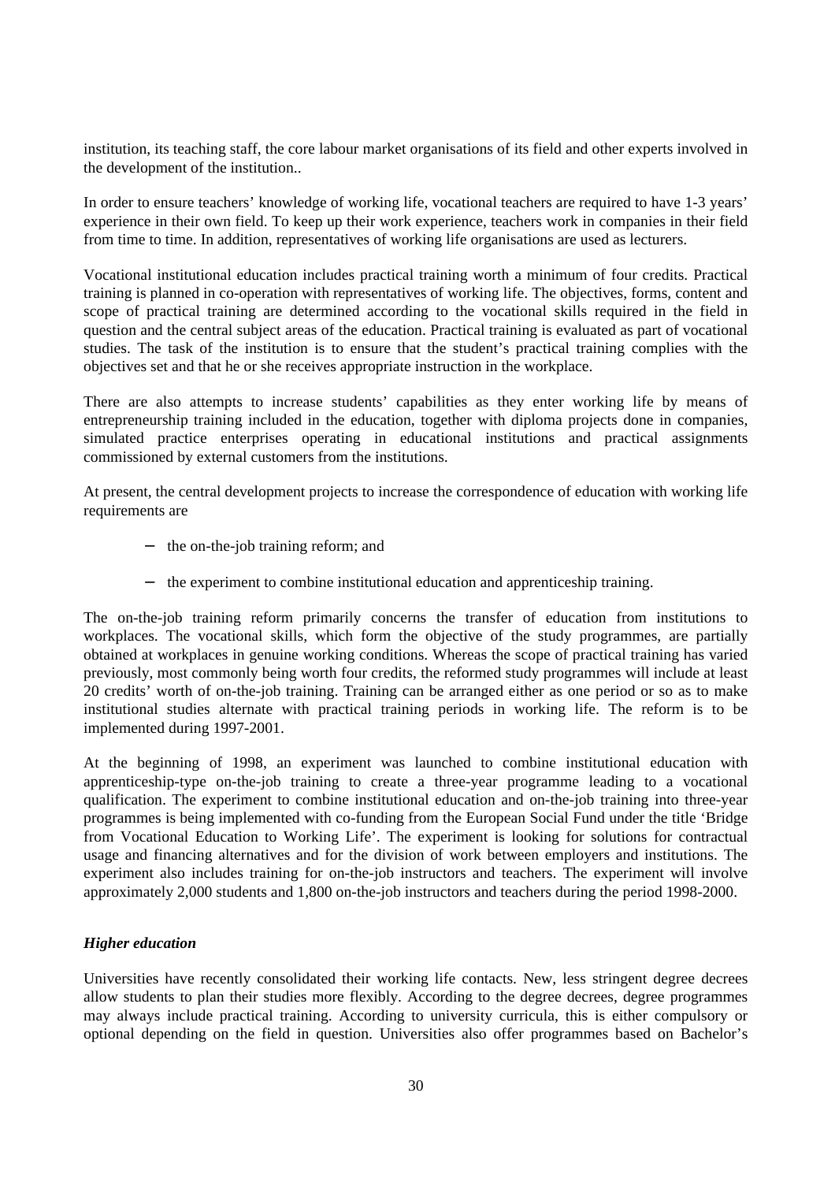institution, its teaching staff, the core labour market organisations of its field and other experts involved in the development of the institution..

In order to ensure teachers' knowledge of working life, vocational teachers are required to have 1-3 years' experience in their own field. To keep up their work experience, teachers work in companies in their field from time to time. In addition, representatives of working life organisations are used as lecturers.

Vocational institutional education includes practical training worth a minimum of four credits. Practical training is planned in co-operation with representatives of working life. The objectives, forms, content and scope of practical training are determined according to the vocational skills required in the field in question and the central subject areas of the education. Practical training is evaluated as part of vocational studies. The task of the institution is to ensure that the student's practical training complies with the objectives set and that he or she receives appropriate instruction in the workplace.

There are also attempts to increase students' capabilities as they enter working life by means of entrepreneurship training included in the education, together with diploma projects done in companies, simulated practice enterprises operating in educational institutions and practical assignments commissioned by external customers from the institutions.

At present, the central development projects to increase the correspondence of education with working life requirements are

- the on-the-job training reform; and
- the experiment to combine institutional education and apprenticeship training.

The on-the-job training reform primarily concerns the transfer of education from institutions to workplaces. The vocational skills, which form the objective of the study programmes, are partially obtained at workplaces in genuine working conditions. Whereas the scope of practical training has varied previously, most commonly being worth four credits, the reformed study programmes will include at least 20 credits' worth of on-the-job training. Training can be arranged either as one period or so as to make institutional studies alternate with practical training periods in working life. The reform is to be implemented during 1997-2001.

At the beginning of 1998, an experiment was launched to combine institutional education with apprenticeship-type on-the-job training to create a three-year programme leading to a vocational qualification. The experiment to combine institutional education and on-the-job training into three-year programmes is being implemented with co-funding from the European Social Fund under the title 'Bridge from Vocational Education to Working Life'. The experiment is looking for solutions for contractual usage and financing alternatives and for the division of work between employers and institutions. The experiment also includes training for on-the-job instructors and teachers. The experiment will involve approximately 2,000 students and 1,800 on-the-job instructors and teachers during the period 1998-2000.

***Higher education***

Universities have recently consolidated their working life contacts. New, less stringent degree decrees allow students to plan their studies more flexibly. According to the degree decrees, degree programmes may always include practical training. According to university curricula, this is either compulsory or optional depending on the field in question. Universities also offer programmes based on Bachelor's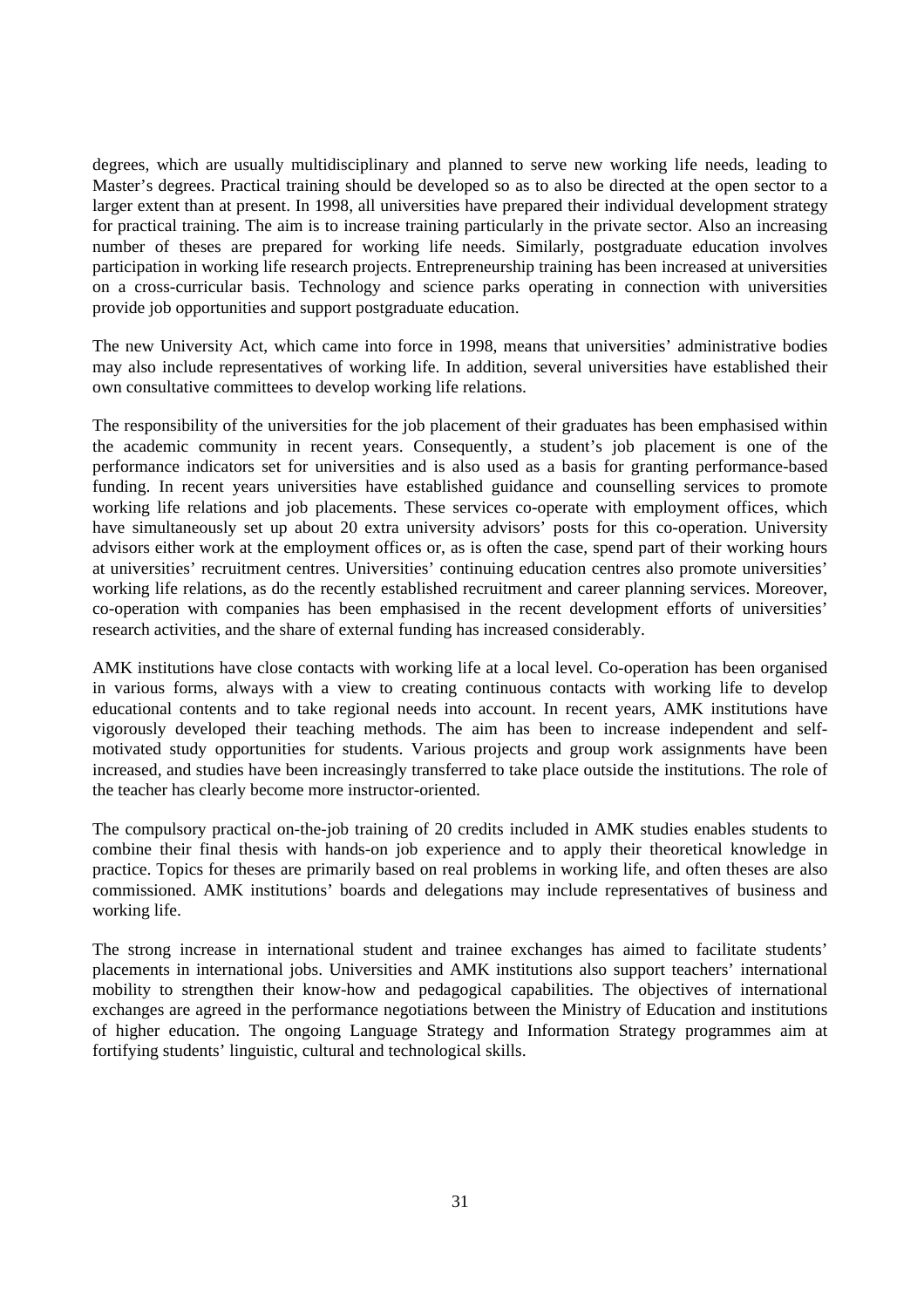degrees, which are usually multidisciplinary and planned to serve new working life needs, leading to Master's degrees. Practical training should be developed so as to also be directed at the open sector to a larger extent than at present. In 1998, all universities have prepared their individual development strategy for practical training. The aim is to increase training particularly in the private sector. Also an increasing number of theses are prepared for working life needs. Similarly, postgraduate education involves participation in working life research projects. Entrepreneurship training has been increased at universities on a cross-curricular basis. Technology and science parks operating in connection with universities provide job opportunities and support postgraduate education.

The new University Act, which came into force in 1998, means that universities' administrative bodies may also include representatives of working life. In addition, several universities have established their own consultative committees to develop working life relations.

The responsibility of the universities for the job placement of their graduates has been emphasised within the academic community in recent years. Consequently, a student's job placement is one of the performance indicators set for universities and is also used as a basis for granting performance-based funding. In recent years universities have established guidance and counselling services to promote working life relations and job placements. These services co-operate with employment offices, which have simultaneously set up about 20 extra university advisors' posts for this co-operation. University advisors either work at the employment offices or, as is often the case, spend part of their working hours at universities' recruitment centres. Universities' continuing education centres also promote universities' working life relations, as do the recently established recruitment and career planning services. Moreover, co-operation with companies has been emphasised in the recent development efforts of universities' research activities, and the share of external funding has increased considerably.

AMK institutions have close contacts with working life at a local level. Co-operation has been organised in various forms, always with a view to creating continuous contacts with working life to develop educational contents and to take regional needs into account. In recent years, AMK institutions have vigorously developed their teaching methods. The aim has been to increase independent and self-motivated study opportunities for students. Various projects and group work assignments have been increased, and studies have been increasingly transferred to take place outside the institutions. The role of the teacher has clearly become more instructor-oriented.

The compulsory practical on-the-job training of 20 credits included in AMK studies enables students to combine their final thesis with hands-on job experience and to apply their theoretical knowledge in practice. Topics for theses are primarily based on real problems in working life, and often theses are also commissioned. AMK institutions' boards and delegations may include representatives of business and working life.

The strong increase in international student and trainee exchanges has aimed to facilitate students' placements in international jobs. Universities and AMK institutions also support teachers' international mobility to strengthen their know-how and pedagogical capabilities. The objectives of international exchanges are agreed in the performance negotiations between the Ministry of Education and institutions of higher education. The ongoing Language Strategy and Information Strategy programmes aim at fortifying students' linguistic, cultural and technological skills.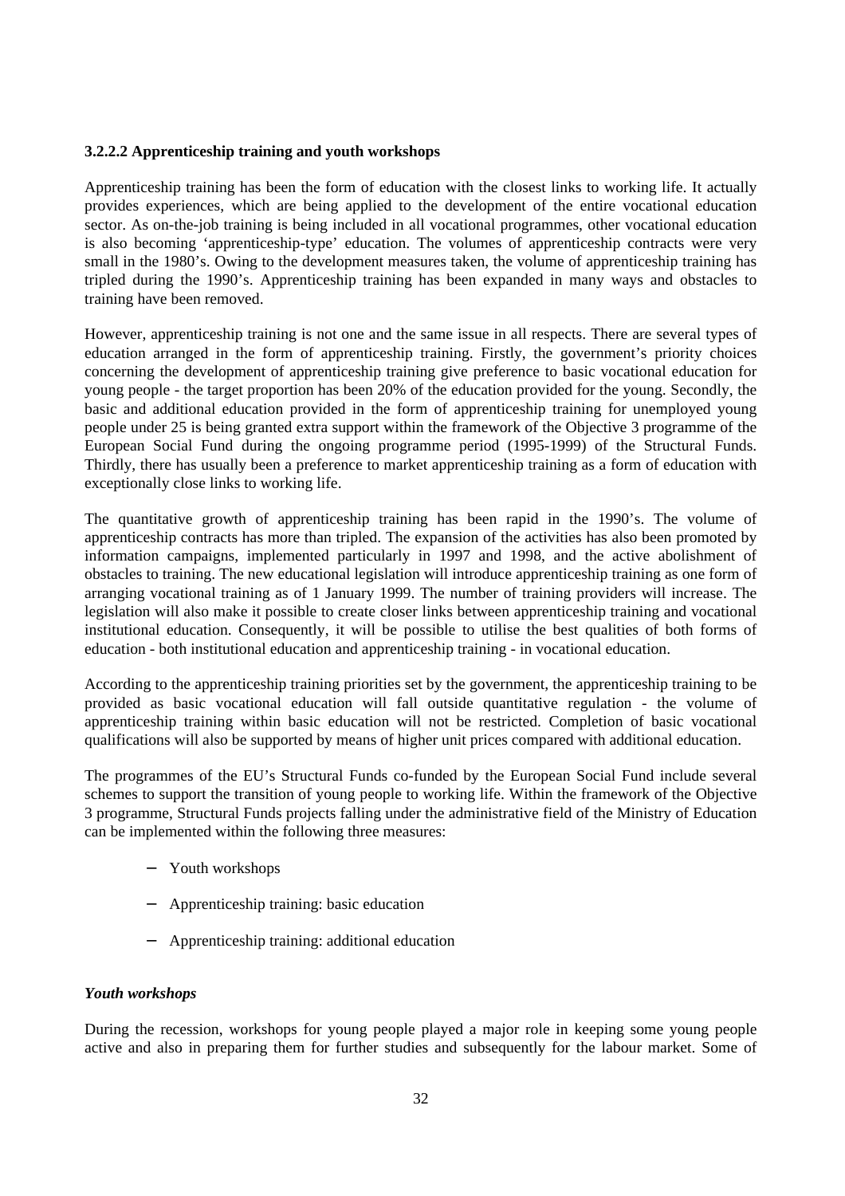### 3.2.2.2 Apprenticeship training and youth workshops

Apprenticeship training has been the form of education with the closest links to working life. It actually provides experiences, which are being applied to the development of the entire vocational education sector. As on-the-job training is being included in all vocational programmes, other vocational education is also becoming 'apprenticeship-type' education. The volumes of apprenticeship contracts were very small in the 1980's. Owing to the development measures taken, the volume of apprenticeship training has tripled during the 1990's. Apprenticeship training has been expanded in many ways and obstacles to training have been removed.

However, apprenticeship training is not one and the same issue in all respects. There are several types of education arranged in the form of apprenticeship training. Firstly, the government's priority choices concerning the development of apprenticeship training give preference to basic vocational education for young people - the target proportion has been 20% of the education provided for the young. Secondly, the basic and additional education provided in the form of apprenticeship training for unemployed young people under 25 is being granted extra support within the framework of the Objective 3 programme of the European Social Fund during the ongoing programme period (1995-1999) of the Structural Funds. Thirdly, there has usually been a preference to market apprenticeship training as a form of education with exceptionally close links to working life.

The quantitative growth of apprenticeship training has been rapid in the 1990's. The volume of apprenticeship contracts has more than tripled. The expansion of the activities has also been promoted by information campaigns, implemented particularly in 1997 and 1998, and the active abolishment of obstacles to training. The new educational legislation will introduce apprenticeship training as one form of arranging vocational training as of 1 January 1999. The number of training providers will increase. The legislation will also make it possible to create closer links between apprenticeship training and vocational institutional education. Consequently, it will be possible to utilise the best qualities of both forms of education - both institutional education and apprenticeship training - in vocational education.

According to the apprenticeship training priorities set by the government, the apprenticeship training to be provided as basic vocational education will fall outside quantitative regulation - the volume of apprenticeship training within basic education will not be restricted. Completion of basic vocational qualifications will also be supported by means of higher unit prices compared with additional education.

The programmes of the EU's Structural Funds co-funded by the European Social Fund include several schemes to support the transition of young people to working life. Within the framework of the Objective 3 programme, Structural Funds projects falling under the administrative field of the Ministry of Education can be implemented within the following three measures:

- Youth workshops
- Apprenticeship training: basic education
- Apprenticeship training: additional education

***Youth workshops***

During the recession, workshops for young people played a major role in keeping some young people active and also in preparing them for further studies and subsequently for the labour market. Some of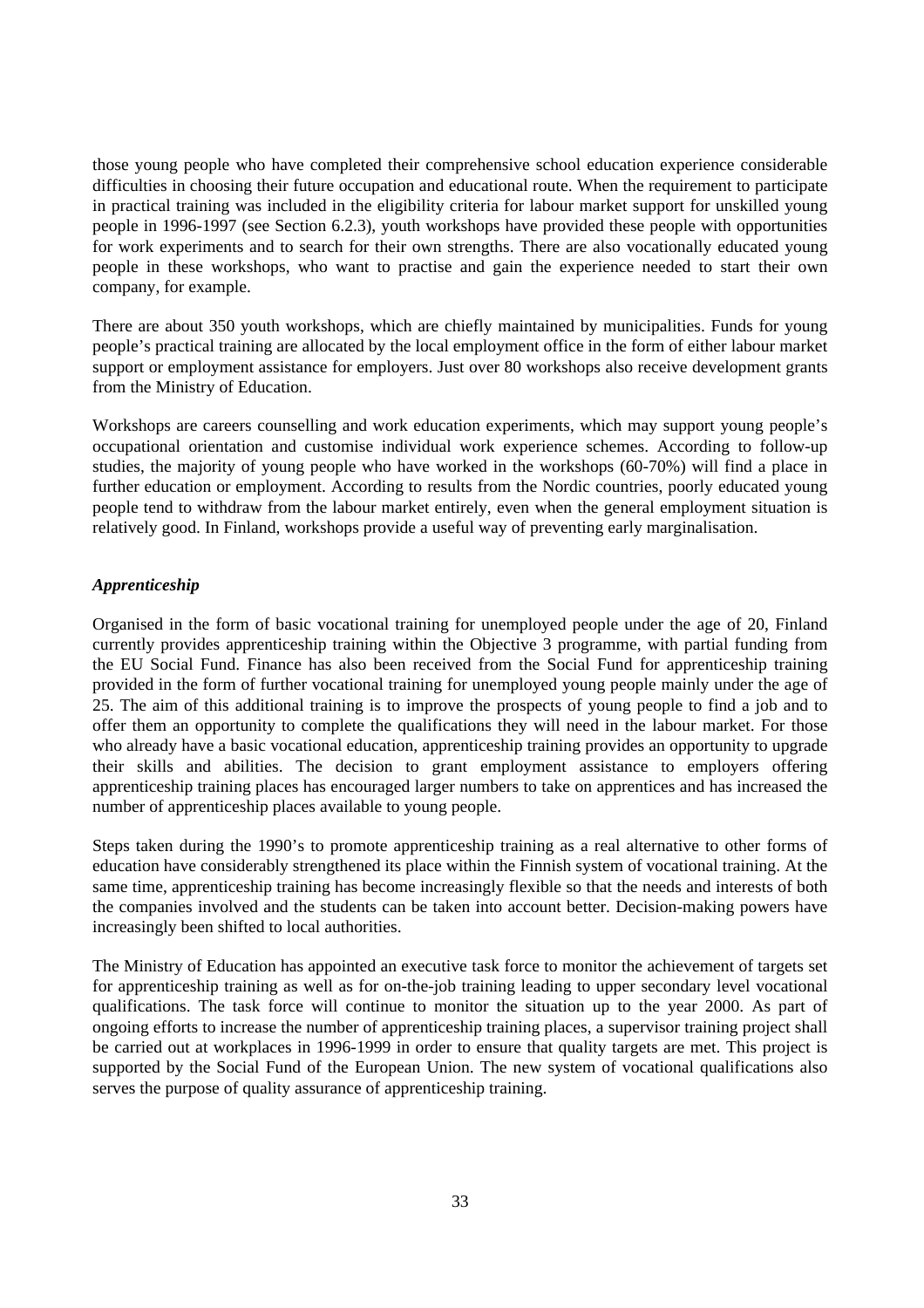those young people who have completed their comprehensive school education experience considerable difficulties in choosing their future occupation and educational route. When the requirement to participate in practical training was included in the eligibility criteria for labour market support for unskilled young people in 1996-1997 (see Section 6.2.3), youth workshops have provided these people with opportunities for work experiments and to search for their own strengths. There are also vocationally educated young people in these workshops, who want to practise and gain the experience needed to start their own company, for example.

There are about 350 youth workshops, which are chiefly maintained by municipalities. Funds for young people's practical training are allocated by the local employment office in the form of either labour market support or employment assistance for employers. Just over 80 workshops also receive development grants from the Ministry of Education.

Workshops are careers counselling and work education experiments, which may support young people's occupational orientation and customise individual work experience schemes. According to follow-up studies, the majority of young people who have worked in the workshops (60-70%) will find a place in further education or employment. According to results from the Nordic countries, poorly educated young people tend to withdraw from the labour market entirely, even when the general employment situation is relatively good. In Finland, workshops provide a useful way of preventing early marginalisation.

***Apprenticeship***

Organised in the form of basic vocational training for unemployed people under the age of 20, Finland currently provides apprenticeship training within the Objective 3 programme, with partial funding from the EU Social Fund. Finance has also been received from the Social Fund for apprenticeship training provided in the form of further vocational training for unemployed young people mainly under the age of 25. The aim of this additional training is to improve the prospects of young people to find a job and to offer them an opportunity to complete the qualifications they will need in the labour market. For those who already have a basic vocational education, apprenticeship training provides an opportunity to upgrade their skills and abilities. The decision to grant employment assistance to employers offering apprenticeship training places has encouraged larger numbers to take on apprentices and has increased the number of apprenticeship places available to young people.

Steps taken during the 1990's to promote apprenticeship training as a real alternative to other forms of education have considerably strengthened its place within the Finnish system of vocational training. At the same time, apprenticeship training has become increasingly flexible so that the needs and interests of both the companies involved and the students can be taken into account better. Decision-making powers have increasingly been shifted to local authorities.

The Ministry of Education has appointed an executive task force to monitor the achievement of targets set for apprenticeship training as well as for on-the-job training leading to upper secondary level vocational qualifications. The task force will continue to monitor the situation up to the year 2000. As part of ongoing efforts to increase the number of apprenticeship training places, a supervisor training project shall be carried out at workplaces in 1996-1999 in order to ensure that quality targets are met. This project is supported by the Social Fund of the European Union. The new system of vocational qualifications also serves the purpose of quality assurance of apprenticeship training.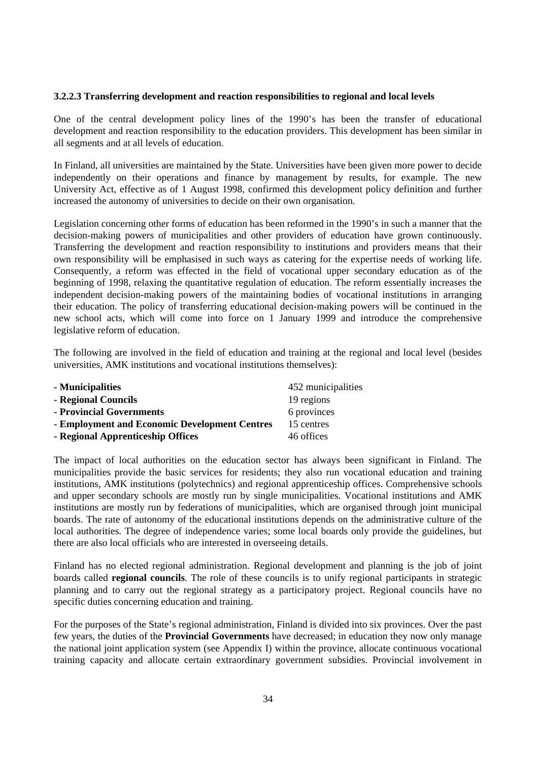#### 3.2.2.3 Transferring development and reaction responsibilities to regional and local levels

One of the central development policy lines of the 1990's has been the transfer of educational development and reaction responsibility to the education providers. This development has been similar in all segments and at all levels of education.

In Finland, all universities are maintained by the State. Universities have been given more power to decide independently on their operations and finance by management by results, for example. The new University Act, effective as of 1 August 1998, confirmed this development policy definition and further increased the autonomy of universities to decide on their own organisation.

Legislation concerning other forms of education has been reformed in the 1990's in such a manner that the decision-making powers of municipalities and other providers of education have grown continuously. Transferring the development and reaction responsibility to institutions and providers means that their own responsibility will be emphasised in such ways as catering for the expertise needs of working life. Consequently, a reform was effected in the field of vocational upper secondary education as of the beginning of 1998, relaxing the quantitative regulation of education. The reform essentially increases the independent decision-making powers of the maintaining bodies of vocational institutions in arranging their education. The policy of transferring educational decision-making powers will be continued in the new school acts, which will come into force on 1 January 1999 and introduce the comprehensive legislative reform of education.

The following are involved in the field of education and training at the regional and local level (besides universities, AMK institutions and vocational institutions themselves):

| | |
|---|---|
| **- Municipalities** | 452 municipalities |
| **- Regional Councils** | 19 regions |
| **- Provincial Governments** | 6 provinces |
| **- Employment and Economic Development Centres** | 15 centres |
| **- Regional Apprenticeship Offices** | 46 offices |

The impact of local authorities on the education sector has always been significant in Finland. The municipalities provide the basic services for residents; they also run vocational education and training institutions, AMK institutions (polytechnics) and regional apprenticeship offices. Comprehensive schools and upper secondary schools are mostly run by single municipalities. Vocational institutions and AMK institutions are mostly run by federations of municipalities, which are organised through joint municipal boards. The rate of autonomy of the educational institutions depends on the administrative culture of the local authorities. The degree of independence varies; some local boards only provide the guidelines, but there are also local officials who are interested in overseeing details.

Finland has no elected regional administration. Regional development and planning is the job of joint boards called **regional councils**. The role of these councils is to unify regional participants in strategic planning and to carry out the regional strategy as a participatory project. Regional councils have no specific duties concerning education and training.

For the purposes of the State's regional administration, Finland is divided into six provinces. Over the past few years, the duties of the **Provincial Governments** have decreased; in education they now only manage the national joint application system (see Appendix I) within the province, allocate continuous vocational training capacity and allocate certain extraordinary government subsidies. Provincial involvement in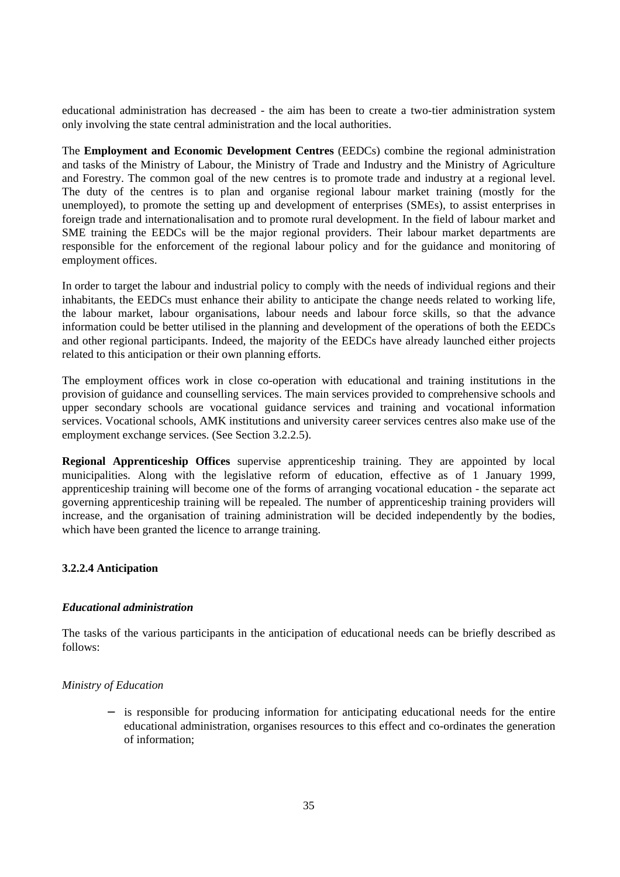educational administration has decreased - the aim has been to create a two-tier administration system only involving the state central administration and the local authorities.

The **Employment and Economic Development Centres** (EEDCs) combine the regional administration and tasks of the Ministry of Labour, the Ministry of Trade and Industry and the Ministry of Agriculture and Forestry. The common goal of the new centres is to promote trade and industry at a regional level. The duty of the centres is to plan and organise regional labour market training (mostly for the unemployed), to promote the setting up and development of enterprises (SMEs), to assist enterprises in foreign trade and internationalisation and to promote rural development. In the field of labour market and SME training the EEDCs will be the major regional providers. Their labour market departments are responsible for the enforcement of the regional labour policy and for the guidance and monitoring of employment offices.

In order to target the labour and industrial policy to comply with the needs of individual regions and their inhabitants, the EEDCs must enhance their ability to anticipate the change needs related to working life, the labour market, labour organisations, labour needs and labour force skills, so that the advance information could be better utilised in the planning and development of the operations of both the EEDCs and other regional participants. Indeed, the majority of the EEDCs have already launched either projects related to this anticipation or their own planning efforts.

The employment offices work in close co-operation with educational and training institutions in the provision of guidance and counselling services. The main services provided to comprehensive schools and upper secondary schools are vocational guidance services and training and vocational information services. Vocational schools, AMK institutions and university career services centres also make use of the employment exchange services. (See Section 3.2.2.5).

**Regional Apprenticeship Offices** supervise apprenticeship training. They are appointed by local municipalities. Along with the legislative reform of education, effective as of 1 January 1999, apprenticeship training will become one of the forms of arranging vocational education - the separate act governing apprenticeship training will be repealed. The number of apprenticeship training providers will increase, and the organisation of training administration will be decided independently by the bodies, which have been granted the licence to arrange training.

#### 3.2.2.4 Anticipation

***Educational administration***

The tasks of the various participants in the anticipation of educational needs can be briefly described as follows:

*Ministry of Education*

- is responsible for producing information for anticipating educational needs for the entire educational administration, organises resources to this effect and co-ordinates the generation of information;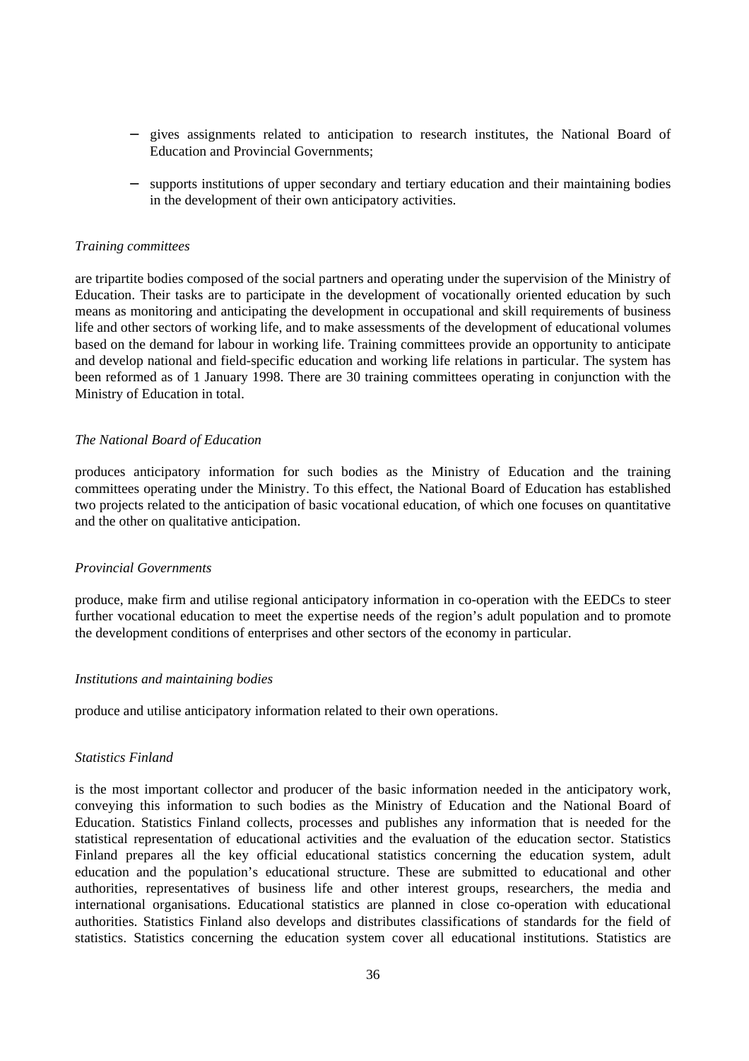- gives assignments related to anticipation to research institutes, the National Board of Education and Provincial Governments;

- supports institutions of upper secondary and tertiary education and their maintaining bodies in the development of their own anticipatory activities.

*Training committees*

are tripartite bodies composed of the social partners and operating under the supervision of the Ministry of Education. Their tasks are to participate in the development of vocationally oriented education by such means as monitoring and anticipating the development in occupational and skill requirements of business life and other sectors of working life, and to make assessments of the development of educational volumes based on the demand for labour in working life. Training committees provide an opportunity to anticipate and develop national and field-specific education and working life relations in particular. The system has been reformed as of 1 January 1998. There are 30 training committees operating in conjunction with the Ministry of Education in total.

*The National Board of Education*

produces anticipatory information for such bodies as the Ministry of Education and the training committees operating under the Ministry. To this effect, the National Board of Education has established two projects related to the anticipation of basic vocational education, of which one focuses on quantitative and the other on qualitative anticipation.

*Provincial Governments*

produce, make firm and utilise regional anticipatory information in co-operation with the EEDCs to steer further vocational education to meet the expertise needs of the region's adult population and to promote the development conditions of enterprises and other sectors of the economy in particular.

*Institutions and maintaining bodies*

produce and utilise anticipatory information related to their own operations.

*Statistics Finland*

is the most important collector and producer of the basic information needed in the anticipatory work, conveying this information to such bodies as the Ministry of Education and the National Board of Education. Statistics Finland collects, processes and publishes any information that is needed for the statistical representation of educational activities and the evaluation of the education sector. Statistics Finland prepares all the key official educational statistics concerning the education system, adult education and the population's educational structure. These are submitted to educational and other authorities, representatives of business life and other interest groups, researchers, the media and international organisations. Educational statistics are planned in close co-operation with educational authorities. Statistics Finland also develops and distributes classifications of standards for the field of statistics. Statistics concerning the education system cover all educational institutions. Statistics are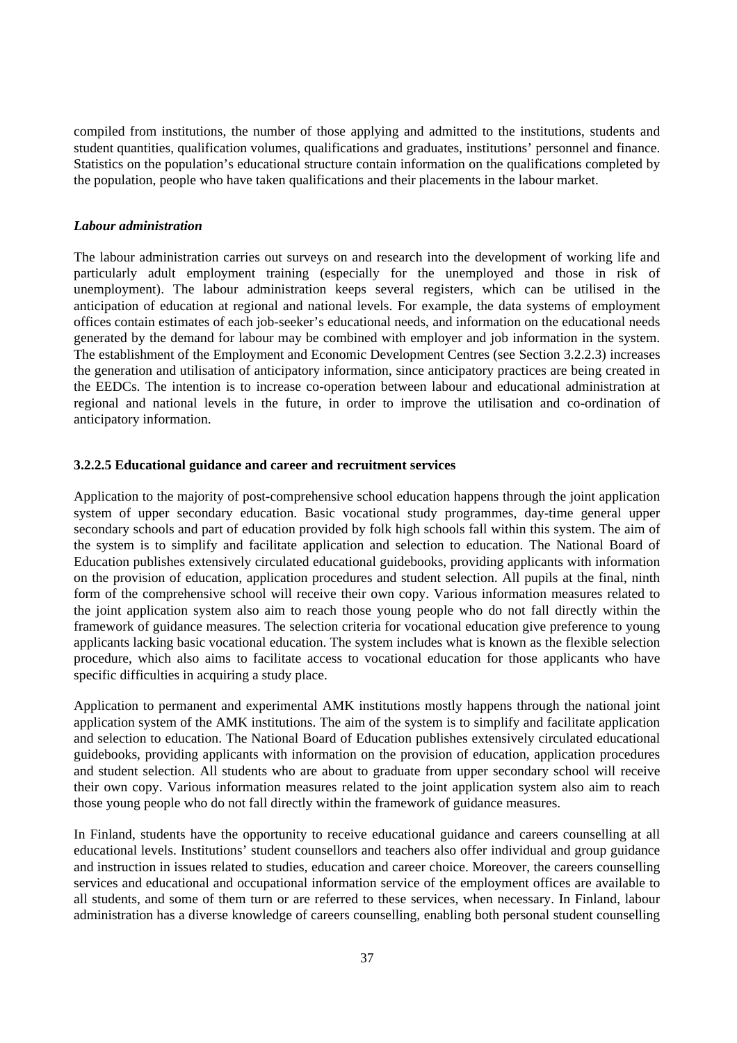compiled from institutions, the number of those applying and admitted to the institutions, students and student quantities, qualification volumes, qualifications and graduates, institutions' personnel and finance. Statistics on the population's educational structure contain information on the qualifications completed by the population, people who have taken qualifications and their placements in the labour market.

***Labour administration***

The labour administration carries out surveys on and research into the development of working life and particularly adult employment training (especially for the unemployed and those in risk of unemployment). The labour administration keeps several registers, which can be utilised in the anticipation of education at regional and national levels. For example, the data systems of employment offices contain estimates of each job-seeker's educational needs, and information on the educational needs generated by the demand for labour may be combined with employer and job information in the system. The establishment of the Employment and Economic Development Centres (see Section 3.2.2.3) increases the generation and utilisation of anticipatory information, since anticipatory practices are being created in the EEDCs. The intention is to increase co-operation between labour and educational administration at regional and national levels in the future, in order to improve the utilisation and co-ordination of anticipatory information.

#### 3.2.2.5 Educational guidance and career and recruitment services

Application to the majority of post-comprehensive school education happens through the joint application system of upper secondary education. Basic vocational study programmes, day-time general upper secondary schools and part of education provided by folk high schools fall within this system. The aim of the system is to simplify and facilitate application and selection to education. The National Board of Education publishes extensively circulated educational guidebooks, providing applicants with information on the provision of education, application procedures and student selection. All pupils at the final, ninth form of the comprehensive school will receive their own copy. Various information measures related to the joint application system also aim to reach those young people who do not fall directly within the framework of guidance measures. The selection criteria for vocational education give preference to young applicants lacking basic vocational education. The system includes what is known as the flexible selection procedure, which also aims to facilitate access to vocational education for those applicants who have specific difficulties in acquiring a study place.

Application to permanent and experimental AMK institutions mostly happens through the national joint application system of the AMK institutions. The aim of the system is to simplify and facilitate application and selection to education. The National Board of Education publishes extensively circulated educational guidebooks, providing applicants with information on the provision of education, application procedures and student selection. All students who are about to graduate from upper secondary school will receive their own copy. Various information measures related to the joint application system also aim to reach those young people who do not fall directly within the framework of guidance measures.

In Finland, students have the opportunity to receive educational guidance and careers counselling at all educational levels. Institutions' student counsellors and teachers also offer individual and group guidance and instruction in issues related to studies, education and career choice. Moreover, the careers counselling services and educational and occupational information service of the employment offices are available to all students, and some of them turn or are referred to these services, when necessary. In Finland, labour administration has a diverse knowledge of careers counselling, enabling both personal student counselling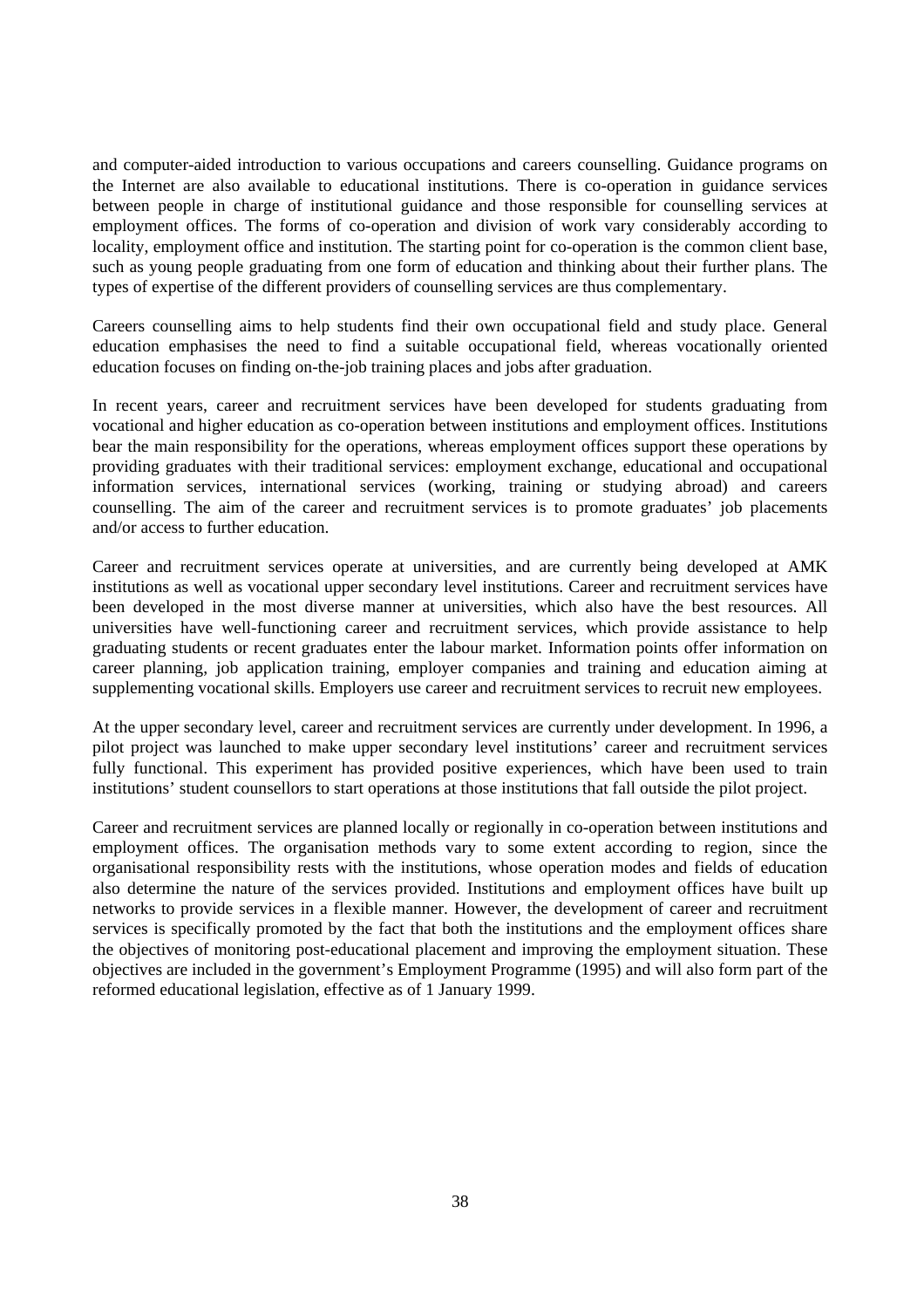and computer-aided introduction to various occupations and careers counselling. Guidance programs on the Internet are also available to educational institutions. There is co-operation in guidance services between people in charge of institutional guidance and those responsible for counselling services at employment offices. The forms of co-operation and division of work vary considerably according to locality, employment office and institution. The starting point for co-operation is the common client base, such as young people graduating from one form of education and thinking about their further plans. The types of expertise of the different providers of counselling services are thus complementary.

Careers counselling aims to help students find their own occupational field and study place. General education emphasises the need to find a suitable occupational field, whereas vocationally oriented education focuses on finding on-the-job training places and jobs after graduation.

In recent years, career and recruitment services have been developed for students graduating from vocational and higher education as co-operation between institutions and employment offices. Institutions bear the main responsibility for the operations, whereas employment offices support these operations by providing graduates with their traditional services: employment exchange, educational and occupational information services, international services (working, training or studying abroad) and careers counselling. The aim of the career and recruitment services is to promote graduates' job placements and/or access to further education.

Career and recruitment services operate at universities, and are currently being developed at AMK institutions as well as vocational upper secondary level institutions. Career and recruitment services have been developed in the most diverse manner at universities, which also have the best resources. All universities have well-functioning career and recruitment services, which provide assistance to help graduating students or recent graduates enter the labour market. Information points offer information on career planning, job application training, employer companies and training and education aiming at supplementing vocational skills. Employers use career and recruitment services to recruit new employees.

At the upper secondary level, career and recruitment services are currently under development. In 1996, a pilot project was launched to make upper secondary level institutions' career and recruitment services fully functional. This experiment has provided positive experiences, which have been used to train institutions' student counsellors to start operations at those institutions that fall outside the pilot project.

Career and recruitment services are planned locally or regionally in co-operation between institutions and employment offices. The organisation methods vary to some extent according to region, since the organisational responsibility rests with the institutions, whose operation modes and fields of education also determine the nature of the services provided. Institutions and employment offices have built up networks to provide services in a flexible manner. However, the development of career and recruitment services is specifically promoted by the fact that both the institutions and the employment offices share the objectives of monitoring post-educational placement and improving the employment situation. These objectives are included in the government's Employment Programme (1995) and will also form part of the reformed educational legislation, effective as of 1 January 1999.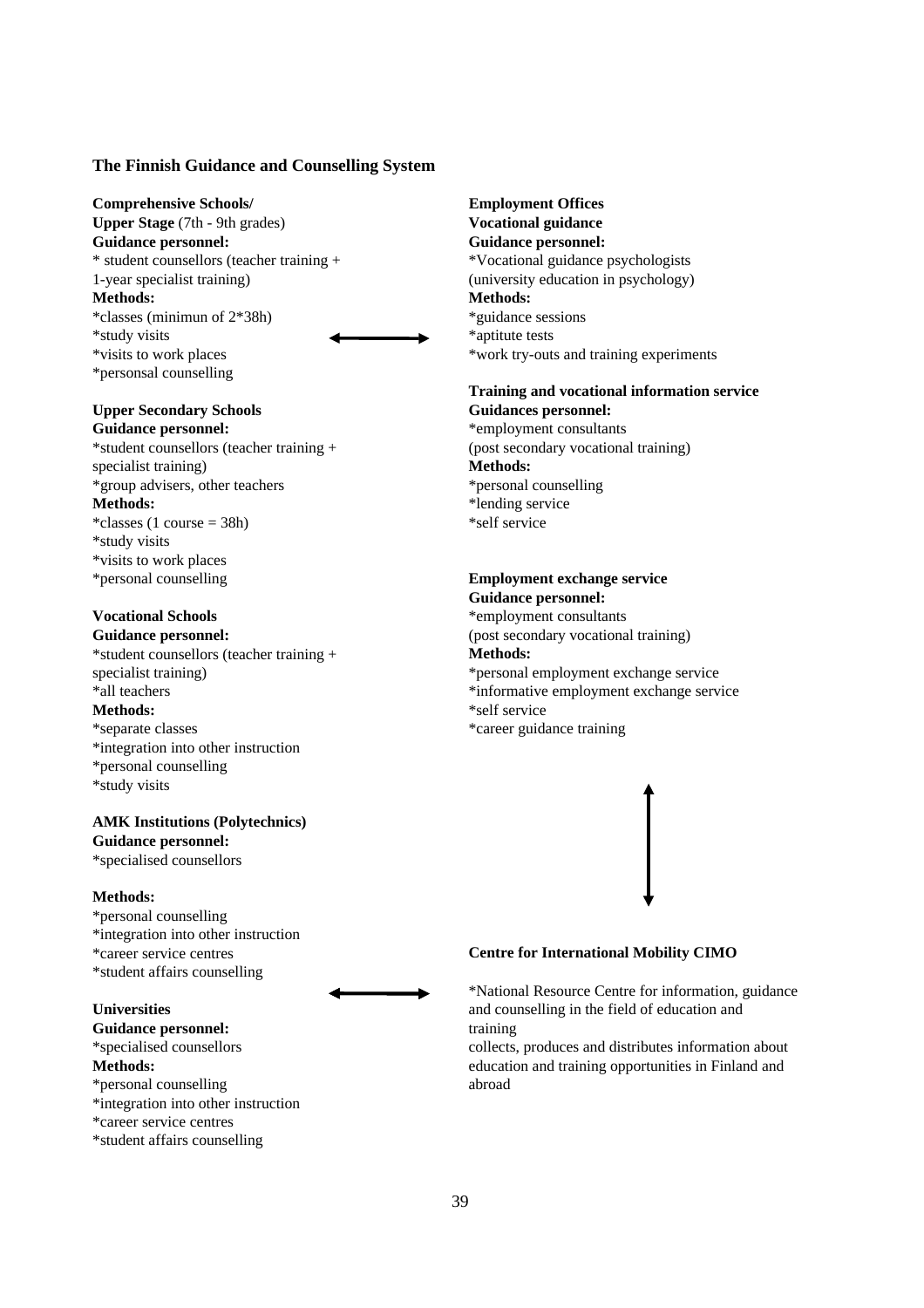**The Finnish Guidance and Counselling System**

**Comprehensive Schools/**
**Upper Stage** (7th - 9th grades)
**Guidance personnel:**
* student counsellors (teacher training + 1-year specialist training)

**Methods:**
*classes (minimun of 2*38h)
*study visits
*visits to work places
*personsal counselling

**Upper Secondary Schools**
**Guidance personnel:**
*student counsellors (teacher training + specialist training)
*group advisers, other teachers

**Methods:**
*classes (1 course = 38h)
*study visits
*visits to work places
*personal counselling

**Vocational Schools**
**Guidance personnel:**
*student counsellors (teacher training + specialist training)
*all teachers

**Methods:**
*separate classes
*integration into other instruction
*personal counselling
*study visits

**AMK Institutions (Polytechnics)**
**Guidance personnel:**
*specialised counsellors

**Methods:**
*personal counselling
*integration into other instruction
*career service centres
*student affairs counselling

**Universities**
**Guidance personnel:**
*specialised counsellors

**Methods:**
*personal counselling
*integration into other instruction
*career service centres
*student affairs counselling

**Employment Offices**
**Vocational guidance**
**Guidance personnel:**
*Vocational guidance psychologists (university education in psychology)

**Methods:**
*guidance sessions
*aptitute tests
*work try-outs and training experiments

**Training and vocational information service**
**Guidances personnel:**
*employment consultants (post secondary vocational training)

**Methods:**
*personal counselling
*lending service
*self service

**Employment exchange service**
**Guidance personnel:**
*employment consultants (post secondary vocational training)

**Methods:**
*personal employment exchange service
*informative employment exchange service
*self service
*career guidance training

**Centre for International Mobility CIMO**

*National Resource Centre for information, guidance and counselling in the field of education and training
collects, produces and distributes information about education and training opportunities in Finland and abroad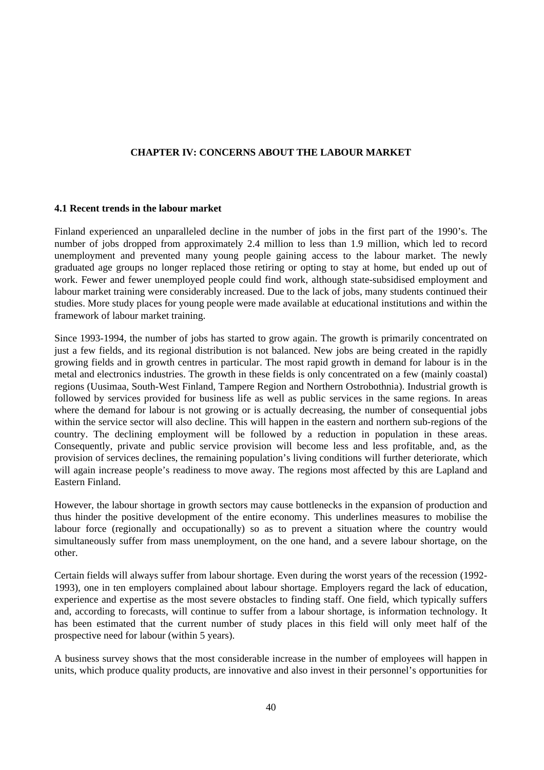# CHAPTER IV: CONCERNS ABOUT THE LABOUR MARKET

## 4.1 Recent trends in the labour market

Finland experienced an unparalleled decline in the number of jobs in the first part of the 1990's. The number of jobs dropped from approximately 2.4 million to less than 1.9 million, which led to record unemployment and prevented many young people gaining access to the labour market. The newly graduated age groups no longer replaced those retiring or opting to stay at home, but ended up out of work. Fewer and fewer unemployed people could find work, although state-subsidised employment and labour market training were considerably increased. Due to the lack of jobs, many students continued their studies. More study places for young people were made available at educational institutions and within the framework of labour market training.

Since 1993-1994, the number of jobs has started to grow again. The growth is primarily concentrated on just a few fields, and its regional distribution is not balanced. New jobs are being created in the rapidly growing fields and in growth centres in particular. The most rapid growth in demand for labour is in the metal and electronics industries. The growth in these fields is only concentrated on a few (mainly coastal) regions (Uusimaa, South-West Finland, Tampere Region and Northern Ostrobothnia). Industrial growth is followed by services provided for business life as well as public services in the same regions. In areas where the demand for labour is not growing or is actually decreasing, the number of consequential jobs within the service sector will also decline. This will happen in the eastern and northern sub-regions of the country. The declining employment will be followed by a reduction in population in these areas. Consequently, private and public service provision will become less and less profitable, and, as the provision of services declines, the remaining population's living conditions will further deteriorate, which will again increase people's readiness to move away. The regions most affected by this are Lapland and Eastern Finland.

However, the labour shortage in growth sectors may cause bottlenecks in the expansion of production and thus hinder the positive development of the entire economy. This underlines measures to mobilise the labour force (regionally and occupationally) so as to prevent a situation where the country would simultaneously suffer from mass unemployment, on the one hand, and a severe labour shortage, on the other.

Certain fields will always suffer from labour shortage. Even during the worst years of the recession (1992-1993), one in ten employers complained about labour shortage. Employers regard the lack of education, experience and expertise as the most severe obstacles to finding staff. One field, which typically suffers and, according to forecasts, will continue to suffer from a labour shortage, is information technology. It has been estimated that the current number of study places in this field will only meet half of the prospective need for labour (within 5 years).

A business survey shows that the most considerable increase in the number of employees will happen in units, which produce quality products, are innovative and also invest in their personnel's opportunities for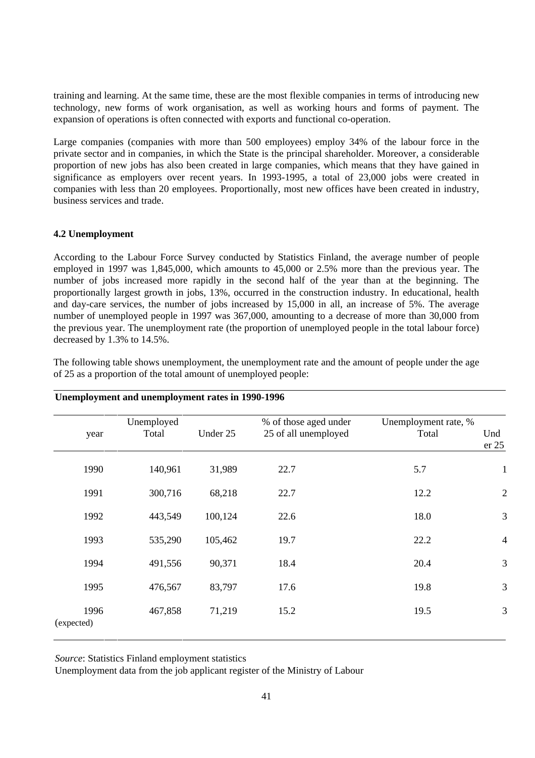training and learning. At the same time, these are the most flexible companies in terms of introducing new technology, new forms of work organisation, as well as working hours and forms of payment. The expansion of operations is often connected with exports and functional co-operation.

Large companies (companies with more than 500 employees) employ 34% of the labour force in the private sector and in companies, in which the State is the principal shareholder. Moreover, a considerable proportion of new jobs has also been created in large companies, which means that they have gained in significance as employers over recent years. In 1993-1995, a total of 23,000 jobs were created in companies with less than 20 employees. Proportionally, most new offices have been created in industry, business services and trade.

### 4.2 Unemployment

According to the Labour Force Survey conducted by Statistics Finland, the average number of people employed in 1997 was 1,845,000, which amounts to 45,000 or 2.5% more than the previous year. The number of jobs increased more rapidly in the second half of the year than at the beginning. The proportionally largest growth in jobs, 13%, occurred in the construction industry. In educational, health and day-care services, the number of jobs increased by 15,000 in all, an increase of 5%. The average number of unemployed people in 1997 was 367,000, amounting to a decrease of more than 30,000 from the previous year. The unemployment rate (the proportion of unemployed people in the total labour force) decreased by 1.3% to 14.5%.

The following table shows unemployment, the unemployment rate and the amount of people under the age of 25 as a proportion of the total amount of unemployed people:

**Unemployment and unemployment rates in 1990-1996**

| year | Unemployed Total | Under 25 | % of those aged under 25 of all unemployed | Unemployment rate, % Total | Und er 25 |
|---|---|---|---|---|---|
| 1990 | 140,961 | 31,989 | 22.7 | 5.7 | 1 |
| 1991 | 300,716 | 68,218 | 22.7 | 12.2 | 2 |
| 1992 | 443,549 | 100,124 | 22.6 | 18.0 | 3 |
| 1993 | 535,290 | 105,462 | 19.7 | 22.2 | 4 |
| 1994 | 491,556 | 90,371 | 18.4 | 20.4 | 3 |
| 1995 | 476,567 | 83,797 | 17.6 | 19.8 | 3 |
| 1996 (expected) | 467,858 | 71,219 | 15.2 | 19.5 | 3 |

*Source*: Statistics Finland employment statistics
Unemployment data from the job applicant register of the Ministry of Labour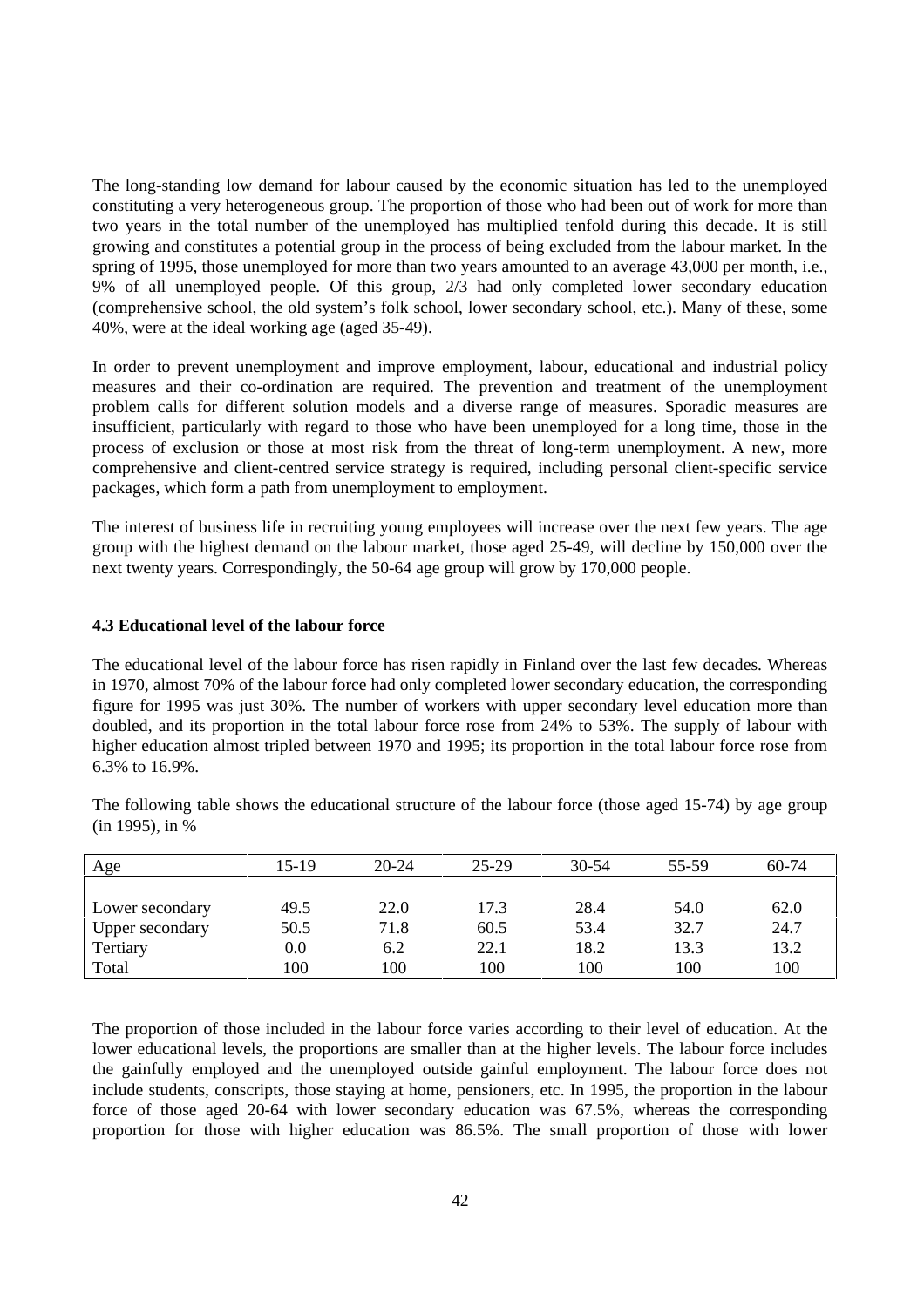The long-standing low demand for labour caused by the economic situation has led to the unemployed constituting a very heterogeneous group. The proportion of those who had been out of work for more than two years in the total number of the unemployed has multiplied tenfold during this decade. It is still growing and constitutes a potential group in the process of being excluded from the labour market. In the spring of 1995, those unemployed for more than two years amounted to an average 43,000 per month, i.e., 9% of all unemployed people. Of this group, 2/3 had only completed lower secondary education (comprehensive school, the old system's folk school, lower secondary school, etc.). Many of these, some 40%, were at the ideal working age (aged 35-49).

In order to prevent unemployment and improve employment, labour, educational and industrial policy measures and their co-ordination are required. The prevention and treatment of the unemployment problem calls for different solution models and a diverse range of measures. Sporadic measures are insufficient, particularly with regard to those who have been unemployed for a long time, those in the process of exclusion or those at most risk from the threat of long-term unemployment. A new, more comprehensive and client-centred service strategy is required, including personal client-specific service packages, which form a path from unemployment to employment.

The interest of business life in recruiting young employees will increase over the next few years. The age group with the highest demand on the labour market, those aged 25-49, will decline by 150,000 over the next twenty years. Correspondingly, the 50-64 age group will grow by 170,000 people.

### 4.3 Educational level of the labour force

The educational level of the labour force has risen rapidly in Finland over the last few decades. Whereas in 1970, almost 70% of the labour force had only completed lower secondary education, the corresponding figure for 1995 was just 30%. The number of workers with upper secondary level education more than doubled, and its proportion in the total labour force rose from 24% to 53%. The supply of labour with higher education almost tripled between 1970 and 1995; its proportion in the total labour force rose from 6.3% to 16.9%.

The following table shows the educational structure of the labour force (those aged 15-74) by age group (in 1995), in %

| Age | 15-19 | 20-24 | 25-29 | 30-54 | 55-59 | 60-74 |
|---|---|---|---|---|---|---|
| Lower secondary | 49.5 | 22.0 | 17.3 | 28.4 | 54.0 | 62.0 |
| Upper secondary | 50.5 | 71.8 | 60.5 | 53.4 | 32.7 | 24.7 |
| Tertiary | 0.0 | 6.2 | 22.1 | 18.2 | 13.3 | 13.2 |
| Total | 100 | 100 | 100 | 100 | 100 | 100 |

The proportion of those included in the labour force varies according to their level of education. At the lower educational levels, the proportions are smaller than at the higher levels. The labour force includes the gainfully employed and the unemployed outside gainful employment. The labour force does not include students, conscripts, those staying at home, pensioners, etc. In 1995, the proportion in the labour force of those aged 20-64 with lower secondary education was 67.5%, whereas the corresponding proportion for those with higher education was 86.5%. The small proportion of those with lower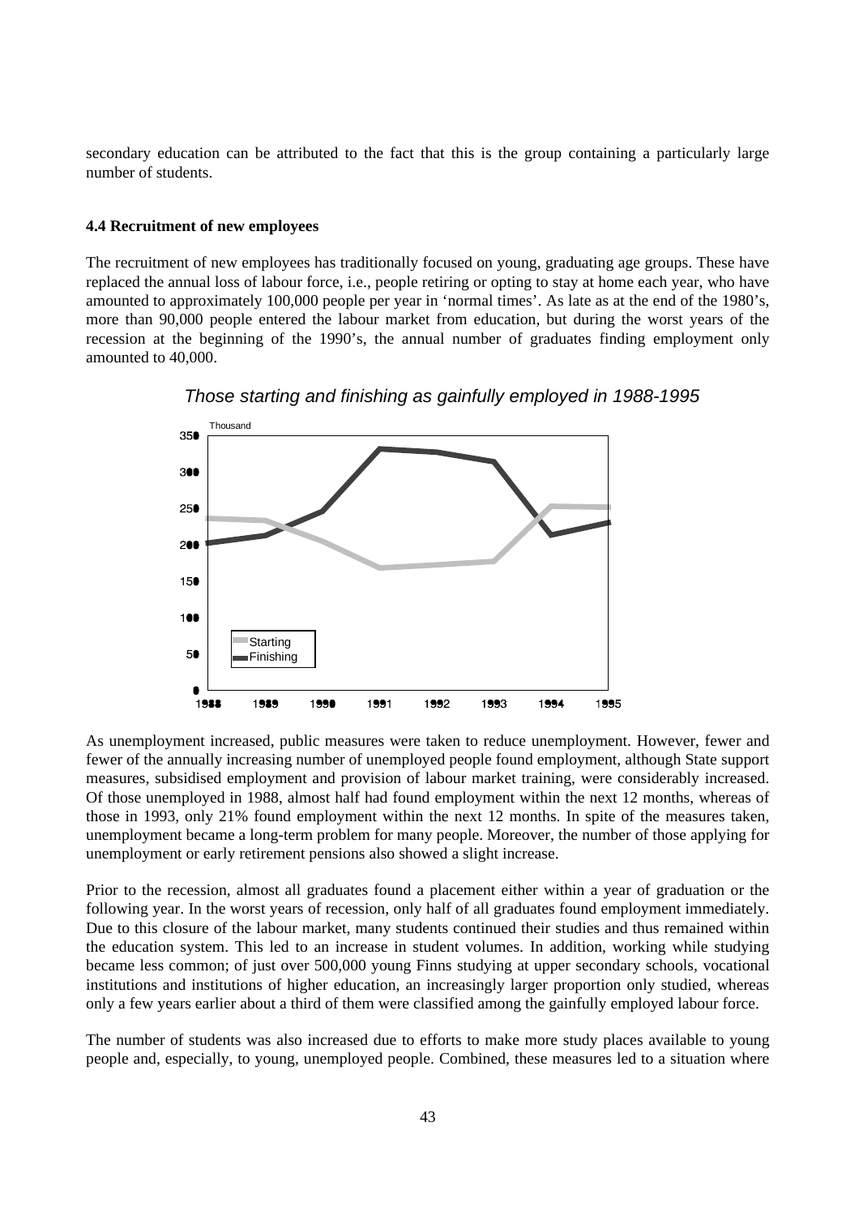secondary education can be attributed to the fact that this is the group containing a particularly large number of students.

**4.4 Recruitment of new employees**

The recruitment of new employees has traditionally focused on young, graduating age groups. These have replaced the annual loss of labour force, i.e., people retiring or opting to stay at home each year, who have amounted to approximately 100,000 people per year in 'normal times'. As late as at the end of the 1980's, more than 90,000 people entered the labour market from education, but during the worst years of the recession at the beginning of the 1990's, the annual number of graduates finding employment only amounted to 40,000.

*Those starting and finishing as gainfully employed in 1988-1995*

As unemployment increased, public measures were taken to reduce unemployment. However, fewer and fewer of the annually increasing number of unemployed people found employment, although State support measures, subsidised employment and provision of labour market training, were considerably increased. Of those unemployed in 1988, almost half had found employment within the next 12 months, whereas of those in 1993, only 21% found employment within the next 12 months. In spite of the measures taken, unemployment became a long-term problem for many people. Moreover, the number of those applying for unemployment or early retirement pensions also showed a slight increase.

Prior to the recession, almost all graduates found a placement either within a year of graduation or the following year. In the worst years of recession, only half of all graduates found employment immediately. Due to this closure of the labour market, many students continued their studies and thus remained within the education system. This led to an increase in student volumes. In addition, working while studying became less common; of just over 500,000 young Finns studying at upper secondary schools, vocational institutions and institutions of higher education, an increasingly larger proportion only studied, whereas only a few years earlier about a third of them were classified among the gainfully employed labour force.

The number of students was also increased due to efforts to make more study places available to young people and, especially, to young, unemployed people. Combined, these measures led to a situation where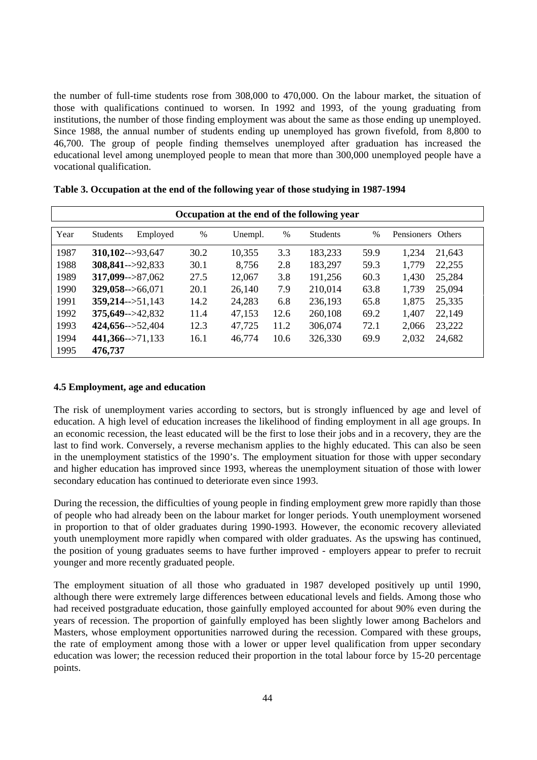the number of full-time students rose from 308,000 to 470,000. On the labour market, the situation of those with qualifications continued to worsen. In 1992 and 1993, of the young graduating from institutions, the number of those finding employment was about the same as those ending up unemployed. Since 1988, the annual number of students ending up unemployed has grown fivefold, from 8,800 to 46,700. The group of people finding themselves unemployed after graduation has increased the educational level among unemployed people to mean that more than 300,000 unemployed people have a vocational qualification.

**Table 3. Occupation at the end of the following year of those studying in 1987-1994**

| | Occupation at the end of the following year | | | | | | | | |
|---|---|---|---|---|---|---|---|---|---|
| Year | Students | Employed | % | Unempl. | % | Students | % | Pensioners | Others |
| 1987 | **310,102** | -->93,647 | 30.2 | 10,355 | 3.3 | 183,233 | 59.9 | 1,234 | 21,643 |
| 1988 | **308,841** | -->92,833 | 30.1 | 8,756 | 2.8 | 183,297 | 59.3 | 1,779 | 22,255 |
| 1989 | **317,099** | -->87,062 | 27.5 | 12,067 | 3.8 | 191,256 | 60.3 | 1,430 | 25,284 |
| 1990 | **329,058** | -->66,071 | 20.1 | 26,140 | 7.9 | 210,014 | 63.8 | 1,739 | 25,094 |
| 1991 | **359,214** | -->51,143 | 14.2 | 24,283 | 6.8 | 236,193 | 65.8 | 1,875 | 25,335 |
| 1992 | **375,649** | -->42,832 | 11.4 | 47,153 | 12.6 | 260,108 | 69.2 | 1,407 | 22,149 |
| 1993 | **424,656** | -->52,404 | 12.3 | 47,725 | 11.2 | 306,074 | 72.1 | 2,066 | 23,222 |
| 1994 | **441,366** | -->71,133 | 16.1 | 46,774 | 10.6 | 326,330 | 69.9 | 2,032 | 24,682 |
| 1995 | **476,737** | | | | | | | | |

### 4.5 Employment, age and education

The risk of unemployment varies according to sectors, but is strongly influenced by age and level of education. A high level of education increases the likelihood of finding employment in all age groups. In an economic recession, the least educated will be the first to lose their jobs and in a recovery, they are the last to find work. Conversely, a reverse mechanism applies to the highly educated. This can also be seen in the unemployment statistics of the 1990's. The employment situation for those with upper secondary and higher education has improved since 1993, whereas the unemployment situation of those with lower secondary education has continued to deteriorate even since 1993.

During the recession, the difficulties of young people in finding employment grew more rapidly than those of people who had already been on the labour market for longer periods. Youth unemployment worsened in proportion to that of older graduates during 1990-1993. However, the economic recovery alleviated youth unemployment more rapidly when compared with older graduates. As the upswing has continued, the position of young graduates seems to have further improved - employers appear to prefer to recruit younger and more recently graduated people.

The employment situation of all those who graduated in 1987 developed positively up until 1990, although there were extremely large differences between educational levels and fields. Among those who had received postgraduate education, those gainfully employed accounted for about 90% even during the years of recession. The proportion of gainfully employed has been slightly lower among Bachelors and Masters, whose employment opportunities narrowed during the recession. Compared with these groups, the rate of employment among those with a lower or upper level qualification from upper secondary education was lower; the recession reduced their proportion in the total labour force by 15-20 percentage points.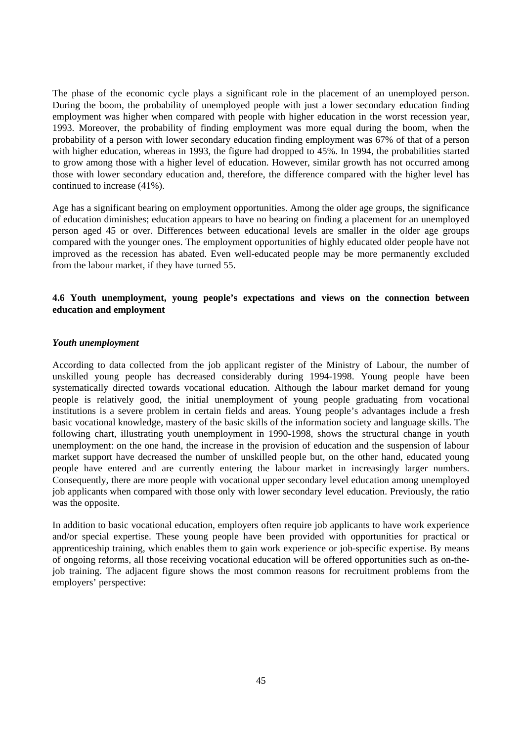The phase of the economic cycle plays a significant role in the placement of an unemployed person. During the boom, the probability of unemployed people with just a lower secondary education finding employment was higher when compared with people with higher education in the worst recession year, 1993. Moreover, the probability of finding employment was more equal during the boom, when the probability of a person with lower secondary education finding employment was 67% of that of a person with higher education, whereas in 1993, the figure had dropped to 45%. In 1994, the probabilities started to grow among those with a higher level of education. However, similar growth has not occurred among those with lower secondary education and, therefore, the difference compared with the higher level has continued to increase (41%).

Age has a significant bearing on employment opportunities. Among the older age groups, the significance of education diminishes; education appears to have no bearing on finding a placement for an unemployed person aged 45 or over. Differences between educational levels are smaller in the older age groups compared with the younger ones. The employment opportunities of highly educated older people have not improved as the recession has abated. Even well-educated people may be more permanently excluded from the labour market, if they have turned 55.

### 4.6 Youth unemployment, young people's expectations and views on the connection between education and employment

***Youth unemployment***

According to data collected from the job applicant register of the Ministry of Labour, the number of unskilled young people has decreased considerably during 1994-1998. Young people have been systematically directed towards vocational education. Although the labour market demand for young people is relatively good, the initial unemployment of young people graduating from vocational institutions is a severe problem in certain fields and areas. Young people's advantages include a fresh basic vocational knowledge, mastery of the basic skills of the information society and language skills. The following chart, illustrating youth unemployment in 1990-1998, shows the structural change in youth unemployment: on the one hand, the increase in the provision of education and the suspension of labour market support have decreased the number of unskilled people but, on the other hand, educated young people have entered and are currently entering the labour market in increasingly larger numbers. Consequently, there are more people with vocational upper secondary level education among unemployed job applicants when compared with those only with lower secondary level education. Previously, the ratio was the opposite.

In addition to basic vocational education, employers often require job applicants to have work experience and/or special expertise. These young people have been provided with opportunities for practical or apprenticeship training, which enables them to gain work experience or job-specific expertise. By means of ongoing reforms, all those receiving vocational education will be offered opportunities such as on-the-job training. The adjacent figure shows the most common reasons for recruitment problems from the employers' perspective: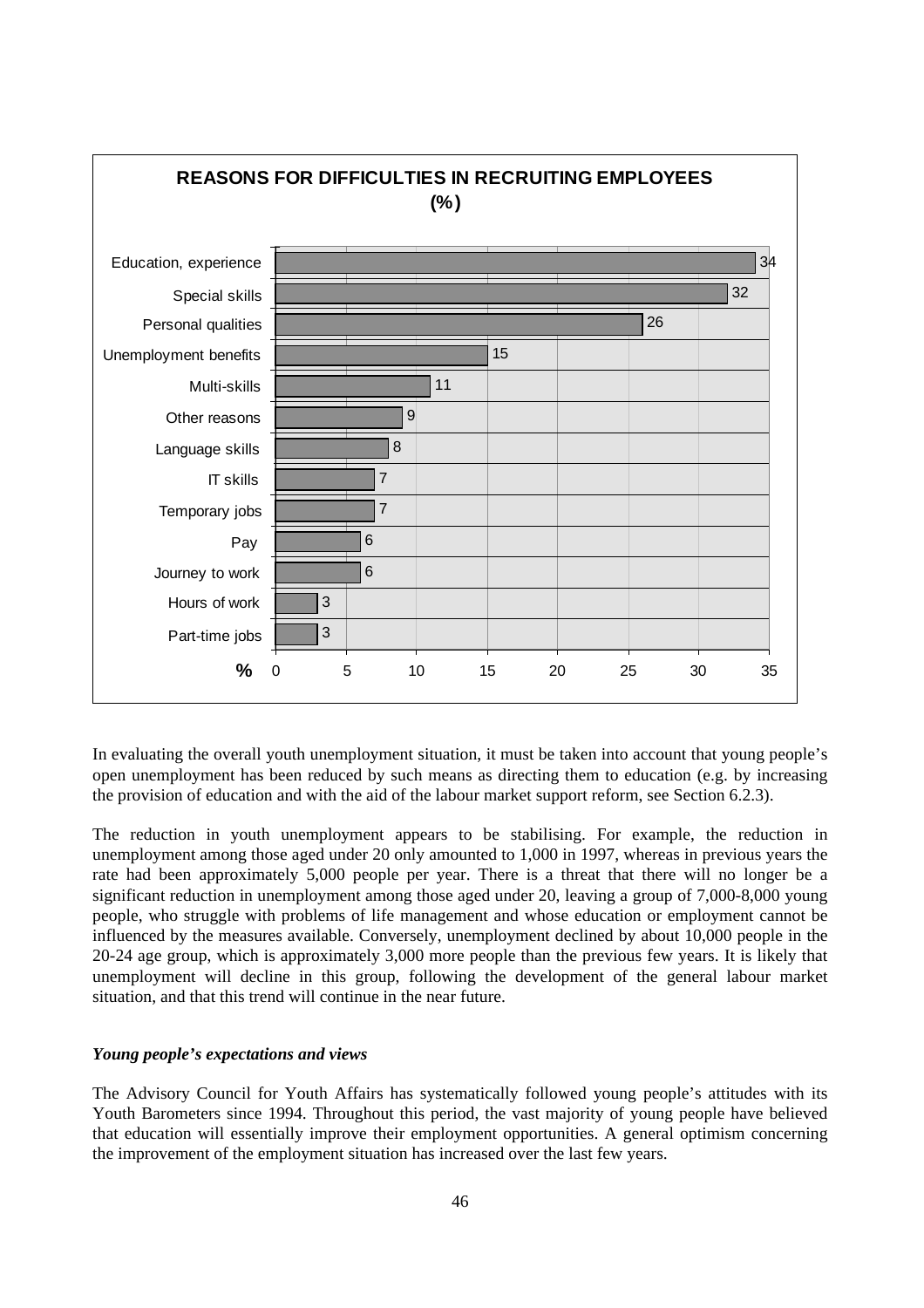**REASONS FOR DIFFICULTIES IN RECRUITING EMPLOYEES (%)**

| Reason | % |
|---|---|
| Education, experience | 34 |
| Special skills | 32 |
| Personal qualities | 26 |
| Unemployment benefits | 15 |
| Multi-skills | 11 |
| Other reasons | 9 |
| Language skills | 8 |
| IT skills | 7 |
| Temporary jobs | 7 |
| Pay | 6 |
| Journey to work | 6 |
| Hours of work | 3 |
| Part-time jobs | 3 |

In evaluating the overall youth unemployment situation, it must be taken into account that young people's open unemployment has been reduced by such means as directing them to education (e.g. by increasing the provision of education and with the aid of the labour market support reform, see Section 6.2.3).

The reduction in youth unemployment appears to be stabilising. For example, the reduction in unemployment among those aged under 20 only amounted to 1,000 in 1997, whereas in previous years the rate had been approximately 5,000 people per year. There is a threat that there will no longer be a significant reduction in unemployment among those aged under 20, leaving a group of 7,000-8,000 young people, who struggle with problems of life management and whose education or employment cannot be influenced by the measures available. Conversely, unemployment declined by about 10,000 people in the 20-24 age group, which is approximately 3,000 more people than the previous few years. It is likely that unemployment will decline in this group, following the development of the general labour market situation, and that this trend will continue in the near future.

***Young people's expectations and views***

The Advisory Council for Youth Affairs has systematically followed young people's attitudes with its Youth Barometers since 1994. Throughout this period, the vast majority of young people have believed that education will essentially improve their employment opportunities. A general optimism concerning the improvement of the employment situation has increased over the last few years.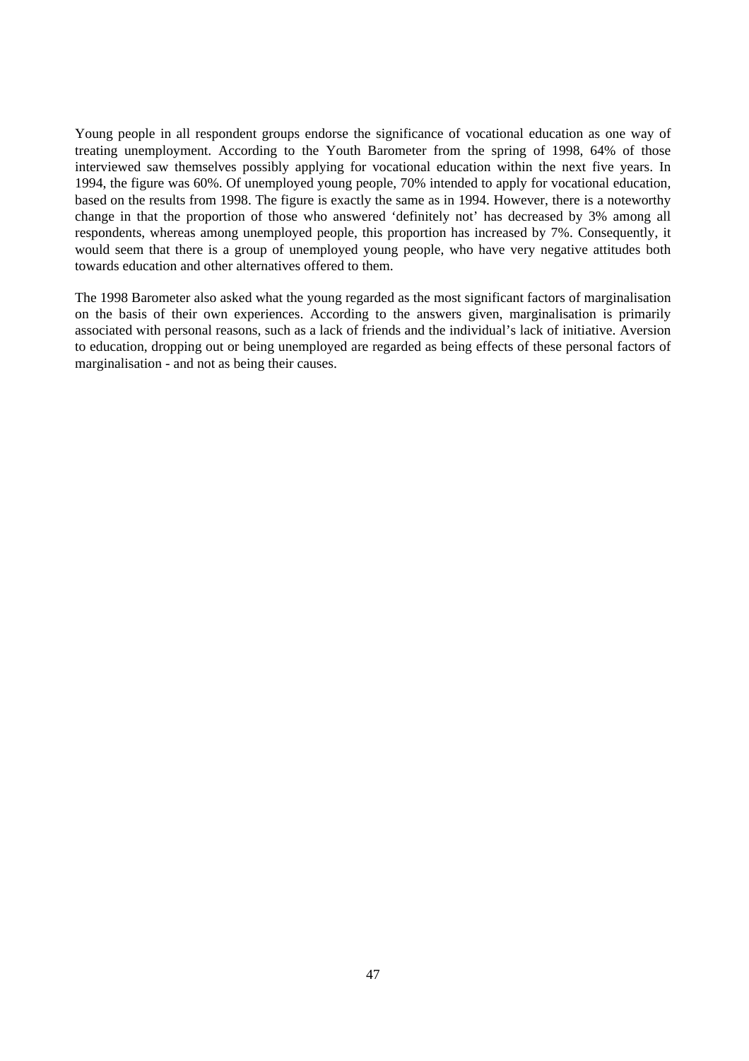Young people in all respondent groups endorse the significance of vocational education as one way of treating unemployment. According to the Youth Barometer from the spring of 1998, 64% of those interviewed saw themselves possibly applying for vocational education within the next five years. In 1994, the figure was 60%. Of unemployed young people, 70% intended to apply for vocational education, based on the results from 1998. The figure is exactly the same as in 1994. However, there is a noteworthy change in that the proportion of those who answered 'definitely not' has decreased by 3% among all respondents, whereas among unemployed people, this proportion has increased by 7%. Consequently, it would seem that there is a group of unemployed young people, who have very negative attitudes both towards education and other alternatives offered to them.

The 1998 Barometer also asked what the young regarded as the most significant factors of marginalisation on the basis of their own experiences. According to the answers given, marginalisation is primarily associated with personal reasons, such as a lack of friends and the individual's lack of initiative. Aversion to education, dropping out or being unemployed are regarded as being effects of these personal factors of marginalisation - and not as being their causes.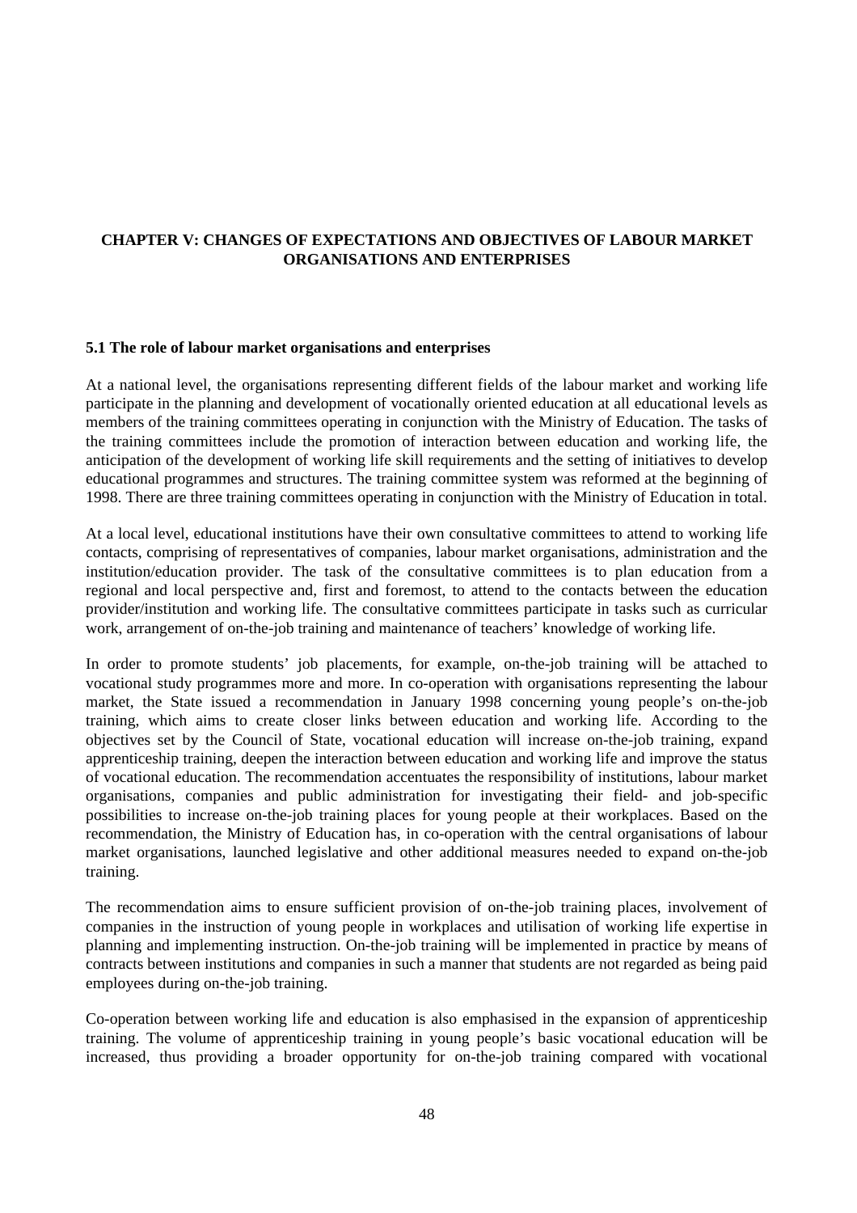# CHAPTER V: CHANGES OF EXPECTATIONS AND OBJECTIVES OF LABOUR MARKET ORGANISATIONS AND ENTERPRISES

## 5.1 The role of labour market organisations and enterprises

At a national level, the organisations representing different fields of the labour market and working life participate in the planning and development of vocationally oriented education at all educational levels as members of the training committees operating in conjunction with the Ministry of Education. The tasks of the training committees include the promotion of interaction between education and working life, the anticipation of the development of working life skill requirements and the setting of initiatives to develop educational programmes and structures. The training committee system was reformed at the beginning of 1998. There are three training committees operating in conjunction with the Ministry of Education in total.

At a local level, educational institutions have their own consultative committees to attend to working life contacts, comprising of representatives of companies, labour market organisations, administration and the institution/education provider. The task of the consultative committees is to plan education from a regional and local perspective and, first and foremost, to attend to the contacts between the education provider/institution and working life. The consultative committees participate in tasks such as curricular work, arrangement of on-the-job training and maintenance of teachers' knowledge of working life.

In order to promote students' job placements, for example, on-the-job training will be attached to vocational study programmes more and more. In co-operation with organisations representing the labour market, the State issued a recommendation in January 1998 concerning young people's on-the-job training, which aims to create closer links between education and working life. According to the objectives set by the Council of State, vocational education will increase on-the-job training, expand apprenticeship training, deepen the interaction between education and working life and improve the status of vocational education. The recommendation accentuates the responsibility of institutions, labour market organisations, companies and public administration for investigating their field- and job-specific possibilities to increase on-the-job training places for young people at their workplaces. Based on the recommendation, the Ministry of Education has, in co-operation with the central organisations of labour market organisations, launched legislative and other additional measures needed to expand on-the-job training.

The recommendation aims to ensure sufficient provision of on-the-job training places, involvement of companies in the instruction of young people in workplaces and utilisation of working life expertise in planning and implementing instruction. On-the-job training will be implemented in practice by means of contracts between institutions and companies in such a manner that students are not regarded as being paid employees during on-the-job training.

Co-operation between working life and education is also emphasised in the expansion of apprenticeship training. The volume of apprenticeship training in young people's basic vocational education will be increased, thus providing a broader opportunity for on-the-job training compared with vocational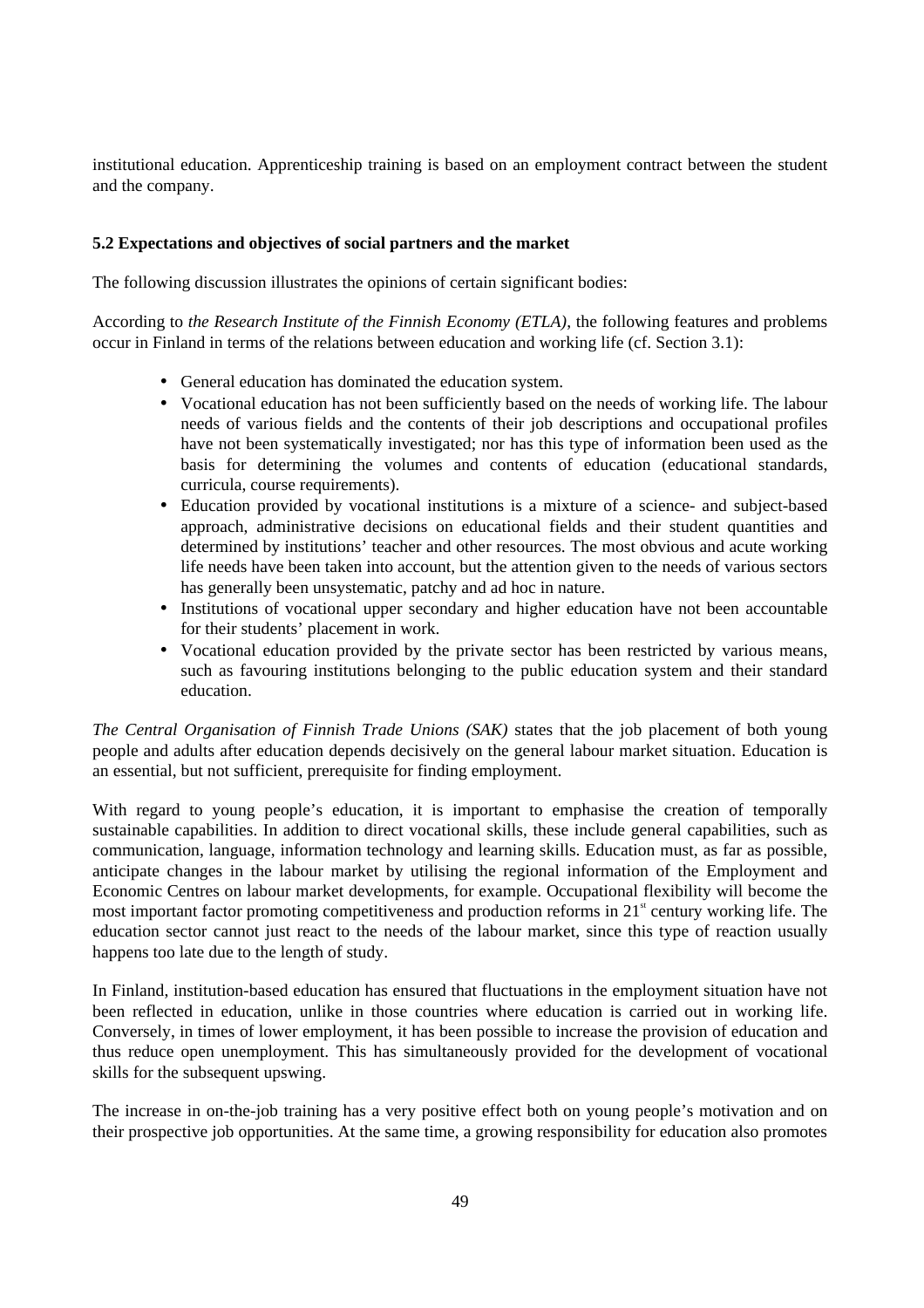institutional education. Apprenticeship training is based on an employment contract between the student and the company.

### 5.2 Expectations and objectives of social partners and the market

The following discussion illustrates the opinions of certain significant bodies:

According to *the Research Institute of the Finnish Economy (ETLA)*, the following features and problems occur in Finland in terms of the relations between education and working life (cf. Section 3.1):

- General education has dominated the education system.
- Vocational education has not been sufficiently based on the needs of working life. The labour needs of various fields and the contents of their job descriptions and occupational profiles have not been systematically investigated; nor has this type of information been used as the basis for determining the volumes and contents of education (educational standards, curricula, course requirements).
- Education provided by vocational institutions is a mixture of a science- and subject-based approach, administrative decisions on educational fields and their student quantities and determined by institutions' teacher and other resources. The most obvious and acute working life needs have been taken into account, but the attention given to the needs of various sectors has generally been unsystematic, patchy and ad hoc in nature.
- Institutions of vocational upper secondary and higher education have not been accountable for their students' placement in work.
- Vocational education provided by the private sector has been restricted by various means, such as favouring institutions belonging to the public education system and their standard education.

*The Central Organisation of Finnish Trade Unions (SAK)* states that the job placement of both young people and adults after education depends decisively on the general labour market situation. Education is an essential, but not sufficient, prerequisite for finding employment.

With regard to young people's education, it is important to emphasise the creation of temporally sustainable capabilities. In addition to direct vocational skills, these include general capabilities, such as communication, language, information technology and learning skills. Education must, as far as possible, anticipate changes in the labour market by utilising the regional information of the Employment and Economic Centres on labour market developments, for example. Occupational flexibility will become the most important factor promoting competitiveness and production reforms in 21st century working life. The education sector cannot just react to the needs of the labour market, since this type of reaction usually happens too late due to the length of study.

In Finland, institution-based education has ensured that fluctuations in the employment situation have not been reflected in education, unlike in those countries where education is carried out in working life. Conversely, in times of lower employment, it has been possible to increase the provision of education and thus reduce open unemployment. This has simultaneously provided for the development of vocational skills for the subsequent upswing.

The increase in on-the-job training has a very positive effect both on young people's motivation and on their prospective job opportunities. At the same time, a growing responsibility for education also promotes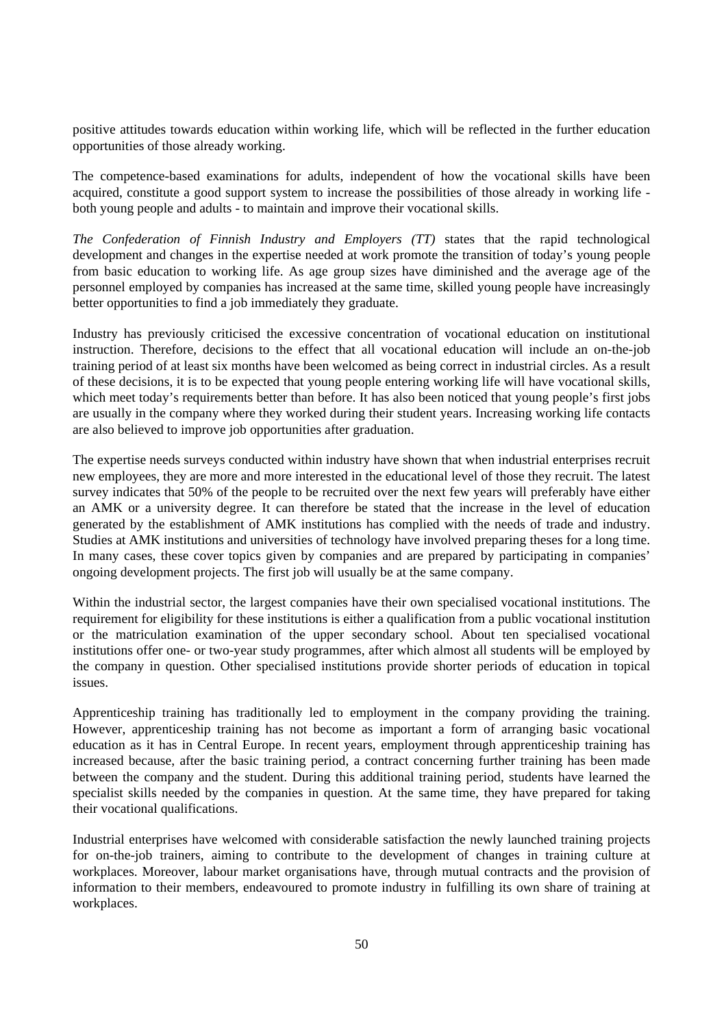positive attitudes towards education within working life, which will be reflected in the further education opportunities of those already working.

The competence-based examinations for adults, independent of how the vocational skills have been acquired, constitute a good support system to increase the possibilities of those already in working life - both young people and adults - to maintain and improve their vocational skills.

*The Confederation of Finnish Industry and Employers (TT)* states that the rapid technological development and changes in the expertise needed at work promote the transition of today's young people from basic education to working life. As age group sizes have diminished and the average age of the personnel employed by companies has increased at the same time, skilled young people have increasingly better opportunities to find a job immediately they graduate.

Industry has previously criticised the excessive concentration of vocational education on institutional instruction. Therefore, decisions to the effect that all vocational education will include an on-the-job training period of at least six months have been welcomed as being correct in industrial circles. As a result of these decisions, it is to be expected that young people entering working life will have vocational skills, which meet today's requirements better than before. It has also been noticed that young people's first jobs are usually in the company where they worked during their student years. Increasing working life contacts are also believed to improve job opportunities after graduation.

The expertise needs surveys conducted within industry have shown that when industrial enterprises recruit new employees, they are more and more interested in the educational level of those they recruit. The latest survey indicates that 50% of the people to be recruited over the next few years will preferably have either an AMK or a university degree. It can therefore be stated that the increase in the level of education generated by the establishment of AMK institutions has complied with the needs of trade and industry. Studies at AMK institutions and universities of technology have involved preparing theses for a long time. In many cases, these cover topics given by companies and are prepared by participating in companies' ongoing development projects. The first job will usually be at the same company.

Within the industrial sector, the largest companies have their own specialised vocational institutions. The requirement for eligibility for these institutions is either a qualification from a public vocational institution or the matriculation examination of the upper secondary school. About ten specialised vocational institutions offer one- or two-year study programmes, after which almost all students will be employed by the company in question. Other specialised institutions provide shorter periods of education in topical issues.

Apprenticeship training has traditionally led to employment in the company providing the training. However, apprenticeship training has not become as important a form of arranging basic vocational education as it has in Central Europe. In recent years, employment through apprenticeship training has increased because, after the basic training period, a contract concerning further training has been made between the company and the student. During this additional training period, students have learned the specialist skills needed by the companies in question. At the same time, they have prepared for taking their vocational qualifications.

Industrial enterprises have welcomed with considerable satisfaction the newly launched training projects for on-the-job trainers, aiming to contribute to the development of changes in training culture at workplaces. Moreover, labour market organisations have, through mutual contracts and the provision of information to their members, endeavoured to promote industry in fulfilling its own share of training at workplaces.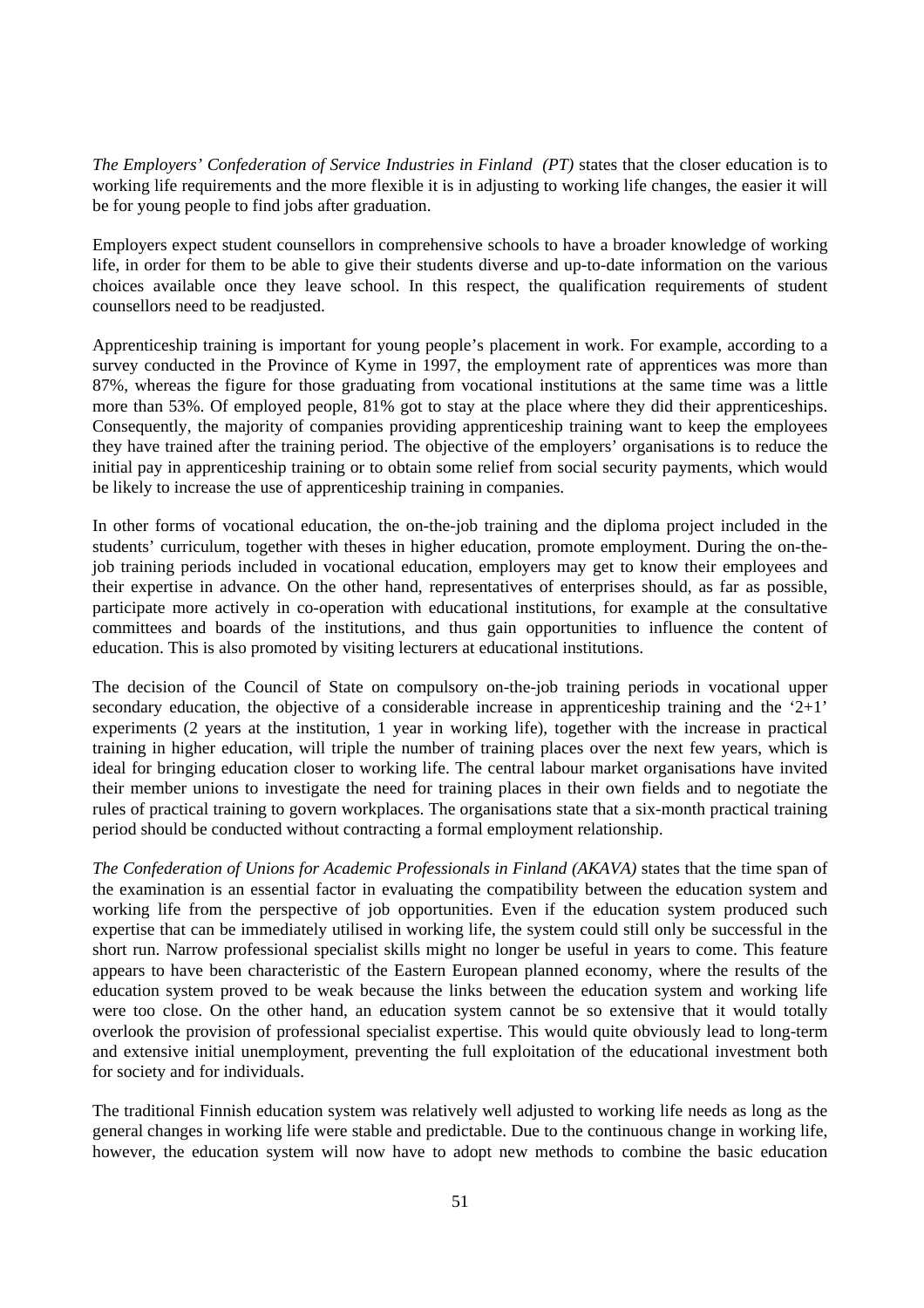*The Employers' Confederation of Service Industries in Finland (PT)* states that the closer education is to working life requirements and the more flexible it is in adjusting to working life changes, the easier it will be for young people to find jobs after graduation.

Employers expect student counsellors in comprehensive schools to have a broader knowledge of working life, in order for them to be able to give their students diverse and up-to-date information on the various choices available once they leave school. In this respect, the qualification requirements of student counsellors need to be readjusted.

Apprenticeship training is important for young people's placement in work. For example, according to a survey conducted in the Province of Kyme in 1997, the employment rate of apprentices was more than 87%, whereas the figure for those graduating from vocational institutions at the same time was a little more than 53%. Of employed people, 81% got to stay at the place where they did their apprenticeships. Consequently, the majority of companies providing apprenticeship training want to keep the employees they have trained after the training period. The objective of the employers' organisations is to reduce the initial pay in apprenticeship training or to obtain some relief from social security payments, which would be likely to increase the use of apprenticeship training in companies.

In other forms of vocational education, the on-the-job training and the diploma project included in the students' curriculum, together with theses in higher education, promote employment. During the on-the-job training periods included in vocational education, employers may get to know their employees and their expertise in advance. On the other hand, representatives of enterprises should, as far as possible, participate more actively in co-operation with educational institutions, for example at the consultative committees and boards of the institutions, and thus gain opportunities to influence the content of education. This is also promoted by visiting lecturers at educational institutions.

The decision of the Council of State on compulsory on-the-job training periods in vocational upper secondary education, the objective of a considerable increase in apprenticeship training and the '2+1' experiments (2 years at the institution, 1 year in working life), together with the increase in practical training in higher education, will triple the number of training places over the next few years, which is ideal for bringing education closer to working life. The central labour market organisations have invited their member unions to investigate the need for training places in their own fields and to negotiate the rules of practical training to govern workplaces. The organisations state that a six-month practical training period should be conducted without contracting a formal employment relationship.

*The Confederation of Unions for Academic Professionals in Finland (AKAVA)* states that the time span of the examination is an essential factor in evaluating the compatibility between the education system and working life from the perspective of job opportunities. Even if the education system produced such expertise that can be immediately utilised in working life, the system could still only be successful in the short run. Narrow professional specialist skills might no longer be useful in years to come. This feature appears to have been characteristic of the Eastern European planned economy, where the results of the education system proved to be weak because the links between the education system and working life were too close. On the other hand, an education system cannot be so extensive that it would totally overlook the provision of professional specialist expertise. This would quite obviously lead to long-term and extensive initial unemployment, preventing the full exploitation of the educational investment both for society and for individuals.

The traditional Finnish education system was relatively well adjusted to working life needs as long as the general changes in working life were stable and predictable. Due to the continuous change in working life, however, the education system will now have to adopt new methods to combine the basic education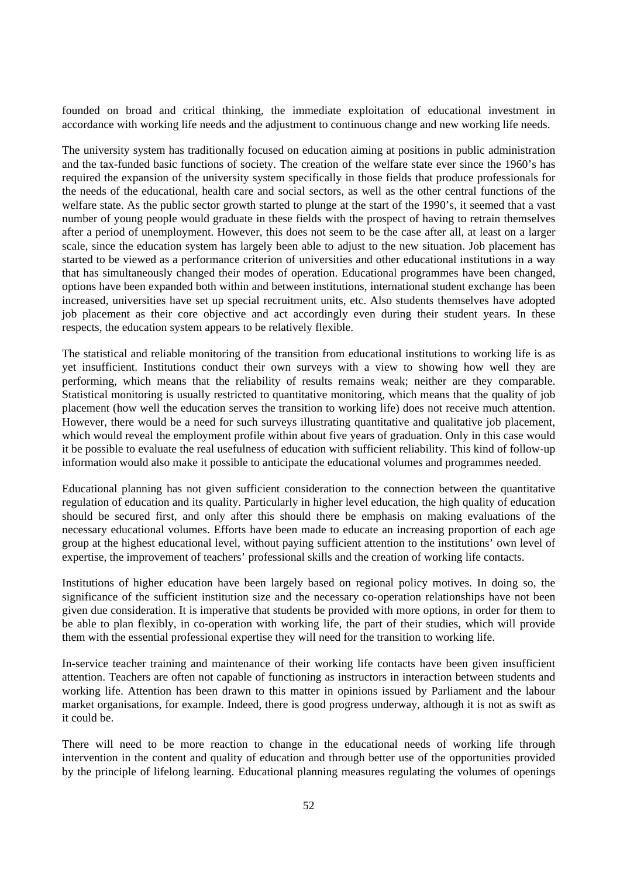founded on broad and critical thinking, the immediate exploitation of educational investment in accordance with working life needs and the adjustment to continuous change and new working life needs.

The university system has traditionally focused on education aiming at positions in public administration and the tax-funded basic functions of society. The creation of the welfare state ever since the 1960's has required the expansion of the university system specifically in those fields that produce professionals for the needs of the educational, health care and social sectors, as well as the other central functions of the welfare state. As the public sector growth started to plunge at the start of the 1990's, it seemed that a vast number of young people would graduate in these fields with the prospect of having to retrain themselves after a period of unemployment. However, this does not seem to be the case after all, at least on a larger scale, since the education system has largely been able to adjust to the new situation. Job placement has started to be viewed as a performance criterion of universities and other educational institutions in a way that has simultaneously changed their modes of operation. Educational programmes have been changed, options have been expanded both within and between institutions, international student exchange has been increased, universities have set up special recruitment units, etc. Also students themselves have adopted job placement as their core objective and act accordingly even during their student years. In these respects, the education system appears to be relatively flexible.

The statistical and reliable monitoring of the transition from educational institutions to working life is as yet insufficient. Institutions conduct their own surveys with a view to showing how well they are performing, which means that the reliability of results remains weak; neither are they comparable. Statistical monitoring is usually restricted to quantitative monitoring, which means that the quality of job placement (how well the education serves the transition to working life) does not receive much attention. However, there would be a need for such surveys illustrating quantitative and qualitative job placement, which would reveal the employment profile within about five years of graduation. Only in this case would it be possible to evaluate the real usefulness of education with sufficient reliability. This kind of follow-up information would also make it possible to anticipate the educational volumes and programmes needed.

Educational planning has not given sufficient consideration to the connection between the quantitative regulation of education and its quality. Particularly in higher level education, the high quality of education should be secured first, and only after this should there be emphasis on making evaluations of the necessary educational volumes. Efforts have been made to educate an increasing proportion of each age group at the highest educational level, without paying sufficient attention to the institutions' own level of expertise, the improvement of teachers' professional skills and the creation of working life contacts.

Institutions of higher education have been largely based on regional policy motives. In doing so, the significance of the sufficient institution size and the necessary co-operation relationships have not been given due consideration. It is imperative that students be provided with more options, in order for them to be able to plan flexibly, in co-operation with working life, the part of their studies, which will provide them with the essential professional expertise they will need for the transition to working life.

In-service teacher training and maintenance of their working life contacts have been given insufficient attention. Teachers are often not capable of functioning as instructors in interaction between students and working life. Attention has been drawn to this matter in opinions issued by Parliament and the labour market organisations, for example. Indeed, there is good progress underway, although it is not as swift as it could be.

There will need to be more reaction to change in the educational needs of working life through intervention in the content and quality of education and through better use of the opportunities provided by the principle of lifelong learning. Educational planning measures regulating the volumes of openings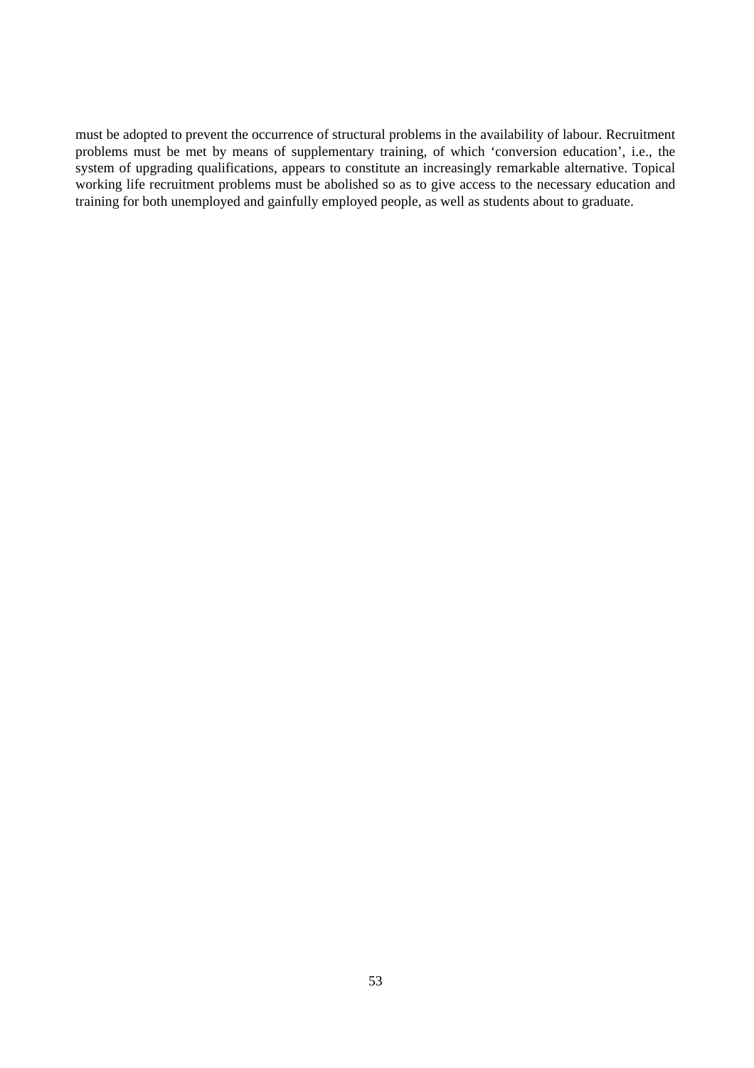must be adopted to prevent the occurrence of structural problems in the availability of labour. Recruitment problems must be met by means of supplementary training, of which ‘conversion education’, i.e., the system of upgrading qualifications, appears to constitute an increasingly remarkable alternative. Topical working life recruitment problems must be abolished so as to give access to the necessary education and training for both unemployed and gainfully employed people, as well as students about to graduate.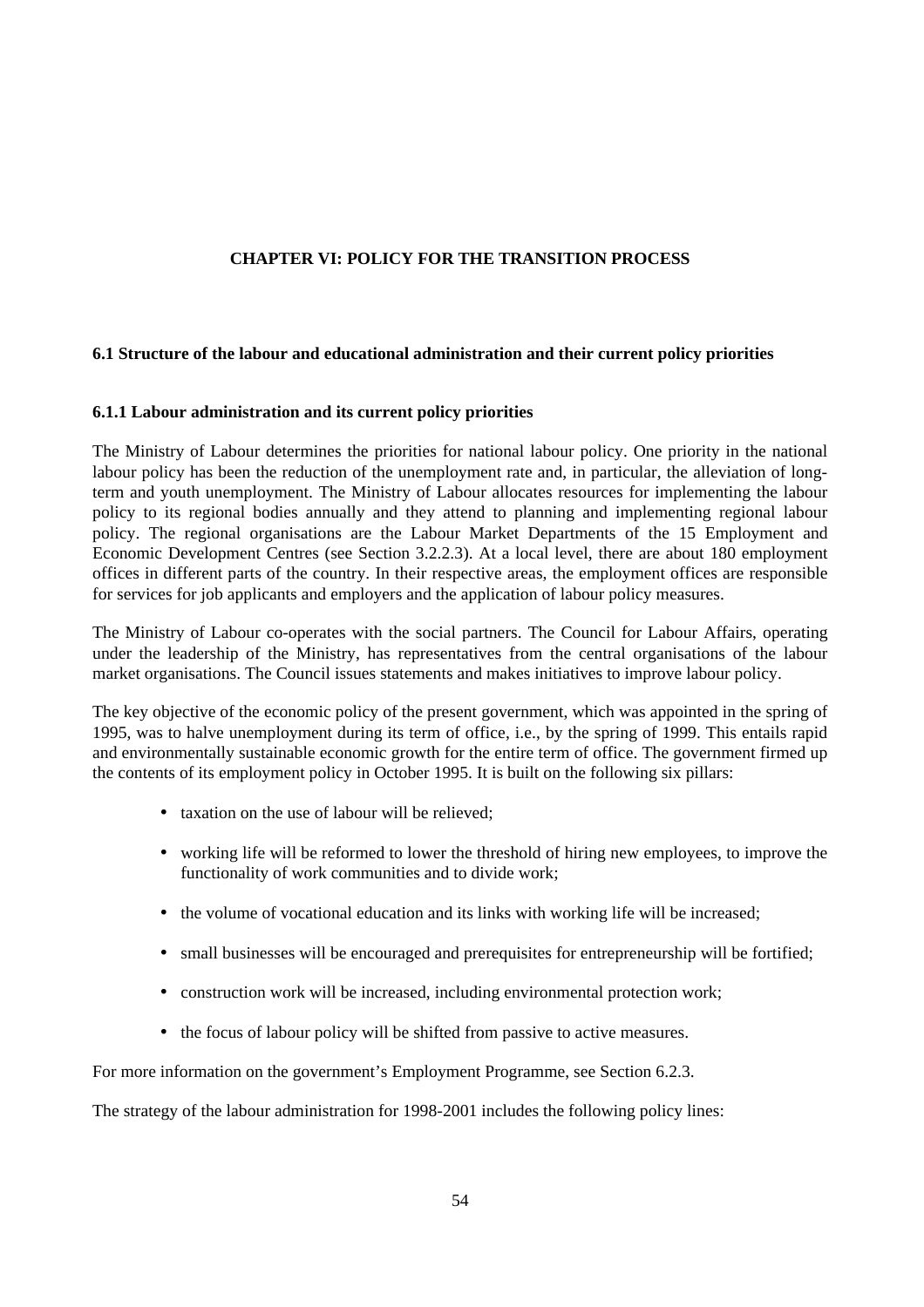# CHAPTER VI: POLICY FOR THE TRANSITION PROCESS

## 6.1 Structure of the labour and educational administration and their current policy priorities

### 6.1.1 Labour administration and its current policy priorities

The Ministry of Labour determines the priorities for national labour policy. One priority in the national labour policy has been the reduction of the unemployment rate and, in particular, the alleviation of long-term and youth unemployment. The Ministry of Labour allocates resources for implementing the labour policy to its regional bodies annually and they attend to planning and implementing regional labour policy. The regional organisations are the Labour Market Departments of the 15 Employment and Economic Development Centres (see Section 3.2.2.3). At a local level, there are about 180 employment offices in different parts of the country. In their respective areas, the employment offices are responsible for services for job applicants and employers and the application of labour policy measures.

The Ministry of Labour co-operates with the social partners. The Council for Labour Affairs, operating under the leadership of the Ministry, has representatives from the central organisations of the labour market organisations. The Council issues statements and makes initiatives to improve labour policy.

The key objective of the economic policy of the present government, which was appointed in the spring of 1995, was to halve unemployment during its term of office, i.e., by the spring of 1999. This entails rapid and environmentally sustainable economic growth for the entire term of office. The government firmed up the contents of its employment policy in October 1995. It is built on the following six pillars:

- taxation on the use of labour will be relieved;
- working life will be reformed to lower the threshold of hiring new employees, to improve the functionality of work communities and to divide work;
- the volume of vocational education and its links with working life will be increased;
- small businesses will be encouraged and prerequisites for entrepreneurship will be fortified;
- construction work will be increased, including environmental protection work;
- the focus of labour policy will be shifted from passive to active measures.

For more information on the government's Employment Programme, see Section 6.2.3.

The strategy of the labour administration for 1998-2001 includes the following policy lines: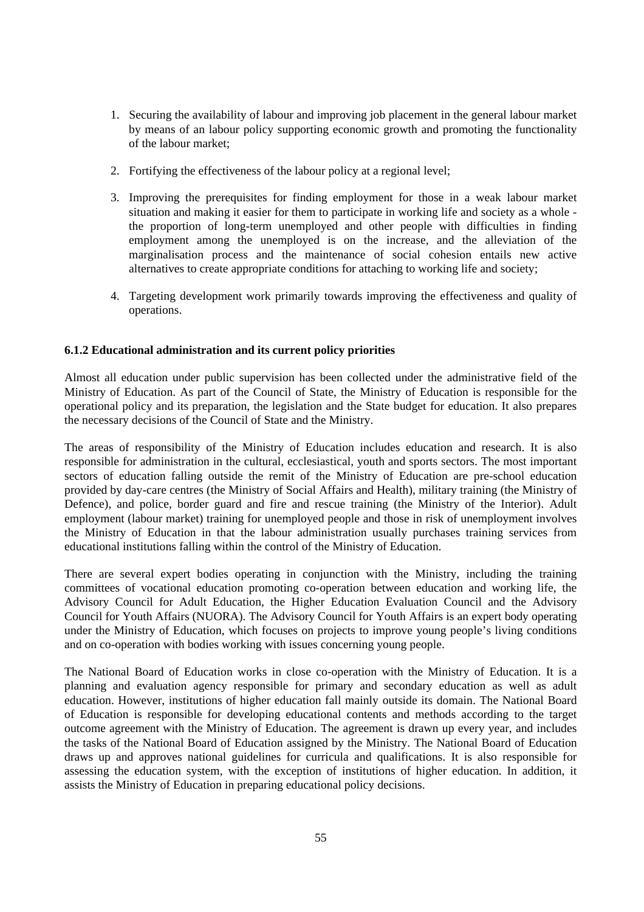1. Securing the availability of labour and improving job placement in the general labour market by means of an labour policy supporting economic growth and promoting the functionality of the labour market;

2. Fortifying the effectiveness of the labour policy at a regional level;

3. Improving the prerequisites for finding employment for those in a weak labour market situation and making it easier for them to participate in working life and society as a whole - the proportion of long-term unemployed and other people with difficulties in finding employment among the unemployed is on the increase, and the alleviation of the marginalisation process and the maintenance of social cohesion entails new active alternatives to create appropriate conditions for attaching to working life and society;

4. Targeting development work primarily towards improving the effectiveness and quality of operations.

### 6.1.2 Educational administration and its current policy priorities

Almost all education under public supervision has been collected under the administrative field of the Ministry of Education. As part of the Council of State, the Ministry of Education is responsible for the operational policy and its preparation, the legislation and the State budget for education. It also prepares the necessary decisions of the Council of State and the Ministry.

The areas of responsibility of the Ministry of Education includes education and research. It is also responsible for administration in the cultural, ecclesiastical, youth and sports sectors. The most important sectors of education falling outside the remit of the Ministry of Education are pre-school education provided by day-care centres (the Ministry of Social Affairs and Health), military training (the Ministry of Defence), and police, border guard and fire and rescue training (the Ministry of the Interior). Adult employment (labour market) training for unemployed people and those in risk of unemployment involves the Ministry of Education in that the labour administration usually purchases training services from educational institutions falling within the control of the Ministry of Education.

There are several expert bodies operating in conjunction with the Ministry, including the training committees of vocational education promoting co-operation between education and working life, the Advisory Council for Adult Education, the Higher Education Evaluation Council and the Advisory Council for Youth Affairs (NUORA). The Advisory Council for Youth Affairs is an expert body operating under the Ministry of Education, which focuses on projects to improve young people's living conditions and on co-operation with bodies working with issues concerning young people.

The National Board of Education works in close co-operation with the Ministry of Education. It is a planning and evaluation agency responsible for primary and secondary education as well as adult education. However, institutions of higher education fall mainly outside its domain. The National Board of Education is responsible for developing educational contents and methods according to the target outcome agreement with the Ministry of Education. The agreement is drawn up every year, and includes the tasks of the National Board of Education assigned by the Ministry. The National Board of Education draws up and approves national guidelines for curricula and qualifications. It is also responsible for assessing the education system, with the exception of institutions of higher education. In addition, it assists the Ministry of Education in preparing educational policy decisions.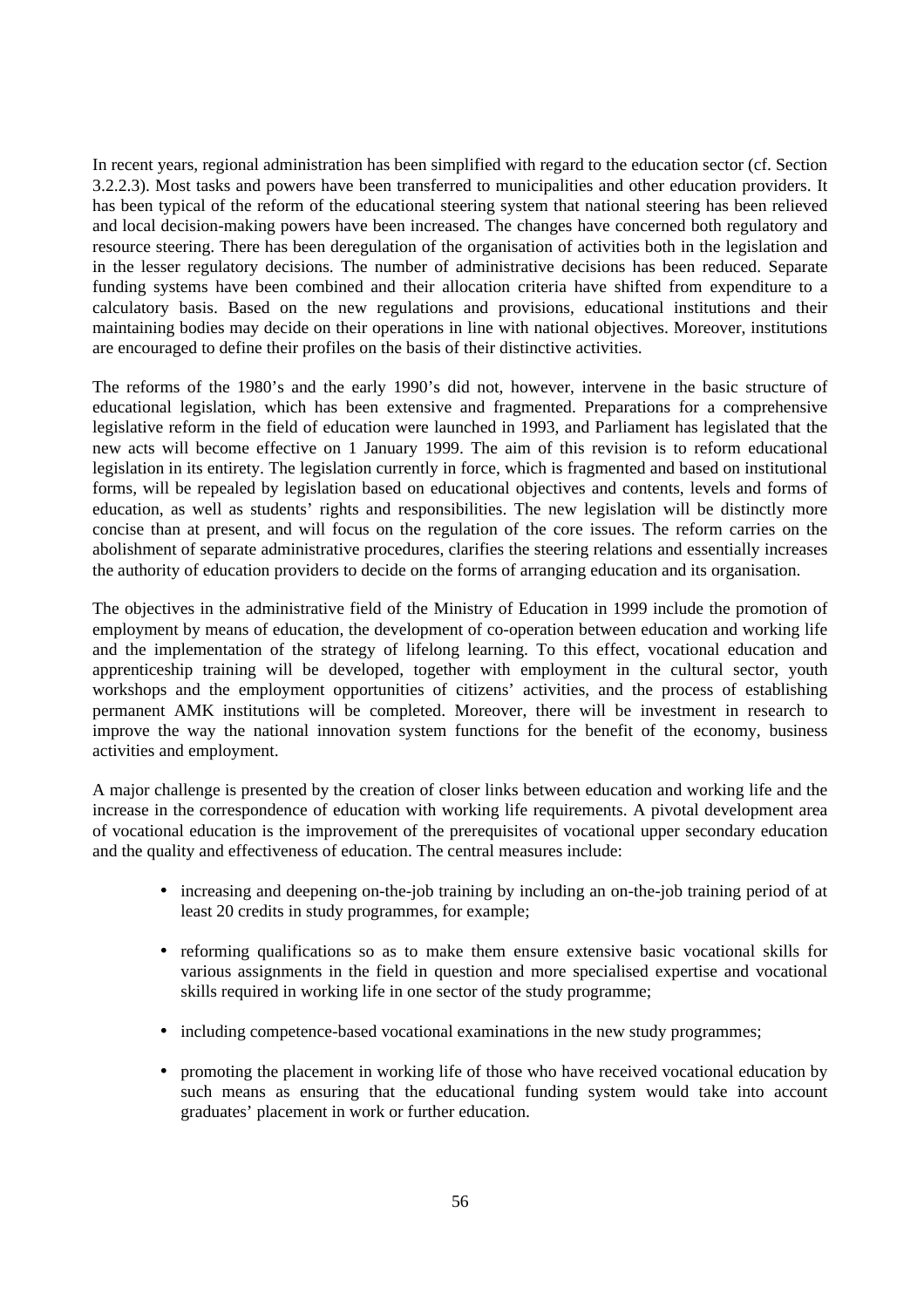In recent years, regional administration has been simplified with regard to the education sector (cf. Section 3.2.2.3). Most tasks and powers have been transferred to municipalities and other education providers. It has been typical of the reform of the educational steering system that national steering has been relieved and local decision-making powers have been increased. The changes have concerned both regulatory and resource steering. There has been deregulation of the organisation of activities both in the legislation and in the lesser regulatory decisions. The number of administrative decisions has been reduced. Separate funding systems have been combined and their allocation criteria have shifted from expenditure to a calculatory basis. Based on the new regulations and provisions, educational institutions and their maintaining bodies may decide on their operations in line with national objectives. Moreover, institutions are encouraged to define their profiles on the basis of their distinctive activities.

The reforms of the 1980's and the early 1990's did not, however, intervene in the basic structure of educational legislation, which has been extensive and fragmented. Preparations for a comprehensive legislative reform in the field of education were launched in 1993, and Parliament has legislated that the new acts will become effective on 1 January 1999. The aim of this revision is to reform educational legislation in its entirety. The legislation currently in force, which is fragmented and based on institutional forms, will be repealed by legislation based on educational objectives and contents, levels and forms of education, as well as students' rights and responsibilities. The new legislation will be distinctly more concise than at present, and will focus on the regulation of the core issues. The reform carries on the abolishment of separate administrative procedures, clarifies the steering relations and essentially increases the authority of education providers to decide on the forms of arranging education and its organisation.

The objectives in the administrative field of the Ministry of Education in 1999 include the promotion of employment by means of education, the development of co-operation between education and working life and the implementation of the strategy of lifelong learning. To this effect, vocational education and apprenticeship training will be developed, together with employment in the cultural sector, youth workshops and the employment opportunities of citizens' activities, and the process of establishing permanent AMK institutions will be completed. Moreover, there will be investment in research to improve the way the national innovation system functions for the benefit of the economy, business activities and employment.

A major challenge is presented by the creation of closer links between education and working life and the increase in the correspondence of education with working life requirements. A pivotal development area of vocational education is the improvement of the prerequisites of vocational upper secondary education and the quality and effectiveness of education. The central measures include:

- increasing and deepening on-the-job training by including an on-the-job training period of at least 20 credits in study programmes, for example;
- reforming qualifications so as to make them ensure extensive basic vocational skills for various assignments in the field in question and more specialised expertise and vocational skills required in working life in one sector of the study programme;
- including competence-based vocational examinations in the new study programmes;
- promoting the placement in working life of those who have received vocational education by such means as ensuring that the educational funding system would take into account graduates' placement in work or further education.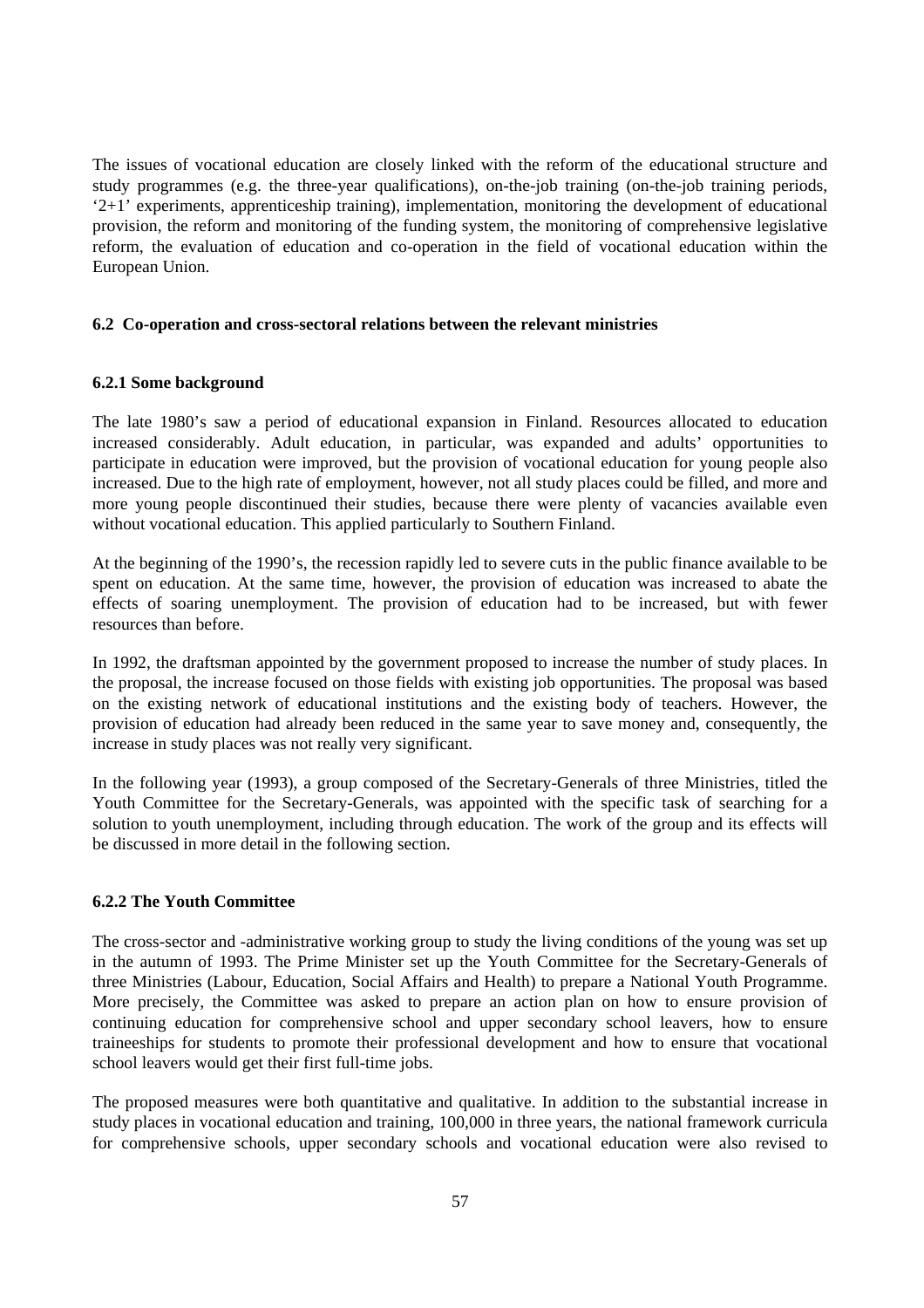The issues of vocational education are closely linked with the reform of the educational structure and study programmes (e.g. the three-year qualifications), on-the-job training (on-the-job training periods, '2+1' experiments, apprenticeship training), implementation, monitoring the development of educational provision, the reform and monitoring of the funding system, the monitoring of comprehensive legislative reform, the evaluation of education and co-operation in the field of vocational education within the European Union.

### 6.2 Co-operation and cross-sectoral relations between the relevant ministries

#### 6.2.1 Some background

The late 1980's saw a period of educational expansion in Finland. Resources allocated to education increased considerably. Adult education, in particular, was expanded and adults' opportunities to participate in education were improved, but the provision of vocational education for young people also increased. Due to the high rate of employment, however, not all study places could be filled, and more and more young people discontinued their studies, because there were plenty of vacancies available even without vocational education. This applied particularly to Southern Finland.

At the beginning of the 1990's, the recession rapidly led to severe cuts in the public finance available to be spent on education. At the same time, however, the provision of education was increased to abate the effects of soaring unemployment. The provision of education had to be increased, but with fewer resources than before.

In 1992, the draftsman appointed by the government proposed to increase the number of study places. In the proposal, the increase focused on those fields with existing job opportunities. The proposal was based on the existing network of educational institutions and the existing body of teachers. However, the provision of education had already been reduced in the same year to save money and, consequently, the increase in study places was not really very significant.

In the following year (1993), a group composed of the Secretary-Generals of three Ministries, titled the Youth Committee for the Secretary-Generals, was appointed with the specific task of searching for a solution to youth unemployment, including through education. The work of the group and its effects will be discussed in more detail in the following section.

#### 6.2.2 The Youth Committee

The cross-sector and -administrative working group to study the living conditions of the young was set up in the autumn of 1993. The Prime Minister set up the Youth Committee for the Secretary-Generals of three Ministries (Labour, Education, Social Affairs and Health) to prepare a National Youth Programme. More precisely, the Committee was asked to prepare an action plan on how to ensure provision of continuing education for comprehensive school and upper secondary school leavers, how to ensure traineeships for students to promote their professional development and how to ensure that vocational school leavers would get their first full-time jobs.

The proposed measures were both quantitative and qualitative. In addition to the substantial increase in study places in vocational education and training, 100,000 in three years, the national framework curricula for comprehensive schools, upper secondary schools and vocational education were also revised to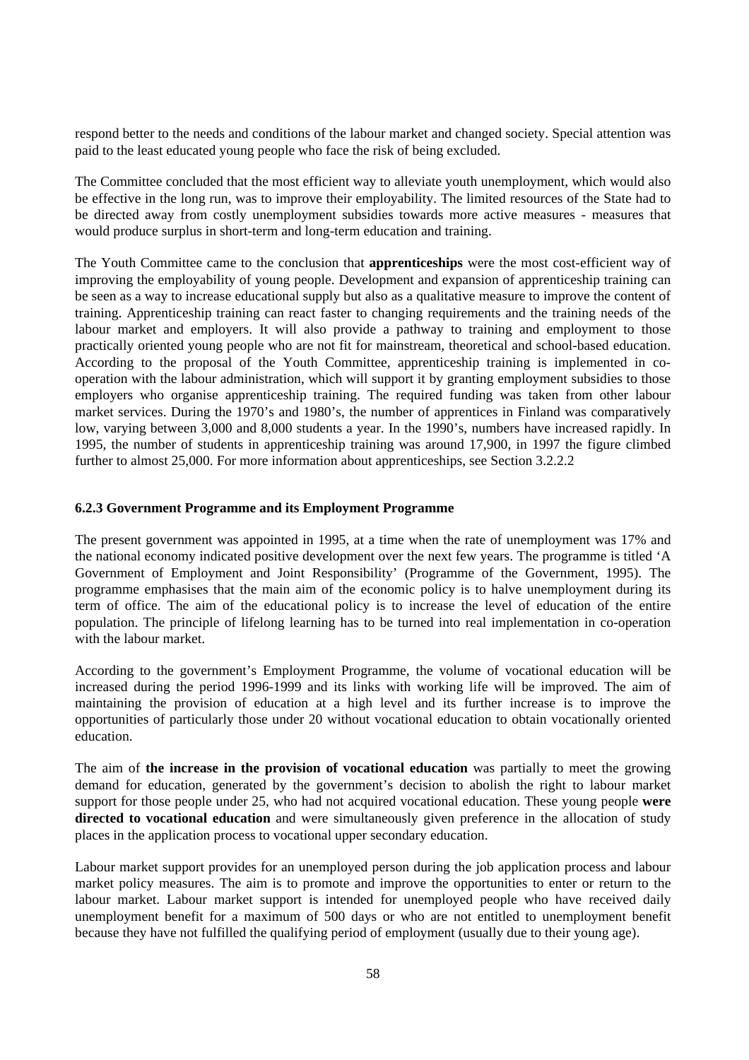respond better to the needs and conditions of the labour market and changed society. Special attention was paid to the least educated young people who face the risk of being excluded.

The Committee concluded that the most efficient way to alleviate youth unemployment, which would also be effective in the long run, was to improve their employability. The limited resources of the State had to be directed away from costly unemployment subsidies towards more active measures - measures that would produce surplus in short-term and long-term education and training.

The Youth Committee came to the conclusion that **apprenticeships** were the most cost-efficient way of improving the employability of young people. Development and expansion of apprenticeship training can be seen as a way to increase educational supply but also as a qualitative measure to improve the content of training. Apprenticeship training can react faster to changing requirements and the training needs of the labour market and employers. It will also provide a pathway to training and employment to those practically oriented young people who are not fit for mainstream, theoretical and school-based education. According to the proposal of the Youth Committee, apprenticeship training is implemented in co-operation with the labour administration, which will support it by granting employment subsidies to those employers who organise apprenticeship training. The required funding was taken from other labour market services. During the 1970's and 1980's, the number of apprentices in Finland was comparatively low, varying between 3,000 and 8,000 students a year. In the 1990's, numbers have increased rapidly. In 1995, the number of students in apprenticeship training was around 17,900, in 1997 the figure climbed further to almost 25,000. For more information about apprenticeships, see Section 3.2.2.2

#### 6.2.3 Government Programme and its Employment Programme

The present government was appointed in 1995, at a time when the rate of unemployment was 17% and the national economy indicated positive development over the next few years. The programme is titled 'A Government of Employment and Joint Responsibility' (Programme of the Government, 1995). The programme emphasises that the main aim of the economic policy is to halve unemployment during its term of office. The aim of the educational policy is to increase the level of education of the entire population. The principle of lifelong learning has to be turned into real implementation in co-operation with the labour market.

According to the government's Employment Programme, the volume of vocational education will be increased during the period 1996-1999 and its links with working life will be improved. The aim of maintaining the provision of education at a high level and its further increase is to improve the opportunities of particularly those under 20 without vocational education to obtain vocationally oriented education.

The aim of **the increase in the provision of vocational education** was partially to meet the growing demand for education, generated by the government's decision to abolish the right to labour market support for those people under 25, who had not acquired vocational education. These young people **were directed to vocational education** and were simultaneously given preference in the allocation of study places in the application process to vocational upper secondary education.

Labour market support provides for an unemployed person during the job application process and labour market policy measures. The aim is to promote and improve the opportunities to enter or return to the labour market. Labour market support is intended for unemployed people who have received daily unemployment benefit for a maximum of 500 days or who are not entitled to unemployment benefit because they have not fulfilled the qualifying period of employment (usually due to their young age).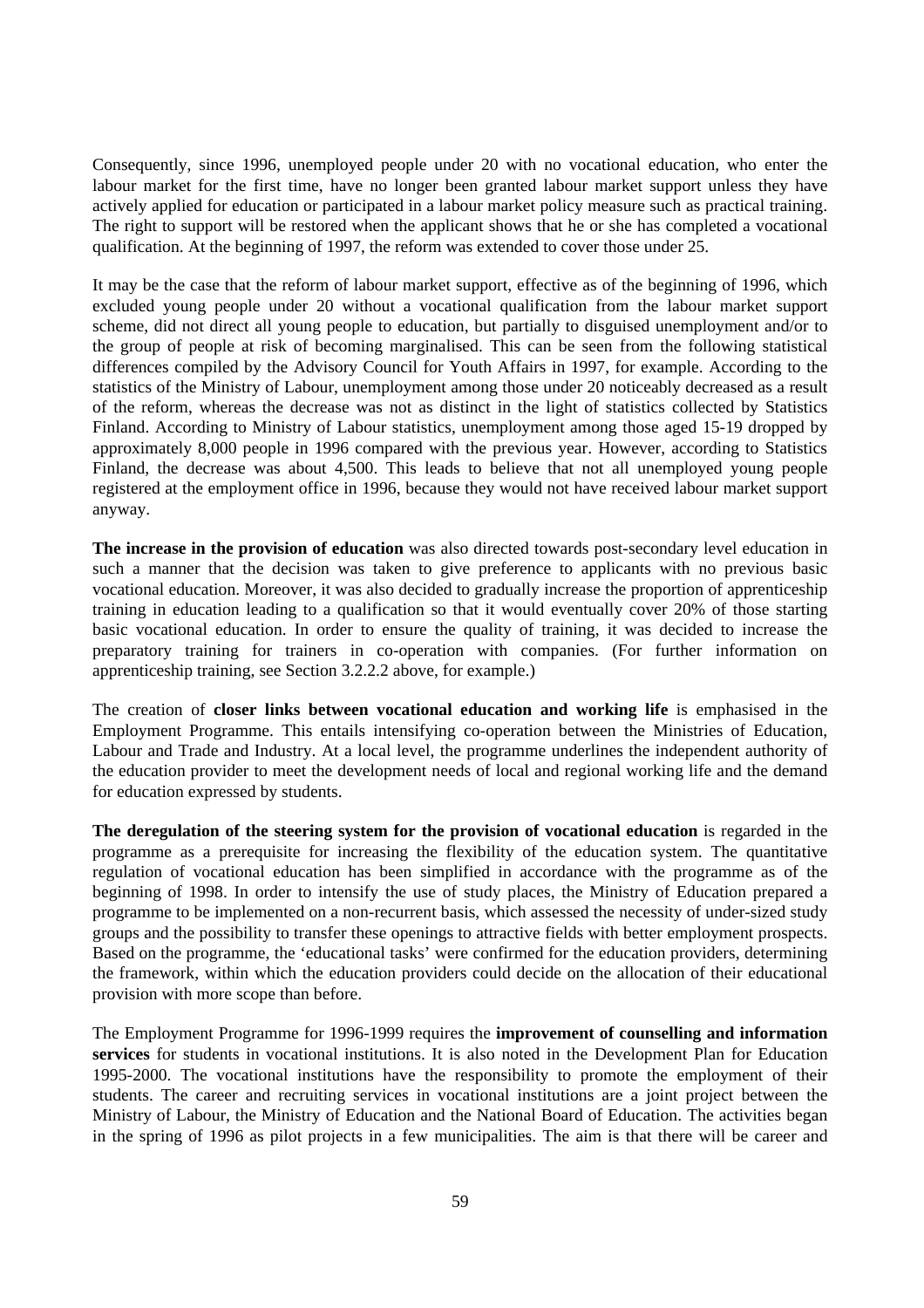Consequently, since 1996, unemployed people under 20 with no vocational education, who enter the labour market for the first time, have no longer been granted labour market support unless they have actively applied for education or participated in a labour market policy measure such as practical training. The right to support will be restored when the applicant shows that he or she has completed a vocational qualification. At the beginning of 1997, the reform was extended to cover those under 25.

It may be the case that the reform of labour market support, effective as of the beginning of 1996, which excluded young people under 20 without a vocational qualification from the labour market support scheme, did not direct all young people to education, but partially to disguised unemployment and/or to the group of people at risk of becoming marginalised. This can be seen from the following statistical differences compiled by the Advisory Council for Youth Affairs in 1997, for example. According to the statistics of the Ministry of Labour, unemployment among those under 20 noticeably decreased as a result of the reform, whereas the decrease was not as distinct in the light of statistics collected by Statistics Finland. According to Ministry of Labour statistics, unemployment among those aged 15-19 dropped by approximately 8,000 people in 1996 compared with the previous year. However, according to Statistics Finland, the decrease was about 4,500. This leads to believe that not all unemployed young people registered at the employment office in 1996, because they would not have received labour market support anyway.

**The increase in the provision of education** was also directed towards post-secondary level education in such a manner that the decision was taken to give preference to applicants with no previous basic vocational education. Moreover, it was also decided to gradually increase the proportion of apprenticeship training in education leading to a qualification so that it would eventually cover 20% of those starting basic vocational education. In order to ensure the quality of training, it was decided to increase the preparatory training for trainers in co-operation with companies. (For further information on apprenticeship training, see Section 3.2.2.2 above, for example.)

The creation of **closer links between vocational education and working life** is emphasised in the Employment Programme. This entails intensifying co-operation between the Ministries of Education, Labour and Trade and Industry. At a local level, the programme underlines the independent authority of the education provider to meet the development needs of local and regional working life and the demand for education expressed by students.

**The deregulation of the steering system for the provision of vocational education** is regarded in the programme as a prerequisite for increasing the flexibility of the education system. The quantitative regulation of vocational education has been simplified in accordance with the programme as of the beginning of 1998. In order to intensify the use of study places, the Ministry of Education prepared a programme to be implemented on a non-recurrent basis, which assessed the necessity of under-sized study groups and the possibility to transfer these openings to attractive fields with better employment prospects. Based on the programme, the 'educational tasks' were confirmed for the education providers, determining the framework, within which the education providers could decide on the allocation of their educational provision with more scope than before.

The Employment Programme for 1996-1999 requires the **improvement of counselling and information services** for students in vocational institutions. It is also noted in the Development Plan for Education 1995-2000. The vocational institutions have the responsibility to promote the employment of their students. The career and recruiting services in vocational institutions are a joint project between the Ministry of Labour, the Ministry of Education and the National Board of Education. The activities began in the spring of 1996 as pilot projects in a few municipalities. The aim is that there will be career and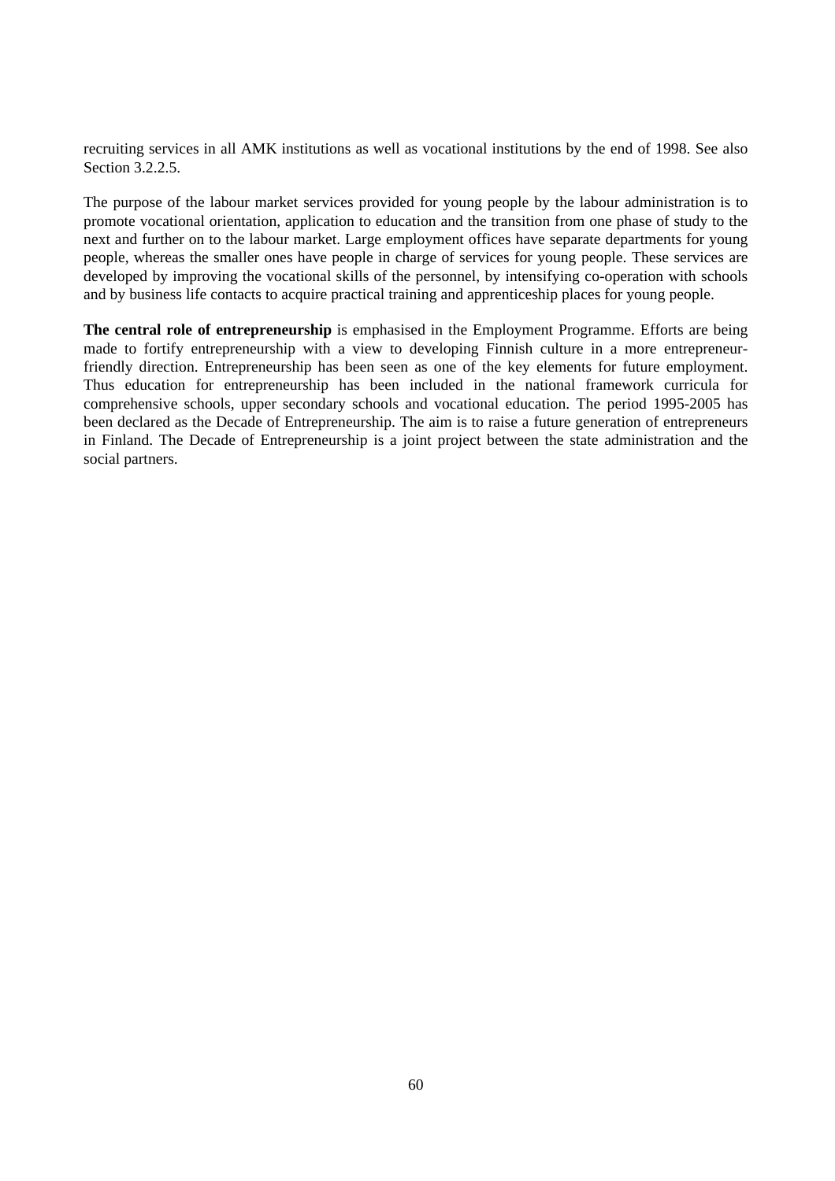recruiting services in all AMK institutions as well as vocational institutions by the end of 1998. See also Section 3.2.2.5.

The purpose of the labour market services provided for young people by the labour administration is to promote vocational orientation, application to education and the transition from one phase of study to the next and further on to the labour market. Large employment offices have separate departments for young people, whereas the smaller ones have people in charge of services for young people. These services are developed by improving the vocational skills of the personnel, by intensifying co-operation with schools and by business life contacts to acquire practical training and apprenticeship places for young people.

**The central role of entrepreneurship** is emphasised in the Employment Programme. Efforts are being made to fortify entrepreneurship with a view to developing Finnish culture in a more entrepreneur-friendly direction. Entrepreneurship has been seen as one of the key elements for future employment. Thus education for entrepreneurship has been included in the national framework curricula for comprehensive schools, upper secondary schools and vocational education. The period 1995-2005 has been declared as the Decade of Entrepreneurship. The aim is to raise a future generation of entrepreneurs in Finland. The Decade of Entrepreneurship is a joint project between the state administration and the social partners.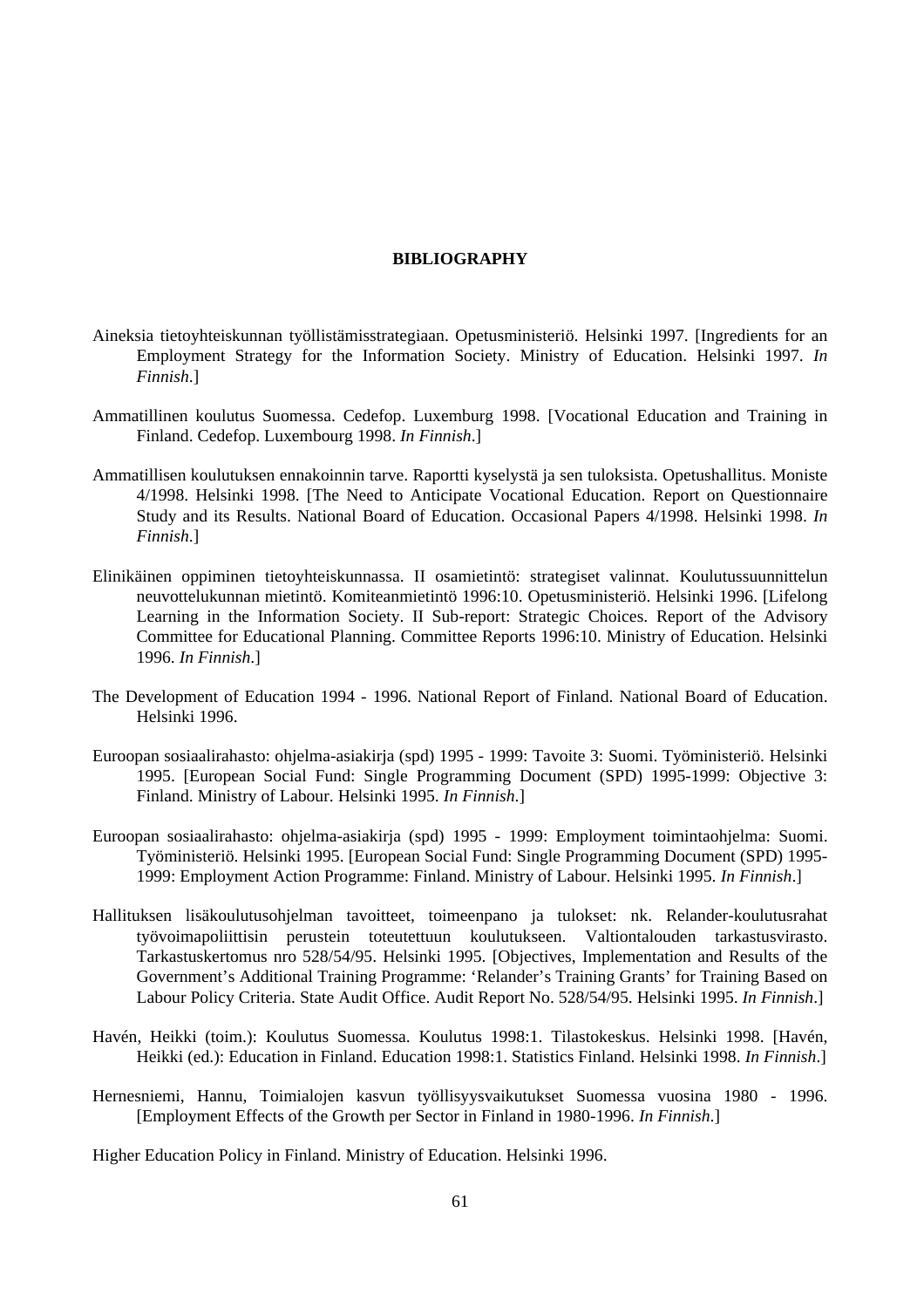# BIBLIOGRAPHY

Aineksia tietoyhteiskunnan työllistämisstrategiaan. Opetusministeriö. Helsinki 1997. [Ingredients for an Employment Strategy for the Information Society. Ministry of Education. Helsinki 1997. *In Finnish*.]

Ammatillinen koulutus Suomessa. Cedefop. Luxemburg 1998. [Vocational Education and Training in Finland. Cedefop. Luxembourg 1998. *In Finnish*.]

Ammatillisen koulutuksen ennakoinnin tarve. Raportti kyselystä ja sen tuloksista. Opetushallitus. Moniste 4/1998. Helsinki 1998. [The Need to Anticipate Vocational Education. Report on Questionnaire Study and its Results. National Board of Education. Occasional Papers 4/1998. Helsinki 1998. *In Finnish*.]

Elinikäinen oppiminen tietoyhteiskunnassa. II osamietintö: strategiset valinnat. Koulutussuunnittelun neuvottelukunnan mietintö. Komiteanmietintö 1996:10. Opetusministeriö. Helsinki 1996. [Lifelong Learning in the Information Society. II Sub-report: Strategic Choices. Report of the Advisory Committee for Educational Planning. Committee Reports 1996:10. Ministry of Education. Helsinki 1996. *In Finnish*.]

The Development of Education 1994 - 1996. National Report of Finland. National Board of Education. Helsinki 1996.

Euroopan sosiaalirahasto: ohjelma-asiakirja (spd) 1995 - 1999: Tavoite 3: Suomi. Työministeriö. Helsinki 1995. [European Social Fund: Single Programming Document (SPD) 1995-1999: Objective 3: Finland. Ministry of Labour. Helsinki 1995. *In Finnish*.]

Euroopan sosiaalirahasto: ohjelma-asiakirja (spd) 1995 - 1999: Employment toimintaohjelma: Suomi. Työministeriö. Helsinki 1995. [European Social Fund: Single Programming Document (SPD) 1995-1999: Employment Action Programme: Finland. Ministry of Labour. Helsinki 1995. *In Finnish*.]

Hallituksen lisäkoulutusohjelman tavoitteet, toimeenpano ja tulokset: nk. Relander-koulutusrahat työvoimapoliittisin perustein toteutettuun koulutukseen. Valtiontalouden tarkastusvirasto. Tarkastuskertomus nro 528/54/95. Helsinki 1995. [Objectives, Implementation and Results of the Government's Additional Training Programme: 'Relander's Training Grants' for Training Based on Labour Policy Criteria. State Audit Office. Audit Report No. 528/54/95. Helsinki 1995. *In Finnish*.]

Havén, Heikki (toim.): Koulutus Suomessa. Koulutus 1998:1. Tilastokeskus. Helsinki 1998. [Havén, Heikki (ed.): Education in Finland. Education 1998:1. Statistics Finland. Helsinki 1998. *In Finnish*.]

Hernesniemi, Hannu, Toimialojen kasvun työllisyysvaikutukset Suomessa vuosina 1980 - 1996. [Employment Effects of the Growth per Sector in Finland in 1980-1996. *In Finnish*.]

Higher Education Policy in Finland. Ministry of Education. Helsinki 1996.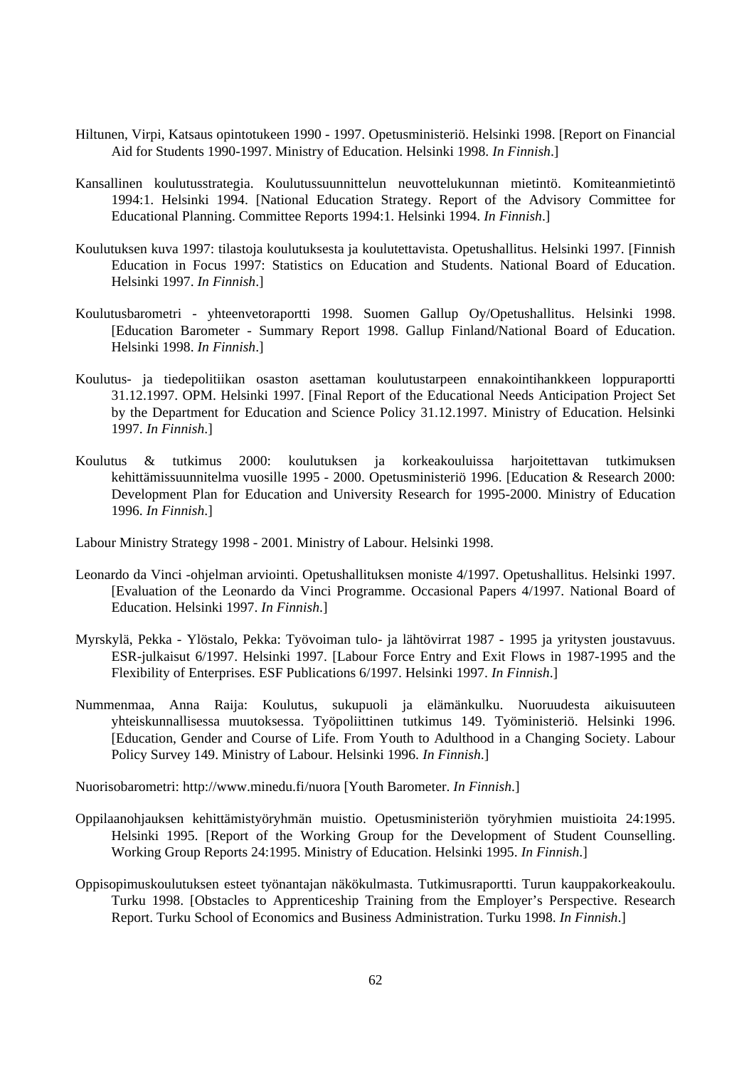Hiltunen, Virpi, Katsaus opintotukeen 1990 - 1997. Opetusministeriö. Helsinki 1998. [Report on Financial Aid for Students 1990-1997. Ministry of Education. Helsinki 1998. *In Finnish*.]

Kansallinen koulutusstrategia. Koulutussuunnittelun neuvottelukunnan mietintö. Komiteanmietintö 1994:1. Helsinki 1994. [National Education Strategy. Report of the Advisory Committee for Educational Planning. Committee Reports 1994:1. Helsinki 1994. *In Finnish*.]

Koulutuksen kuva 1997: tilastoja koulutuksesta ja koulutettavista. Opetushallitus. Helsinki 1997. [Finnish Education in Focus 1997: Statistics on Education and Students. National Board of Education. Helsinki 1997. *In Finnish*.]

Koulutusbarometri - yhteenvetoraportti 1998. Suomen Gallup Oy/Opetushallitus. Helsinki 1998. [Education Barometer - Summary Report 1998. Gallup Finland/National Board of Education. Helsinki 1998. *In Finnish*.]

Koulutus- ja tiedepolitiikan osaston asettaman koulutustarpeen ennakointihankkeen loppuraportti 31.12.1997. OPM. Helsinki 1997. [Final Report of the Educational Needs Anticipation Project Set by the Department for Education and Science Policy 31.12.1997. Ministry of Education. Helsinki 1997. *In Finnish*.]

Koulutus & tutkimus 2000: koulutuksen ja korkeakouluissa harjoitettavan tutkimuksen kehittämissuunnitelma vuosille 1995 - 2000. Opetusministeriö 1996. [Education & Research 2000: Development Plan for Education and University Research for 1995-2000. Ministry of Education 1996. *In Finnish*.]

Labour Ministry Strategy 1998 - 2001. Ministry of Labour. Helsinki 1998.

Leonardo da Vinci -ohjelman arviointi. Opetushallituksen moniste 4/1997. Opetushallitus. Helsinki 1997. [Evaluation of the Leonardo da Vinci Programme. Occasional Papers 4/1997. National Board of Education. Helsinki 1997. *In Finnish*.]

Myrskylä, Pekka - Ylöstalo, Pekka: Työvoiman tulo- ja lähtövirrat 1987 - 1995 ja yritysten joustavuus. ESR-julkaisut 6/1997. Helsinki 1997. [Labour Force Entry and Exit Flows in 1987-1995 and the Flexibility of Enterprises. ESF Publications 6/1997. Helsinki 1997. *In Finnish*.]

Nummenmaa, Anna Raija: Koulutus, sukupuoli ja elämänkulku. Nuoruudesta aikuisuuteen yhteiskunnallisessa muutoksessa. Työpoliittinen tutkimus 149. Työministeriö. Helsinki 1996. [Education, Gender and Course of Life. From Youth to Adulthood in a Changing Society. Labour Policy Survey 149. Ministry of Labour. Helsinki 1996. *In Finnish*.]

Nuorisobarometri: http://www.minedu.fi/nuora [Youth Barometer. *In Finnish*.]

Oppilaanohjauksen kehittämistyöryhmän muistio. Opetusministeriön työryhmien muistioita 24:1995. Helsinki 1995. [Report of the Working Group for the Development of Student Counselling. Working Group Reports 24:1995. Ministry of Education. Helsinki 1995. *In Finnish*.]

Oppisopimuskoulutuksen esteet työnantajan näkökulmasta. Tutkimusraportti. Turun kauppakorkeakoulu. Turku 1998. [Obstacles to Apprenticeship Training from the Employer's Perspective. Research Report. Turku School of Economics and Business Administration. Turku 1998. *In Finnish*.]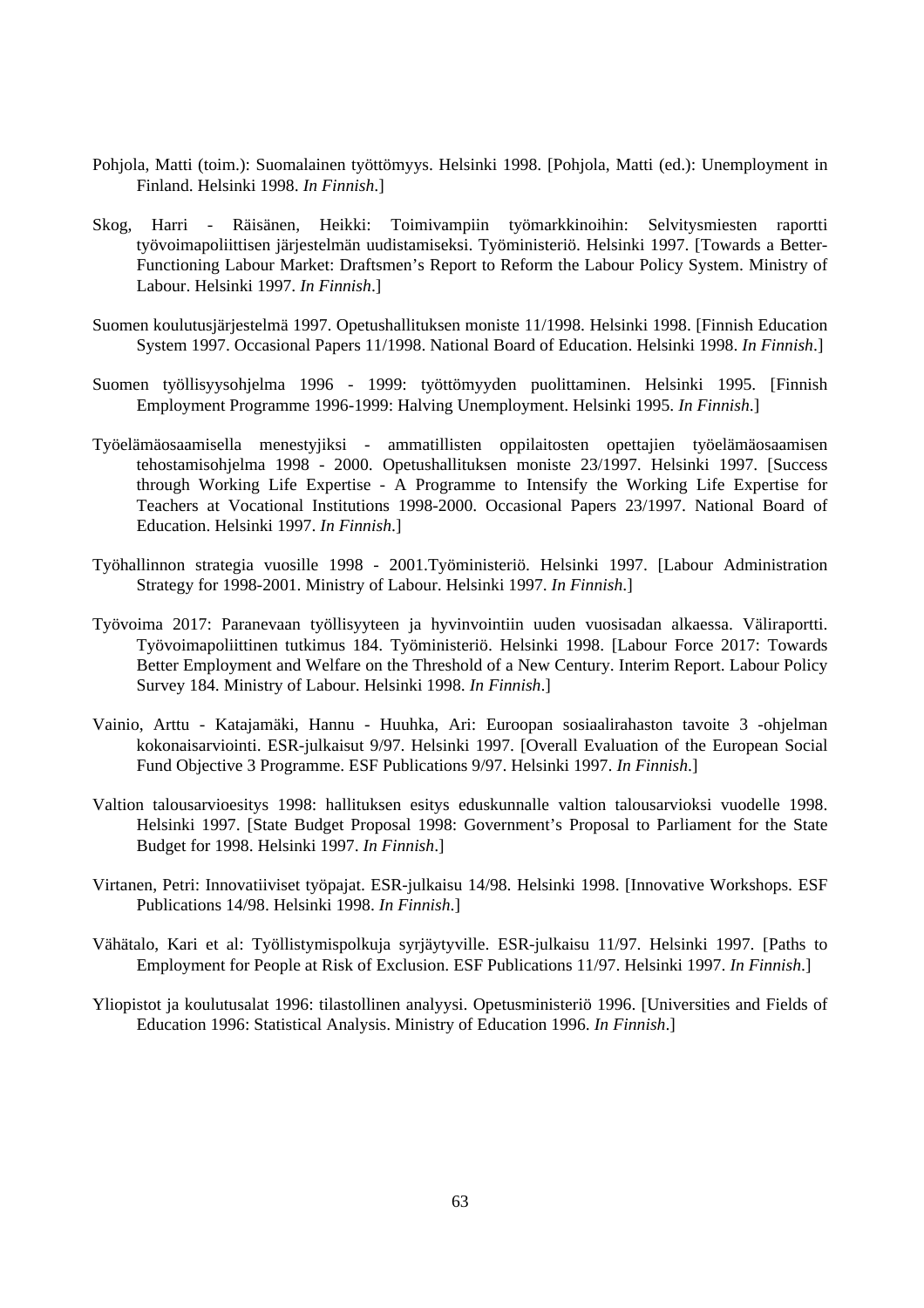Pohjola, Matti (toim.): Suomalainen työttömyys. Helsinki 1998. [Pohjola, Matti (ed.): Unemployment in Finland. Helsinki 1998. *In Finnish*.]

Skog, Harri - Räisänen, Heikki: Toimivampiin työmarkkinoihin: Selvitysmiesten raportti työvoimapoliittisen järjestelmän uudistamiseksi. Työministeriö. Helsinki 1997. [Towards a Better-Functioning Labour Market: Draftsmen's Report to Reform the Labour Policy System. Ministry of Labour. Helsinki 1997. *In Finnish*.]

Suomen koulutusjärjestelmä 1997. Opetushallituksen moniste 11/1998. Helsinki 1998. [Finnish Education System 1997. Occasional Papers 11/1998. National Board of Education. Helsinki 1998. *In Finnish*.]

Suomen työllisyysohjelma 1996 - 1999: työttömyyden puolittaminen. Helsinki 1995. [Finnish Employment Programme 1996-1999: Halving Unemployment. Helsinki 1995. *In Finnish*.]

Työelämäosaamisella menestyjiksi - ammatillisten oppilaitosten opettajien työelämäosaamisen tehostamisohjelma 1998 - 2000. Opetushallituksen moniste 23/1997. Helsinki 1997. [Success through Working Life Expertise - A Programme to Intensify the Working Life Expertise for Teachers at Vocational Institutions 1998-2000. Occasional Papers 23/1997. National Board of Education. Helsinki 1997. *In Finnish*.]

Työhallinnon strategia vuosille 1998 - 2001.Työministeriö. Helsinki 1997. [Labour Administration Strategy for 1998-2001. Ministry of Labour. Helsinki 1997. *In Finnish*.]

Työvoima 2017: Paranevaan työllisyyteen ja hyvinvointiin uuden vuosisadan alkaessa. Väliraportti. Työvoimapoliittinen tutkimus 184. Työministeriö. Helsinki 1998. [Labour Force 2017: Towards Better Employment and Welfare on the Threshold of a New Century. Interim Report. Labour Policy Survey 184. Ministry of Labour. Helsinki 1998. *In Finnish*.]

Vainio, Arttu - Katajamäki, Hannu - Huuhka, Ari: Euroopan sosiaalirahaston tavoite 3 -ohjelman kokonaisarviointi. ESR-julkaisut 9/97. Helsinki 1997. [Overall Evaluation of the European Social Fund Objective 3 Programme. ESF Publications 9/97. Helsinki 1997. *In Finnish*.]

Valtion talousarvioesitys 1998: hallituksen esitys eduskunnalle valtion talousarvioksi vuodelle 1998. Helsinki 1997. [State Budget Proposal 1998: Government's Proposal to Parliament for the State Budget for 1998. Helsinki 1997. *In Finnish*.]

Virtanen, Petri: Innovatiiviset työpajat. ESR-julkaisu 14/98. Helsinki 1998. [Innovative Workshops. ESF Publications 14/98. Helsinki 1998. *In Finnish*.]

Vähätalo, Kari et al: Työllistymispolkuja syrjäytyville. ESR-julkaisu 11/97. Helsinki 1997. [Paths to Employment for People at Risk of Exclusion. ESF Publications 11/97. Helsinki 1997. *In Finnish*.]

Yliopistot ja koulutusalat 1996: tilastollinen analyysi. Opetusministeriö 1996. [Universities and Fields of Education 1996: Statistical Analysis. Ministry of Education 1996. *In Finnish*.]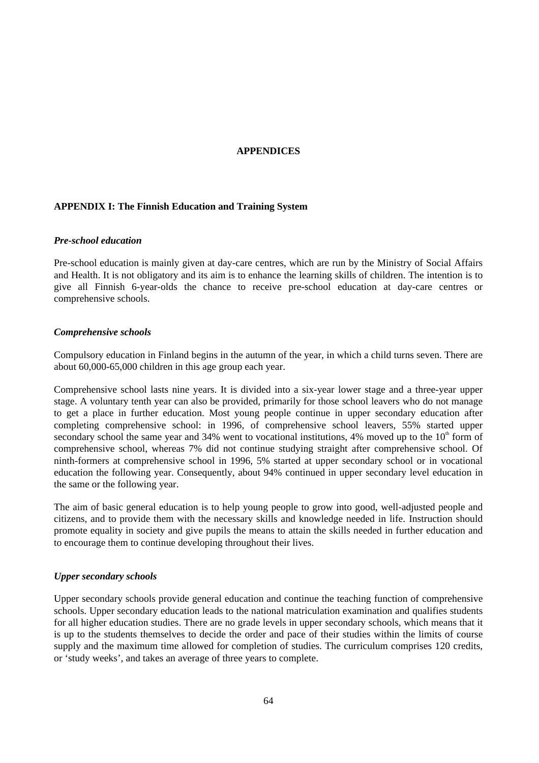# APPENDICES

## APPENDIX I: The Finnish Education and Training System

### *Pre-school education*

Pre-school education is mainly given at day-care centres, which are run by the Ministry of Social Affairs and Health. It is not obligatory and its aim is to enhance the learning skills of children. The intention is to give all Finnish 6-year-olds the chance to receive pre-school education at day-care centres or comprehensive schools.

### *Comprehensive schools*

Compulsory education in Finland begins in the autumn of the year, in which a child turns seven. There are about 60,000-65,000 children in this age group each year.

Comprehensive school lasts nine years. It is divided into a six-year lower stage and a three-year upper stage. A voluntary tenth year can also be provided, primarily for those school leavers who do not manage to get a place in further education. Most young people continue in upper secondary education after completing comprehensive school: in 1996, of comprehensive school leavers, 55% started upper secondary school the same year and 34% went to vocational institutions, 4% moved up to the 10th form of comprehensive school, whereas 7% did not continue studying straight after comprehensive school. Of ninth-formers at comprehensive school in 1996, 5% started at upper secondary school or in vocational education the following year. Consequently, about 94% continued in upper secondary level education in the same or the following year.

The aim of basic general education is to help young people to grow into good, well-adjusted people and citizens, and to provide them with the necessary skills and knowledge needed in life. Instruction should promote equality in society and give pupils the means to attain the skills needed in further education and to encourage them to continue developing throughout their lives.

### *Upper secondary schools*

Upper secondary schools provide general education and continue the teaching function of comprehensive schools. Upper secondary education leads to the national matriculation examination and qualifies students for all higher education studies. There are no grade levels in upper secondary schools, which means that it is up to the students themselves to decide the order and pace of their studies within the limits of course supply and the maximum time allowed for completion of studies. The curriculum comprises 120 credits, or 'study weeks', and takes an average of three years to complete.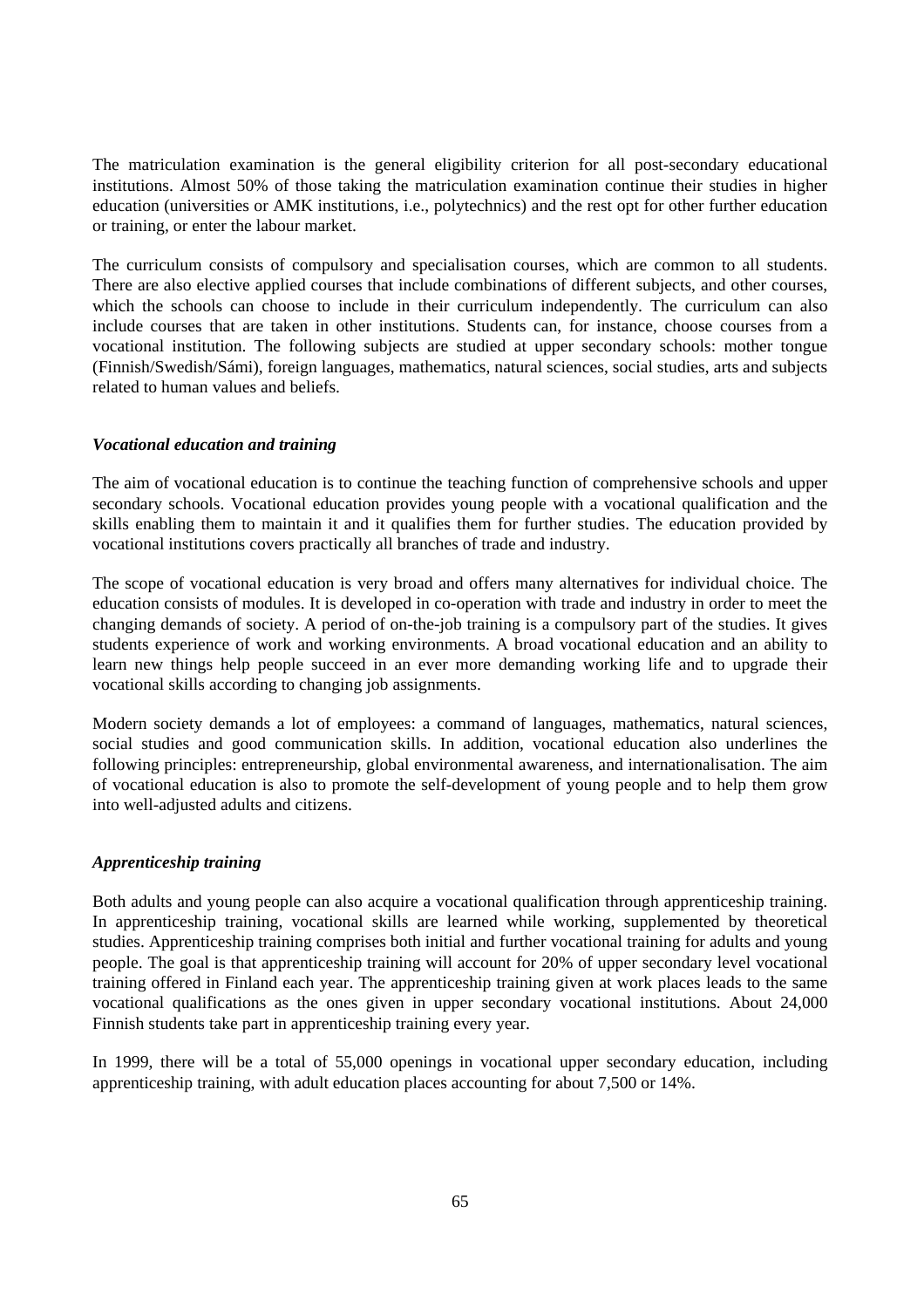The matriculation examination is the general eligibility criterion for all post-secondary educational institutions. Almost 50% of those taking the matriculation examination continue their studies in higher education (universities or AMK institutions, i.e., polytechnics) and the rest opt for other further education or training, or enter the labour market.

The curriculum consists of compulsory and specialisation courses, which are common to all students. There are also elective applied courses that include combinations of different subjects, and other courses, which the schools can choose to include in their curriculum independently. The curriculum can also include courses that are taken in other institutions. Students can, for instance, choose courses from a vocational institution. The following subjects are studied at upper secondary schools: mother tongue (Finnish/Swedish/Sámi), foreign languages, mathematics, natural sciences, social studies, arts and subjects related to human values and beliefs.

### *Vocational education and training*

The aim of vocational education is to continue the teaching function of comprehensive schools and upper secondary schools. Vocational education provides young people with a vocational qualification and the skills enabling them to maintain it and it qualifies them for further studies. The education provided by vocational institutions covers practically all branches of trade and industry.

The scope of vocational education is very broad and offers many alternatives for individual choice. The education consists of modules. It is developed in co-operation with trade and industry in order to meet the changing demands of society. A period of on-the-job training is a compulsory part of the studies. It gives students experience of work and working environments. A broad vocational education and an ability to learn new things help people succeed in an ever more demanding working life and to upgrade their vocational skills according to changing job assignments.

Modern society demands a lot of employees: a command of languages, mathematics, natural sciences, social studies and good communication skills. In addition, vocational education also underlines the following principles: entrepreneurship, global environmental awareness, and internationalisation. The aim of vocational education is also to promote the self-development of young people and to help them grow into well-adjusted adults and citizens.

### *Apprenticeship training*

Both adults and young people can also acquire a vocational qualification through apprenticeship training. In apprenticeship training, vocational skills are learned while working, supplemented by theoretical studies. Apprenticeship training comprises both initial and further vocational training for adults and young people. The goal is that apprenticeship training will account for 20% of upper secondary level vocational training offered in Finland each year. The apprenticeship training given at work places leads to the same vocational qualifications as the ones given in upper secondary vocational institutions. About 24,000 Finnish students take part in apprenticeship training every year.

In 1999, there will be a total of 55,000 openings in vocational upper secondary education, including apprenticeship training, with adult education places accounting for about 7,500 or 14%.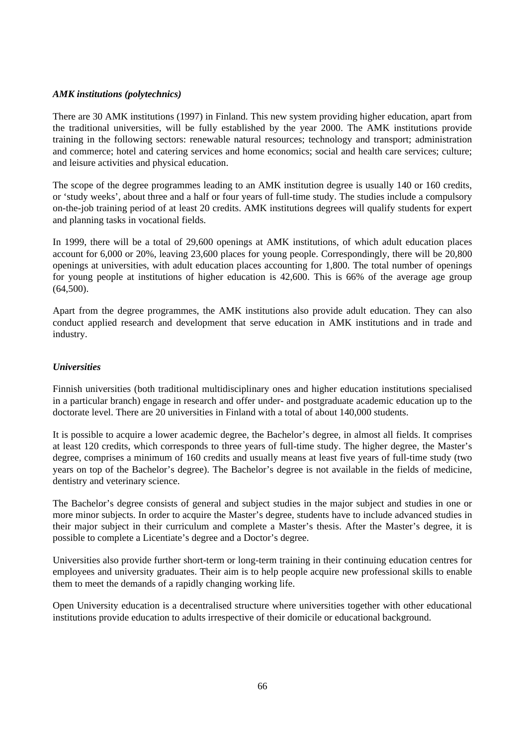### *AMK institutions (polytechnics)*

There are 30 AMK institutions (1997) in Finland. This new system providing higher education, apart from the traditional universities, will be fully established by the year 2000. The AMK institutions provide training in the following sectors: renewable natural resources; technology and transport; administration and commerce; hotel and catering services and home economics; social and health care services; culture; and leisure activities and physical education.

The scope of the degree programmes leading to an AMK institution degree is usually 140 or 160 credits, or 'study weeks', about three and a half or four years of full-time study. The studies include a compulsory on-the-job training period of at least 20 credits. AMK institutions degrees will qualify students for expert and planning tasks in vocational fields.

In 1999, there will be a total of 29,600 openings at AMK institutions, of which adult education places account for 6,000 or 20%, leaving 23,600 places for young people. Correspondingly, there will be 20,800 openings at universities, with adult education places accounting for 1,800. The total number of openings for young people at institutions of higher education is 42,600. This is 66% of the average age group (64,500).

Apart from the degree programmes, the AMK institutions also provide adult education. They can also conduct applied research and development that serve education in AMK institutions and in trade and industry.

### *Universities*

Finnish universities (both traditional multidisciplinary ones and higher education institutions specialised in a particular branch) engage in research and offer under- and postgraduate academic education up to the doctorate level. There are 20 universities in Finland with a total of about 140,000 students.

It is possible to acquire a lower academic degree, the Bachelor's degree, in almost all fields. It comprises at least 120 credits, which corresponds to three years of full-time study. The higher degree, the Master's degree, comprises a minimum of 160 credits and usually means at least five years of full-time study (two years on top of the Bachelor's degree). The Bachelor's degree is not available in the fields of medicine, dentistry and veterinary science.

The Bachelor's degree consists of general and subject studies in the major subject and studies in one or more minor subjects. In order to acquire the Master's degree, students have to include advanced studies in their major subject in their curriculum and complete a Master's thesis. After the Master's degree, it is possible to complete a Licentiate's degree and a Doctor's degree.

Universities also provide further short-term or long-term training in their continuing education centres for employees and university graduates. Their aim is to help people acquire new professional skills to enable them to meet the demands of a rapidly changing working life.

Open University education is a decentralised structure where universities together with other educational institutions provide education to adults irrespective of their domicile or educational background.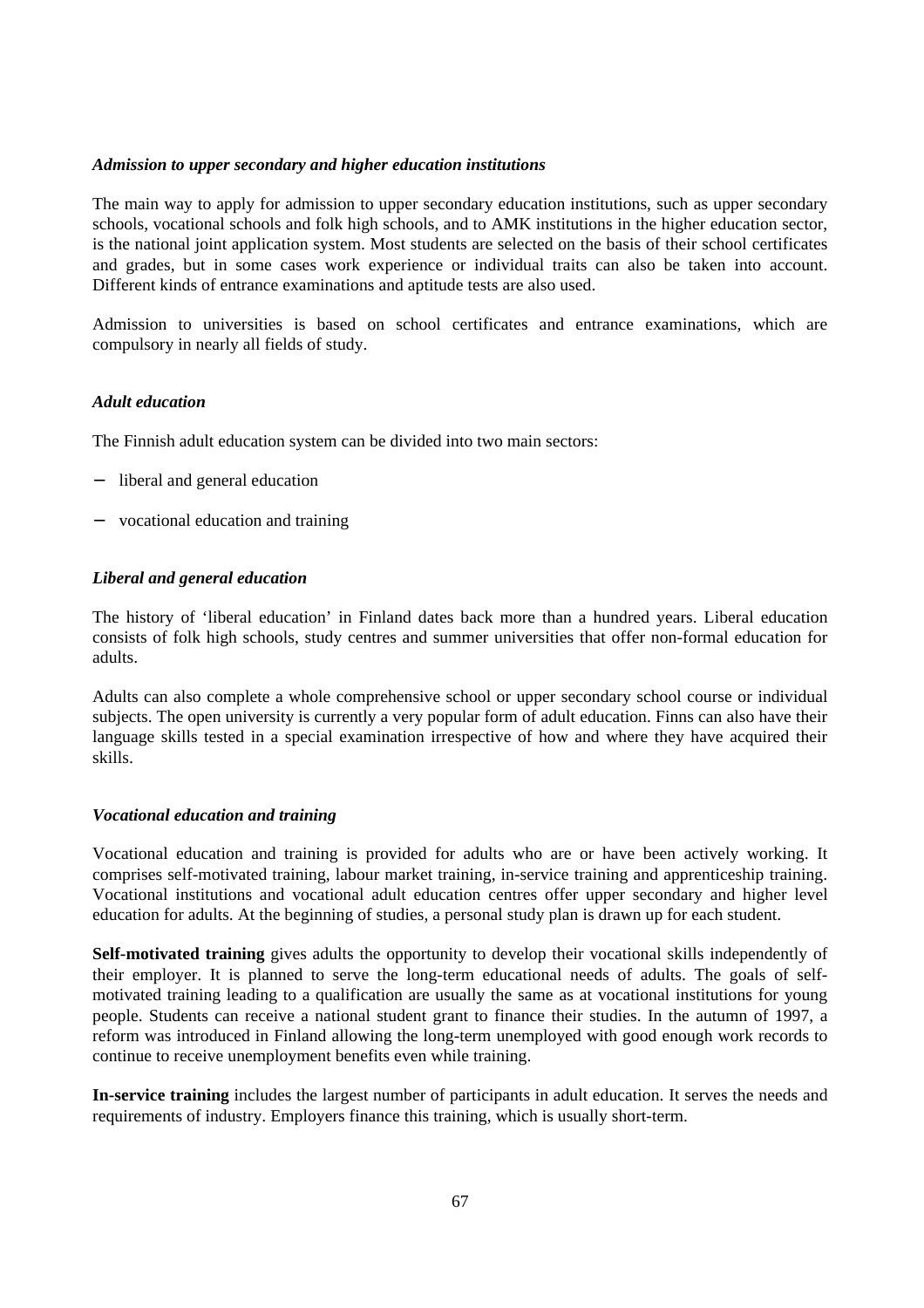### *Admission to upper secondary and higher education institutions*

The main way to apply for admission to upper secondary education institutions, such as upper secondary schools, vocational schools and folk high schools, and to AMK institutions in the higher education sector, is the national joint application system. Most students are selected on the basis of their school certificates and grades, but in some cases work experience or individual traits can also be taken into account. Different kinds of entrance examinations and aptitude tests are also used.

Admission to universities is based on school certificates and entrance examinations, which are compulsory in nearly all fields of study.

### *Adult education*

The Finnish adult education system can be divided into two main sectors:

- liberal and general education
- vocational education and training

### *Liberal and general education*

The history of 'liberal education' in Finland dates back more than a hundred years. Liberal education consists of folk high schools, study centres and summer universities that offer non-formal education for adults.

Adults can also complete a whole comprehensive school or upper secondary school course or individual subjects. The open university is currently a very popular form of adult education. Finns can also have their language skills tested in a special examination irrespective of how and where they have acquired their skills.

### *Vocational education and training*

Vocational education and training is provided for adults who are or have been actively working. It comprises self-motivated training, labour market training, in-service training and apprenticeship training. Vocational institutions and vocational adult education centres offer upper secondary and higher level education for adults. At the beginning of studies, a personal study plan is drawn up for each student.

**Self-motivated training** gives adults the opportunity to develop their vocational skills independently of their employer. It is planned to serve the long-term educational needs of adults. The goals of self-motivated training leading to a qualification are usually the same as at vocational institutions for young people. Students can receive a national student grant to finance their studies. In the autumn of 1997, a reform was introduced in Finland allowing the long-term unemployed with good enough work records to continue to receive unemployment benefits even while training.

**In-service training** includes the largest number of participants in adult education. It serves the needs and requirements of industry. Employers finance this training, which is usually short-term.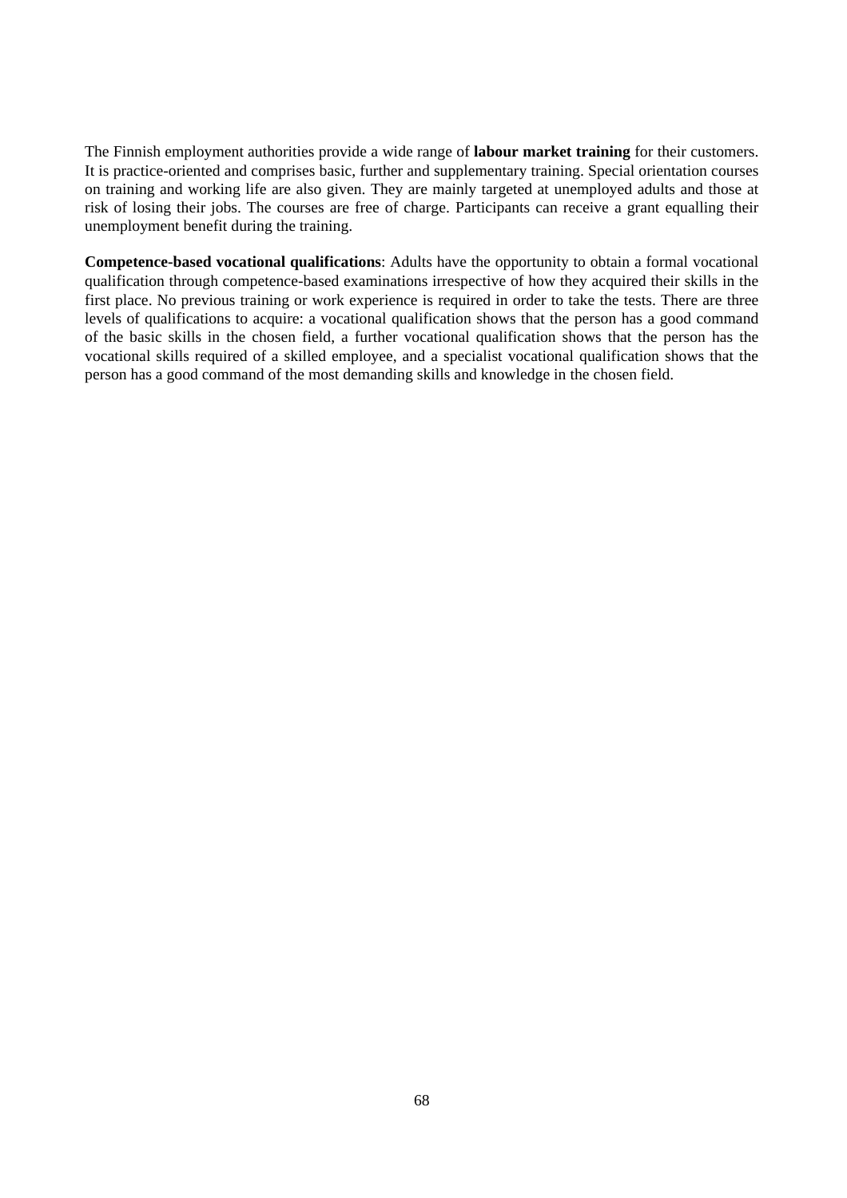The Finnish employment authorities provide a wide range of **labour market training** for their customers. It is practice-oriented and comprises basic, further and supplementary training. Special orientation courses on training and working life are also given. They are mainly targeted at unemployed adults and those at risk of losing their jobs. The courses are free of charge. Participants can receive a grant equalling their unemployment benefit during the training.

**Competence-based vocational qualifications**: Adults have the opportunity to obtain a formal vocational qualification through competence-based examinations irrespective of how they acquired their skills in the first place. No previous training or work experience is required in order to take the tests. There are three levels of qualifications to acquire: a vocational qualification shows that the person has a good command of the basic skills in the chosen field, a further vocational qualification shows that the person has the vocational skills required of a skilled employee, and a specialist vocational qualification shows that the person has a good command of the most demanding skills and knowledge in the chosen field.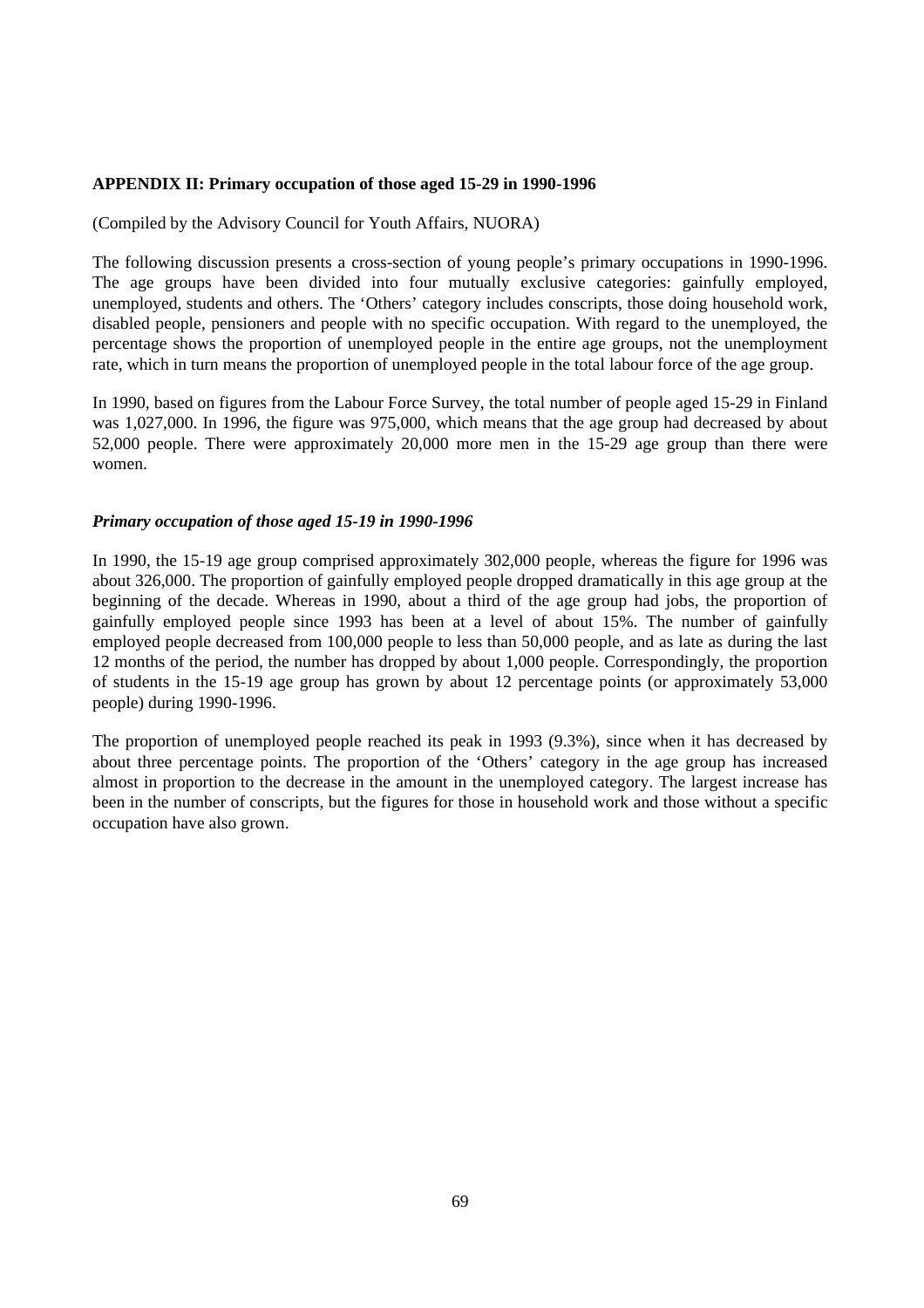## APPENDIX II: Primary occupation of those aged 15-29 in 1990-1996

(Compiled by the Advisory Council for Youth Affairs, NUORA)

The following discussion presents a cross-section of young people's primary occupations in 1990-1996. The age groups have been divided into four mutually exclusive categories: gainfully employed, unemployed, students and others. The 'Others' category includes conscripts, those doing household work, disabled people, pensioners and people with no specific occupation. With regard to the unemployed, the percentage shows the proportion of unemployed people in the entire age groups, not the unemployment rate, which in turn means the proportion of unemployed people in the total labour force of the age group.

In 1990, based on figures from the Labour Force Survey, the total number of people aged 15-29 in Finland was 1,027,000. In 1996, the figure was 975,000, which means that the age group had decreased by about 52,000 people. There were approximately 20,000 more men in the 15-29 age group than there were women.

### *Primary occupation of those aged 15-19 in 1990-1996*

In 1990, the 15-19 age group comprised approximately 302,000 people, whereas the figure for 1996 was about 326,000. The proportion of gainfully employed people dropped dramatically in this age group at the beginning of the decade. Whereas in 1990, about a third of the age group had jobs, the proportion of gainfully employed people since 1993 has been at a level of about 15%. The number of gainfully employed people decreased from 100,000 people to less than 50,000 people, and as late as during the last 12 months of the period, the number has dropped by about 1,000 people. Correspondingly, the proportion of students in the 15-19 age group has grown by about 12 percentage points (or approximately 53,000 people) during 1990-1996.

The proportion of unemployed people reached its peak in 1993 (9.3%), since when it has decreased by about three percentage points. The proportion of the 'Others' category in the age group has increased almost in proportion to the decrease in the amount in the unemployed category. The largest increase has been in the number of conscripts, but the figures for those in household work and those without a specific occupation have also grown.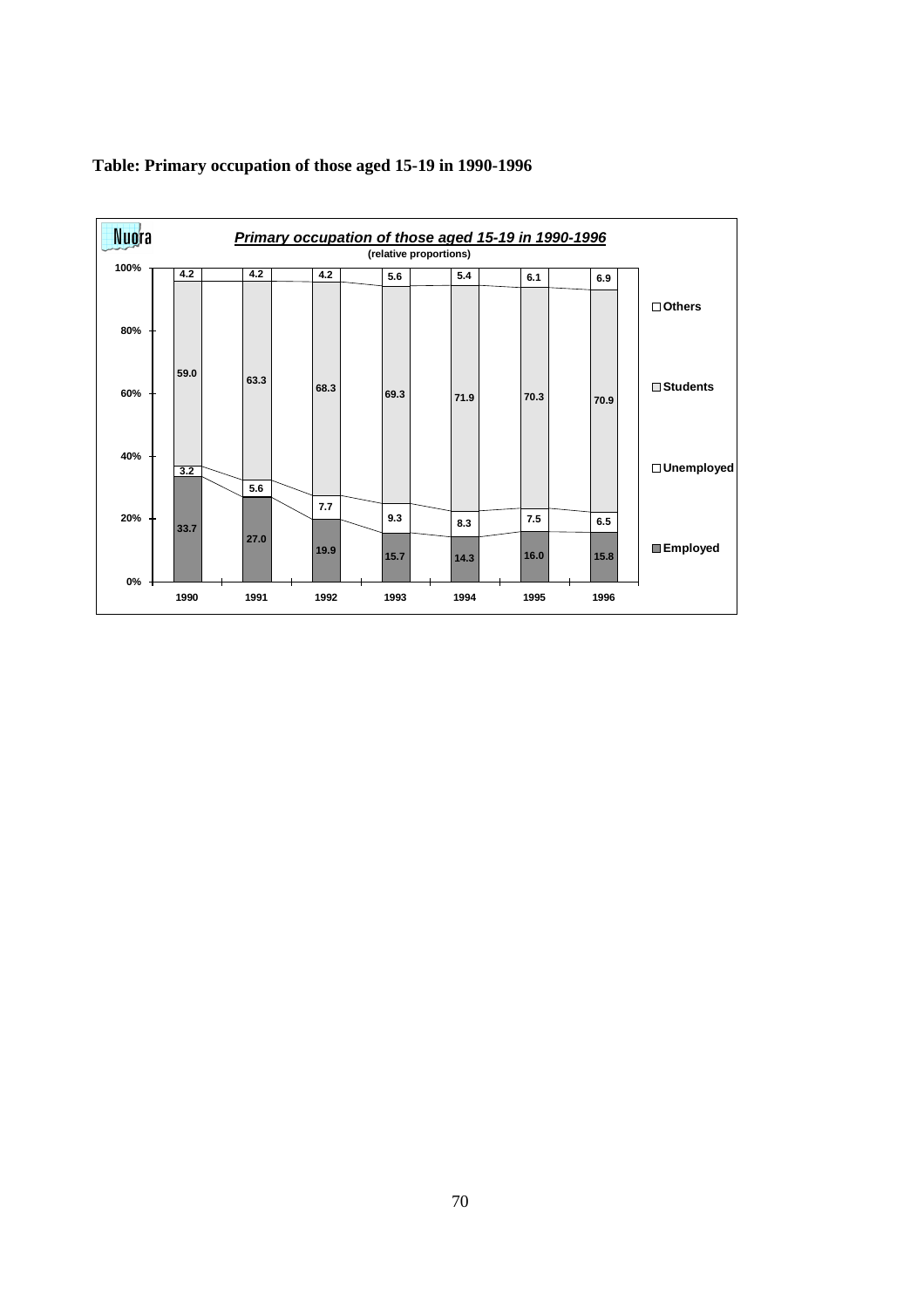**Table: Primary occupation of those aged 15-19 in 1990-1996**

*Primary occupation of those aged 15-19 in 1990-1996*

(relative proportions)

| | 1990 | 1991 | 1992 | 1993 | 1994 | 1995 | 1996 |
|---|---|---|---|---|---|---|---|
| Others | 4.2 | 4.2 | 4.2 | 5.6 | 5.4 | 6.1 | 6.9 |
| Students | 59.0 | 63.3 | 68.3 | 69.3 | 71.9 | 70.3 | 70.9 |
| Unemployed | 3.2 | 5.6 | 7.7 | 9.3 | 8.3 | 7.5 | 6.5 |
| Employed | 33.7 | 27.0 | 19.9 | 15.7 | 14.3 | 16.0 | 15.8 |

Nuora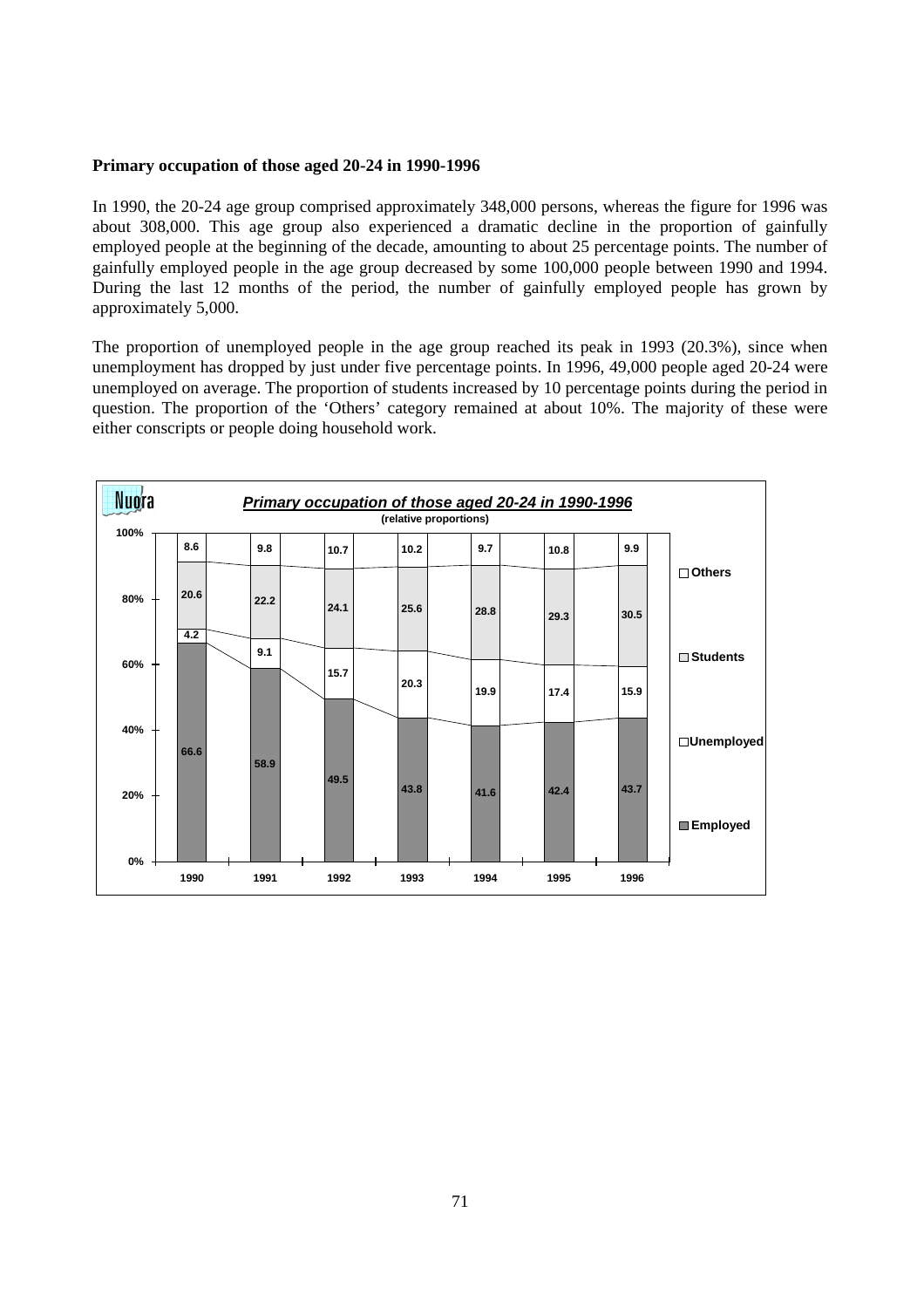**Primary occupation of those aged 20-24 in 1990-1996**

In 1990, the 20-24 age group comprised approximately 348,000 persons, whereas the figure for 1996 was about 308,000. This age group also experienced a dramatic decline in the proportion of gainfully employed people at the beginning of the decade, amounting to about 25 percentage points. The number of gainfully employed people in the age group decreased by some 100,000 people between 1990 and 1994. During the last 12 months of the period, the number of gainfully employed people has grown by approximately 5,000.

The proportion of unemployed people in the age group reached its peak in 1993 (20.3%), since when unemployment has dropped by just under five percentage points. In 1996, 49,000 people aged 20-24 were unemployed on average. The proportion of students increased by 10 percentage points during the period in question. The proportion of the 'Others' category remained at about 10%. The majority of these were either conscripts or people doing household work.

***Primary occupation of those aged 20-24 in 1990-1996***
(relative proportions)

| | 1990 | 1991 | 1992 | 1993 | 1994 | 1995 | 1996 |
|---|---|---|---|---|---|---|---|
| Others | 8.6 | 9.8 | 10.7 | 10.2 | 9.7 | 10.8 | 9.9 |
| Students | 20.6 | 22.2 | 24.1 | 25.6 | 28.8 | 29.3 | 30.5 |
| Unemployed | 4.2 | 9.1 | 15.7 | 20.3 | 19.9 | 17.4 | 15.9 |
| Employed | 66.6 | 58.9 | 49.5 | 43.8 | 41.6 | 42.4 | 43.7 |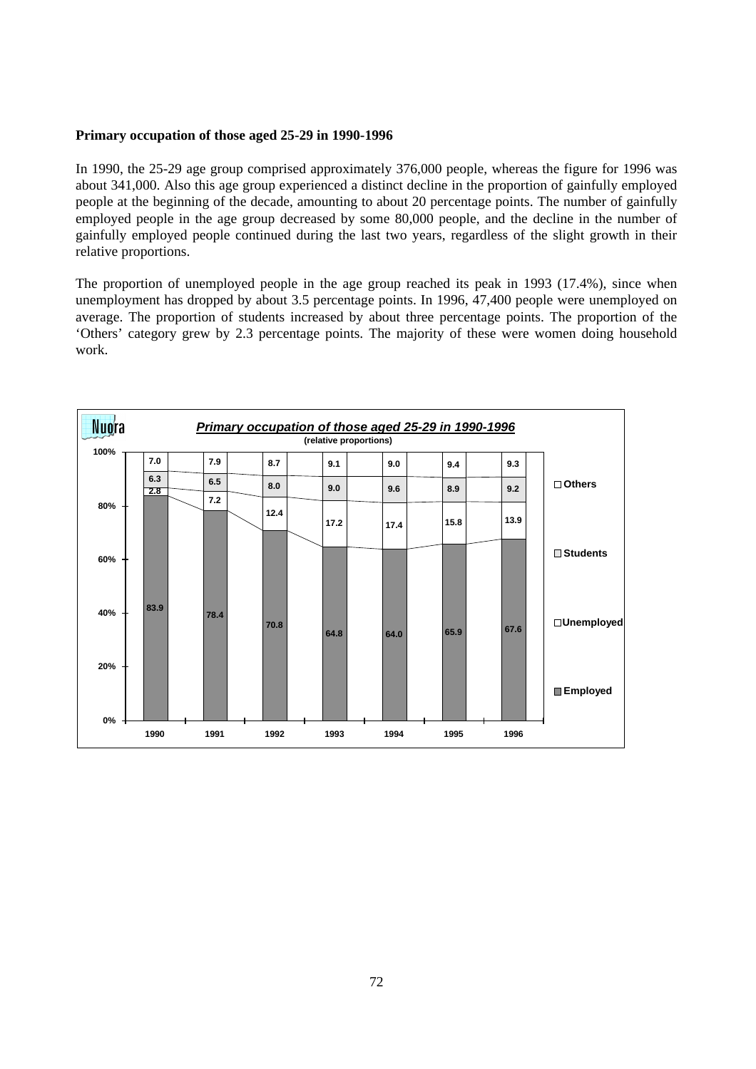**Primary occupation of those aged 25-29 in 1990-1996**

In 1990, the 25-29 age group comprised approximately 376,000 people, whereas the figure for 1996 was about 341,000. Also this age group experienced a distinct decline in the proportion of gainfully employed people at the beginning of the decade, amounting to about 20 percentage points. The number of gainfully employed people in the age group decreased by some 80,000 people, and the decline in the number of gainfully employed people continued during the last two years, regardless of the slight growth in their relative proportions.

The proportion of unemployed people in the age group reached its peak in 1993 (17.4%), since when unemployment has dropped by about 3.5 percentage points. In 1996, 47,400 people were unemployed on average. The proportion of students increased by about three percentage points. The proportion of the 'Others' category grew by 2.3 percentage points. The majority of these were women doing household work.

***Primary occupation of those aged 25-29 in 1990-1996***
(relative proportions)

| | 1990 | 1991 | 1992 | 1993 | 1994 | 1995 | 1996 |
|---|---|---|---|---|---|---|---|
| Others | 7.0 | 7.9 | 8.7 | 9.1 | 9.0 | 9.4 | 9.3 |
| Students | 6.3 | 6.5 | 8.0 | 9.0 | 9.6 | 8.9 | 9.2 |
| Unemployed | 2.8 | 7.2 | 12.4 | 17.2 | 17.4 | 15.8 | 13.9 |
| Employed | 83.9 | 78.4 | 70.8 | 64.8 | 64.0 | 65.9 | 67.6 |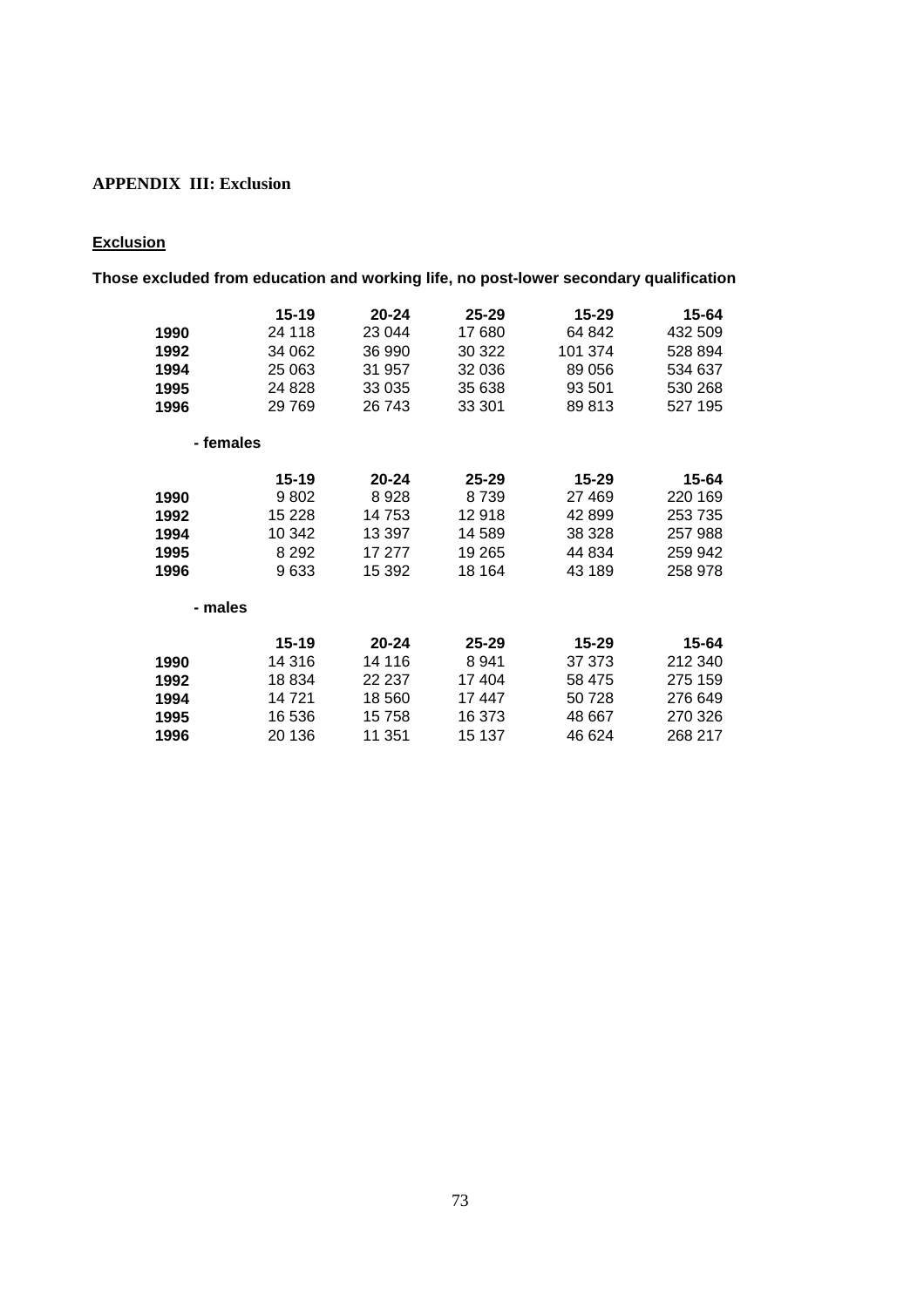## APPENDIX III: Exclusion

### Exclusion

**Those excluded from education and working life, no post-lower secondary qualification**

| | 15-19 | 20-24 | 25-29 | 15-29 | 15-64 |
|---|---|---|---|---|---|
| **1990** | 24 118 | 23 044 | 17 680 | 64 842 | 432 509 |
| **1992** | 34 062 | 36 990 | 30 322 | 101 374 | 528 894 |
| **1994** | 25 063 | 31 957 | 32 036 | 89 056 | 534 637 |
| **1995** | 24 828 | 33 035 | 35 638 | 93 501 | 530 268 |
| **1996** | 29 769 | 26 743 | 33 301 | 89 813 | 527 195 |

**- females**

| | 15-19 | 20-24 | 25-29 | 15-29 | 15-64 |
|---|---|---|---|---|---|
| **1990** | 9 802 | 8 928 | 8 739 | 27 469 | 220 169 |
| **1992** | 15 228 | 14 753 | 12 918 | 42 899 | 253 735 |
| **1994** | 10 342 | 13 397 | 14 589 | 38 328 | 257 988 |
| **1995** | 8 292 | 17 277 | 19 265 | 44 834 | 259 942 |
| **1996** | 9 633 | 15 392 | 18 164 | 43 189 | 258 978 |

**- males**

| | 15-19 | 20-24 | 25-29 | 15-29 | 15-64 |
|---|---|---|---|---|---|
| **1990** | 14 316 | 14 116 | 8 941 | 37 373 | 212 340 |
| **1992** | 18 834 | 22 237 | 17 404 | 58 475 | 275 159 |
| **1994** | 14 721 | 18 560 | 17 447 | 50 728 | 276 649 |
| **1995** | 16 536 | 15 758 | 16 373 | 48 667 | 270 326 |
| **1996** | 20 136 | 11 351 | 15 137 | 46 624 | 268 217 |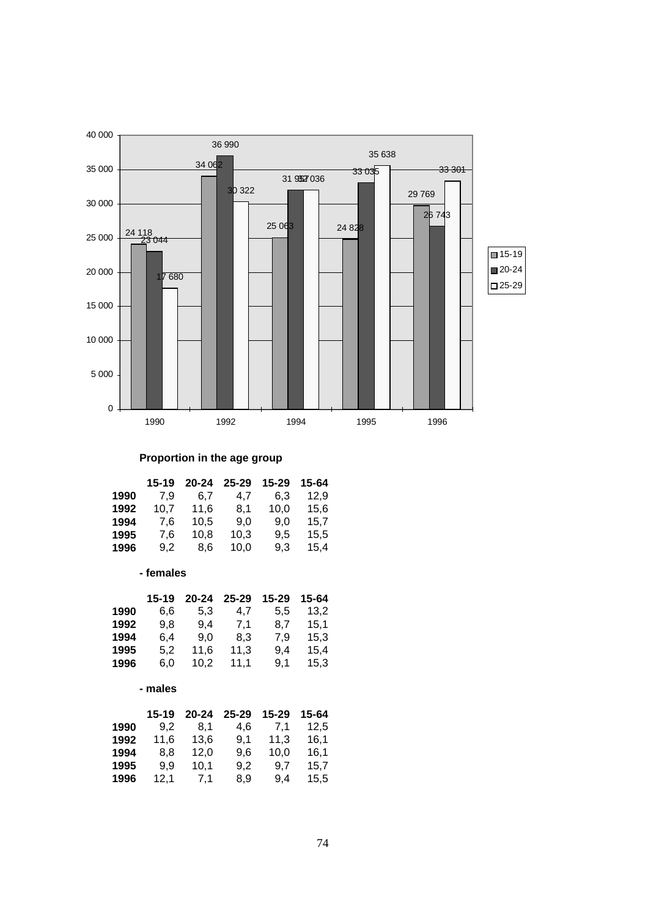| | 1990 | 1992 | 1994 | 1995 | 1996 |
|---|---|---|---|---|---|
| 15-19 | 24 118 | 34 062 | 25 063 | 24 828 | 29 769 |
| 20-24 | 23 044 | 36 990 | 31 952 | 33 035 | 26 743 |
| 25-29 | 17 680 | 30 322 | 32 036 | 35 638 | 33 301 |

**Proportion in the age group**

| | 15-19 | 20-24 | 25-29 | 15-29 | 15-64 |
|---|---|---|---|---|---|
| **1990** | 7,9 | 6,7 | 4,7 | 6,3 | 12,9 |
| **1992** | 10,7 | 11,6 | 8,1 | 10,0 | 15,6 |
| **1994** | 7,6 | 10,5 | 9,0 | 9,0 | 15,7 |
| **1995** | 7,6 | 10,8 | 10,3 | 9,5 | 15,5 |
| **1996** | 9,2 | 8,6 | 10,0 | 9,3 | 15,4 |

**- females**

| | 15-19 | 20-24 | 25-29 | 15-29 | 15-64 |
|---|---|---|---|---|---|
| **1990** | 6,6 | 5,3 | 4,7 | 5,5 | 13,2 |
| **1992** | 9,8 | 9,4 | 7,1 | 8,7 | 15,1 |
| **1994** | 6,4 | 9,0 | 8,3 | 7,9 | 15,3 |
| **1995** | 5,2 | 11,6 | 11,3 | 9,4 | 15,4 |
| **1996** | 6,0 | 10,2 | 11,1 | 9,1 | 15,3 |

**- males**

| | 15-19 | 20-24 | 25-29 | 15-29 | 15-64 |
|---|---|---|---|---|---|
| **1990** | 9,2 | 8,1 | 4,6 | 7,1 | 12,5 |
| **1992** | 11,6 | 13,6 | 9,1 | 11,3 | 16,1 |
| **1994** | 8,8 | 12,0 | 9,6 | 10,0 | 16,1 |
| **1995** | 9,9 | 10,1 | 9,2 | 9,7 | 15,7 |
| **1996** | 12,1 | 7,1 | 8,9 | 9,4 | 15,5 |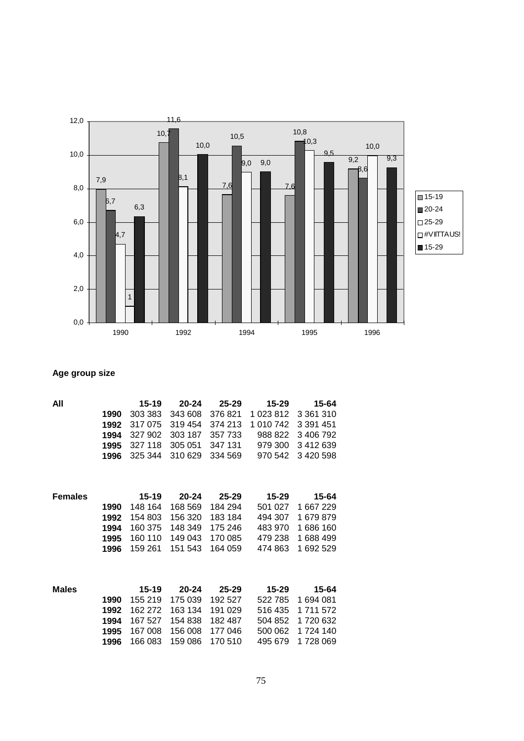12,0
10,0
8,0
6,0
4,0
2,0
0,0

1990 1992 1994 1995 1996

7,9 6,7 4,7 1 6,3
10,7 11,6 8,1 10,0
7,6 10,5 9,0 9,0
7,6 10,8 10,3 9,5
9,2 8,6 10,0 9,3

15-19
20-24
25-29
#VIITTAUS!
15-29

**Age group size**

| **All** | | **15-19** | **20-24** | **25-29** | **15-29** | **15-64** |
|---|---|---|---|---|---|---|
| | **1990** | 303 383 | 343 608 | 376 821 | 1 023 812 | 3 361 310 |
| | **1992** | 317 075 | 319 454 | 374 213 | 1 010 742 | 3 391 451 |
| | **1994** | 327 902 | 303 187 | 357 733 | 988 822 | 3 406 792 |
| | **1995** | 327 118 | 305 051 | 347 131 | 979 300 | 3 412 639 |
| | **1996** | 325 344 | 310 629 | 334 569 | 970 542 | 3 420 598 |

| **Females** | | **15-19** | **20-24** | **25-29** | **15-29** | **15-64** |
|---|---|---|---|---|---|---|
| | **1990** | 148 164 | 168 569 | 184 294 | 501 027 | 1 667 229 |
| | **1992** | 154 803 | 156 320 | 183 184 | 494 307 | 1 679 879 |
| | **1994** | 160 375 | 148 349 | 175 246 | 483 970 | 1 686 160 |
| | **1995** | 160 110 | 149 043 | 170 085 | 479 238 | 1 688 499 |
| | **1996** | 159 261 | 151 543 | 164 059 | 474 863 | 1 692 529 |

| **Males** | | **15-19** | **20-24** | **25-29** | **15-29** | **15-64** |
|---|---|---|---|---|---|---|
| | **1990** | 155 219 | 175 039 | 192 527 | 522 785 | 1 694 081 |
| | **1992** | 162 272 | 163 134 | 191 029 | 516 435 | 1 711 572 |
| | **1994** | 167 527 | 154 838 | 182 487 | 504 852 | 1 720 632 |
| | **1995** | 167 008 | 156 008 | 177 046 | 500 062 | 1 724 140 |
| | **1996** | 166 083 | 159 086 | 170 510 | 495 679 | 1 728 069 |